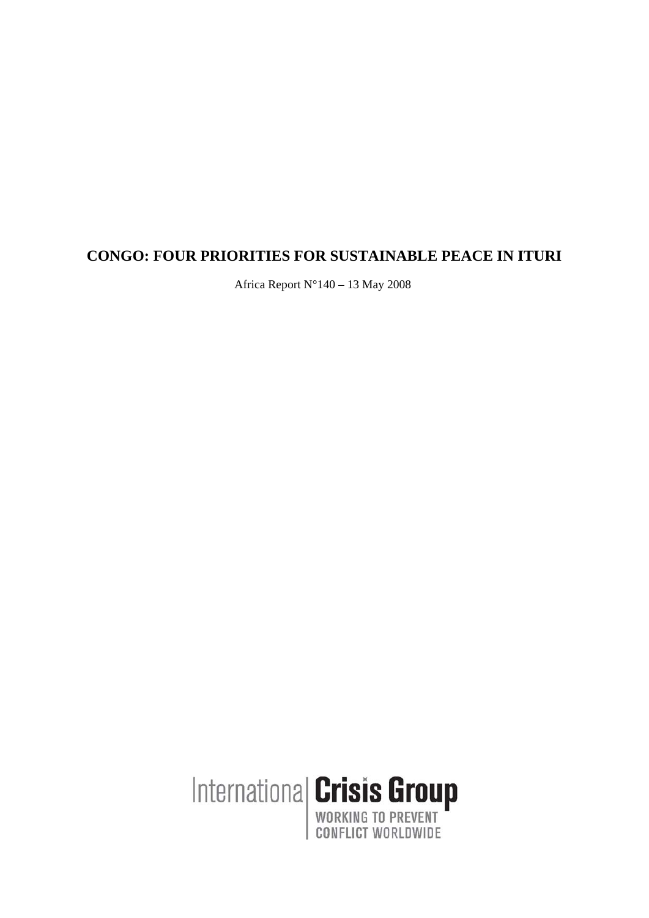# CONGO: FOUR PRIORITIES FOR SUSTAINABLE PEACE IN ITURI

Africa Report N°140 – 13 May 2008

International Crisis Group

WORKING TO PREVENT CONFLICT WORLDWIDE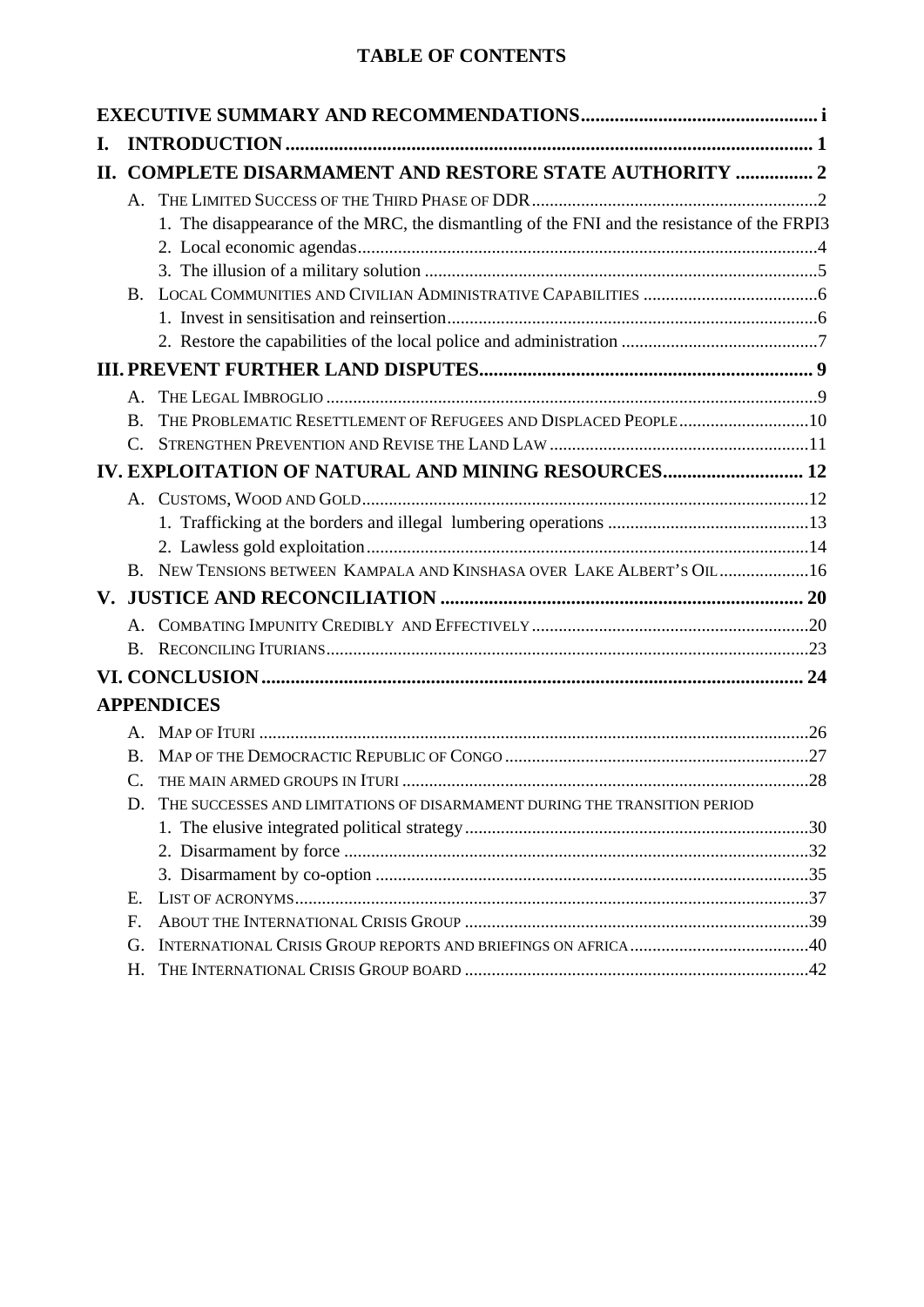# TABLE OF CONTENTS

**EXECUTIVE SUMMARY AND RECOMMENDATIONS** ..... i

**I. INTRODUCTION** ..... 1

**II. COMPLETE DISARMAMENT AND RESTORE STATE AUTHORITY** ..... 2

- A. THE LIMITED SUCCESS OF THE THIRD PHASE OF DDR ..... 2
  - 1. The disappearance of the MRC, the dismantling of the FNI and the resistance of the FRPI ..... 3
  - 2. Local economic agendas ..... 4
  - 3. The illusion of a military solution ..... 5
- B. LOCAL COMMUNITIES AND CIVILIAN ADMINISTRATIVE CAPABILITIES ..... 6
  - 1. Invest in sensitisation and reinsertion ..... 6
  - 2. Restore the capabilities of the local police and administration ..... 7

**III. PREVENT FURTHER LAND DISPUTES** ..... 9

- A. THE LEGAL IMBROGLIO ..... 9
- B. THE PROBLEMATIC RESETTLEMENT OF REFUGEES AND DISPLACED PEOPLE ..... 10
- C. STRENGTHEN PREVENTION AND REVISE THE LAND LAW ..... 11

**IV. EXPLOITATION OF NATURAL AND MINING RESOURCES** ..... 12

- A. CUSTOMS, WOOD AND GOLD ..... 12
  - 1. Trafficking at the borders and illegal lumbering operations ..... 13
  - 2. Lawless gold exploitation ..... 14
- B. NEW TENSIONS BETWEEN KAMPALA AND KINSHASA OVER LAKE ALBERT'S OIL ..... 16

**V. JUSTICE AND RECONCILIATION** ..... 20

- A. COMBATING IMPUNITY CREDIBLY AND EFFECTIVELY ..... 20
- B. RECONCILING ITURIANS ..... 23

**VI. CONCLUSION** ..... 24

**APPENDICES**

- A. MAP OF ITURI ..... 26
- B. MAP OF THE DEMOCRACTIC REPUBLIC OF CONGO ..... 27
- C. THE MAIN ARMED GROUPS IN ITURI ..... 28
- D. THE SUCCESSES AND LIMITATIONS OF DISARMAMENT DURING THE TRANSITION PERIOD
  - 1. The elusive integrated political strategy ..... 30
  - 2. Disarmament by force ..... 32
  - 3. Disarmament by co-option ..... 35
- E. LIST OF ACRONYMS ..... 37
- F. ABOUT THE INTERNATIONAL CRISIS GROUP ..... 39
- G. INTERNATIONAL CRISIS GROUP REPORTS AND BRIEFINGS ON AFRICA ..... 40
- H. THE INTERNATIONAL CRISIS GROUP BOARD ..... 42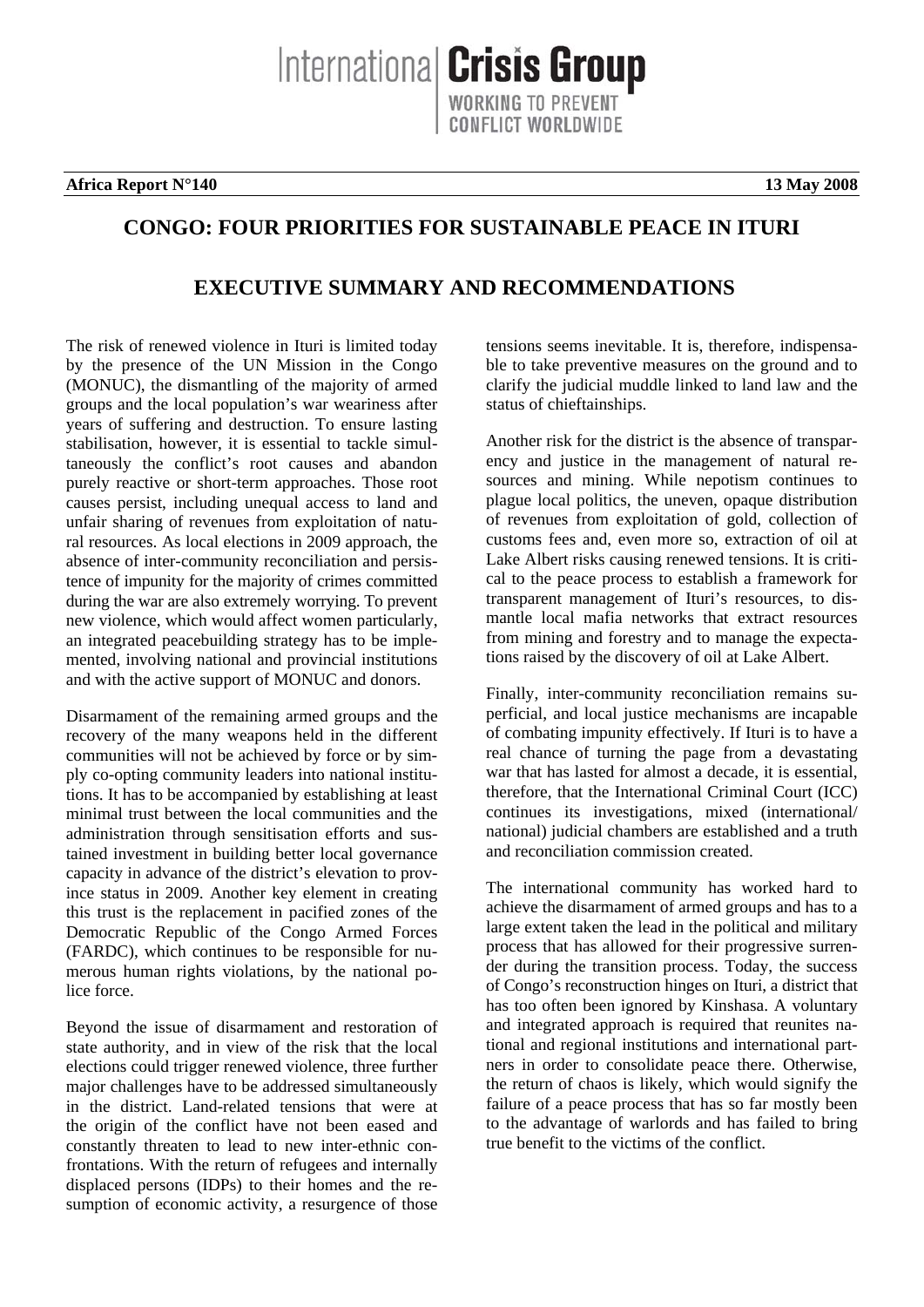International Crisis Group
WORKING TO PREVENT CONFLICT WORLDWIDE

**Africa Report N°140** **13 May 2008**

# CONGO: FOUR PRIORITIES FOR SUSTAINABLE PEACE IN ITURI

## EXECUTIVE SUMMARY AND RECOMMENDATIONS

The risk of renewed violence in Ituri is limited today by the presence of the UN Mission in the Congo (MONUC), the dismantling of the majority of armed groups and the local population's war weariness after years of suffering and destruction. To ensure lasting stabilisation, however, it is essential to tackle simultaneously the conflict's root causes and abandon purely reactive or short-term approaches. Those root causes persist, including unequal access to land and unfair sharing of revenues from exploitation of natural resources. As local elections in 2009 approach, the absence of inter-community reconciliation and persistence of impunity for the majority of crimes committed during the war are also extremely worrying. To prevent new violence, which would affect women particularly, an integrated peacebuilding strategy has to be implemented, involving national and provincial institutions and with the active support of MONUC and donors.

Disarmament of the remaining armed groups and the recovery of the many weapons held in the different communities will not be achieved by force or by simply co-opting community leaders into national institutions. It has to be accompanied by establishing at least minimal trust between the local communities and the administration through sensitisation efforts and sustained investment in building better local governance capacity in advance of the district's elevation to province status in 2009. Another key element in creating this trust is the replacement in pacified zones of the Democratic Republic of the Congo Armed Forces (FARDC), which continues to be responsible for numerous human rights violations, by the national police force.

Beyond the issue of disarmament and restoration of state authority, and in view of the risk that the local elections could trigger renewed violence, three further major challenges have to be addressed simultaneously in the district. Land-related tensions that were at the origin of the conflict have not been eased and constantly threaten to lead to new inter-ethnic confrontations. With the return of refugees and internally displaced persons (IDPs) to their homes and the resumption of economic activity, a resurgence of those tensions seems inevitable. It is, therefore, indispensable to take preventive measures on the ground and to clarify the judicial muddle linked to land law and the status of chieftainships.

Another risk for the district is the absence of transparency and justice in the management of natural resources and mining. While nepotism continues to plague local politics, the uneven, opaque distribution of revenues from exploitation of gold, collection of customs fees and, even more so, extraction of oil at Lake Albert risks causing renewed tensions. It is critical to the peace process to establish a framework for transparent management of Ituri's resources, to dismantle local mafia networks that extract resources from mining and forestry and to manage the expectations raised by the discovery of oil at Lake Albert.

Finally, inter-community reconciliation remains superficial, and local justice mechanisms are incapable of combating impunity effectively. If Ituri is to have a real chance of turning the page from a devastating war that has lasted for almost a decade, it is essential, therefore, that the International Criminal Court (ICC) continues its investigations, mixed (international/national) judicial chambers are established and a truth and reconciliation commission created.

The international community has worked hard to achieve the disarmament of armed groups and has to a large extent taken the lead in the political and military process that has allowed for their progressive surrender during the transition process. Today, the success of Congo's reconstruction hinges on Ituri, a district that has too often been ignored by Kinshasa. A voluntary and integrated approach is required that reunites national and regional institutions and international partners in order to consolidate peace there. Otherwise, the return of chaos is likely, which would signify the failure of a peace process that has so far mostly been to the advantage of warlords and has failed to bring true benefit to the victims of the conflict.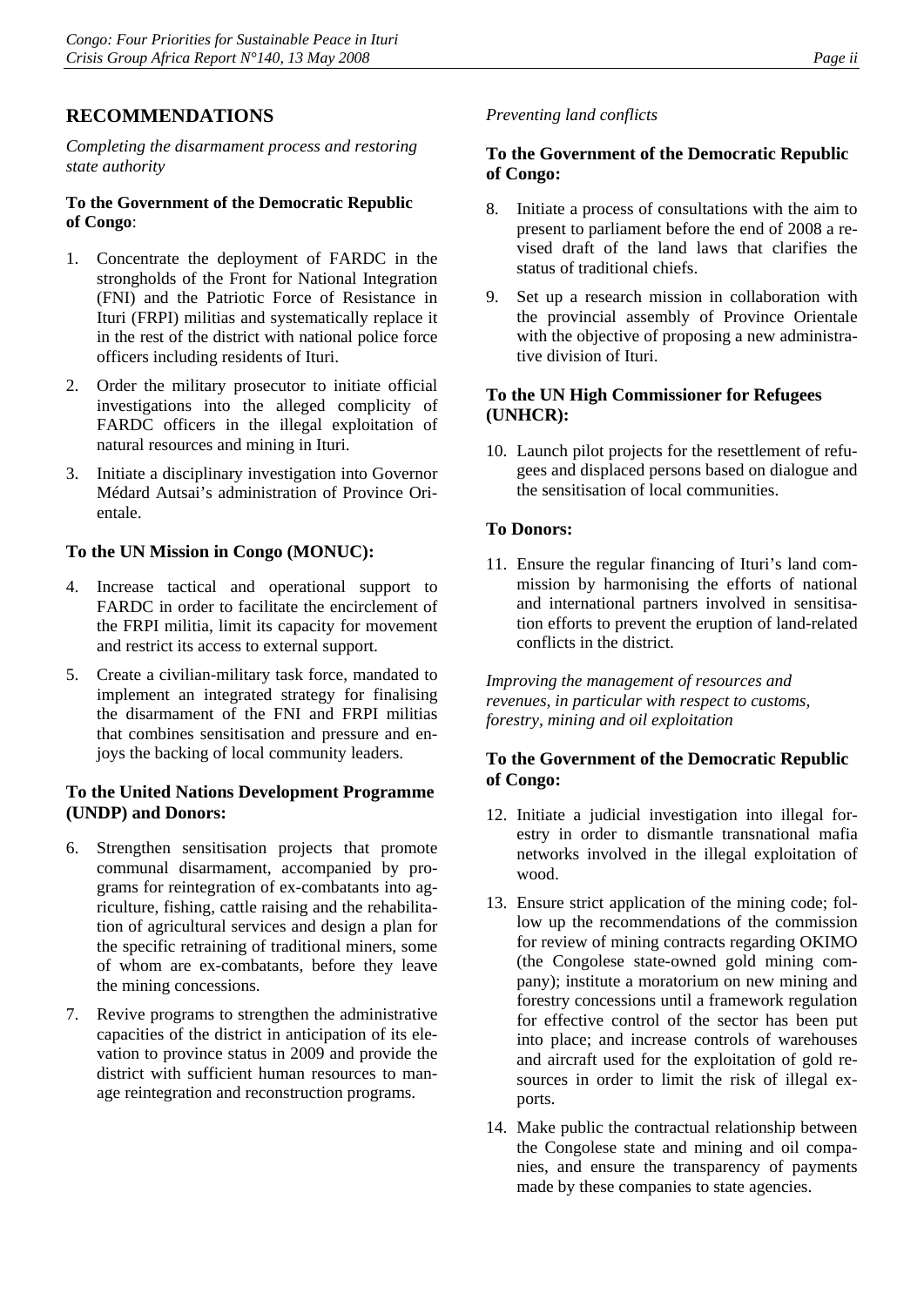## RECOMMENDATIONS

*Completing the disarmament process and restoring state authority*

### To the Government of the Democratic Republic of Congo:

1. Concentrate the deployment of FARDC in the strongholds of the Front for National Integration (FNI) and the Patriotic Force of Resistance in Ituri (FRPI) militias and systematically replace it in the rest of the district with national police force officers including residents of Ituri.
2. Order the military prosecutor to initiate official investigations into the alleged complicity of FARDC officers in the illegal exploitation of natural resources and mining in Ituri.
3. Initiate a disciplinary investigation into Governor Médard Autsai's administration of Province Orientale.

### To the UN Mission in Congo (MONUC):

4. Increase tactical and operational support to FARDC in order to facilitate the encirclement of the FRPI militia, limit its capacity for movement and restrict its access to external support.
5. Create a civilian-military task force, mandated to implement an integrated strategy for finalising the disarmament of the FNI and FRPI militias that combines sensitisation and pressure and enjoys the backing of local community leaders.

### To the United Nations Development Programme (UNDP) and Donors:

6. Strengthen sensitisation projects that promote communal disarmament, accompanied by programs for reintegration of ex-combatants into agriculture, fishing, cattle raising and the rehabilitation of agricultural services and design a plan for the specific retraining of traditional miners, some of whom are ex-combatants, before they leave the mining concessions.
7. Revive programs to strengthen the administrative capacities of the district in anticipation of its elevation to province status in 2009 and provide the district with sufficient human resources to manage reintegration and reconstruction programs.

*Preventing land conflicts*

### To the Government of the Democratic Republic of Congo:

8. Initiate a process of consultations with the aim to present to parliament before the end of 2008 a revised draft of the land laws that clarifies the status of traditional chiefs.
9. Set up a research mission in collaboration with the provincial assembly of Province Orientale with the objective of proposing a new administrative division of Ituri.

### To the UN High Commissioner for Refugees (UNHCR):

10. Launch pilot projects for the resettlement of refugees and displaced persons based on dialogue and the sensitisation of local communities.

### To Donors:

11. Ensure the regular financing of Ituri's land commission by harmonising the efforts of national and international partners involved in sensitisation efforts to prevent the eruption of land-related conflicts in the district.

*Improving the management of resources and revenues, in particular with respect to customs, forestry, mining and oil exploitation*

### To the Government of the Democratic Republic of Congo:

12. Initiate a judicial investigation into illegal forestry in order to dismantle transnational mafia networks involved in the illegal exploitation of wood.
13. Ensure strict application of the mining code; follow up the recommendations of the commission for review of mining contracts regarding OKIMO (the Congolese state-owned gold mining company); institute a moratorium on new mining and forestry concessions until a framework regulation for effective control of the sector has been put into place; and increase controls of warehouses and aircraft used for the exploitation of gold resources in order to limit the risk of illegal exports.
14. Make public the contractual relationship between the Congolese state and mining and oil companies, and ensure the transparency of payments made by these companies to state agencies.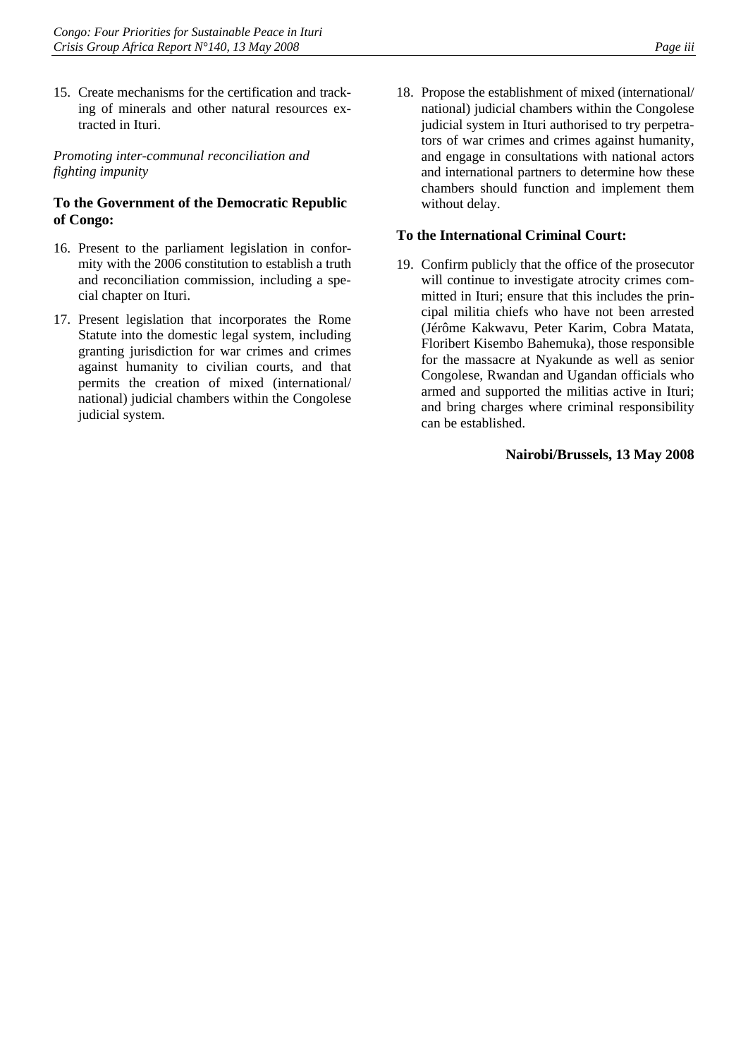15. Create mechanisms for the certification and tracking of minerals and other natural resources extracted in Ituri.

*Promoting inter-communal reconciliation and fighting impunity*

**To the Government of the Democratic Republic of Congo:**

16. Present to the parliament legislation in conformity with the 2006 constitution to establish a truth and reconciliation commission, including a special chapter on Ituri.

17. Present legislation that incorporates the Rome Statute into the domestic legal system, including granting jurisdiction for war crimes and crimes against humanity to civilian courts, and that permits the creation of mixed (international/national) judicial chambers within the Congolese judicial system.

18. Propose the establishment of mixed (international/national) judicial chambers within the Congolese judicial system in Ituri authorised to try perpetrators of war crimes and crimes against humanity, and engage in consultations with national actors and international partners to determine how these chambers should function and implement them without delay.

**To the International Criminal Court:**

19. Confirm publicly that the office of the prosecutor will continue to investigate atrocity crimes committed in Ituri; ensure that this includes the principal militia chiefs who have not been arrested (Jérôme Kakwavu, Peter Karim, Cobra Matata, Floribert Kisembo Bahemuka), those responsible for the massacre at Nyakunde as well as senior Congolese, Rwandan and Ugandan officials who armed and supported the militias active in Ituri; and bring charges where criminal responsibility can be established.

**Nairobi/Brussels, 13 May 2008**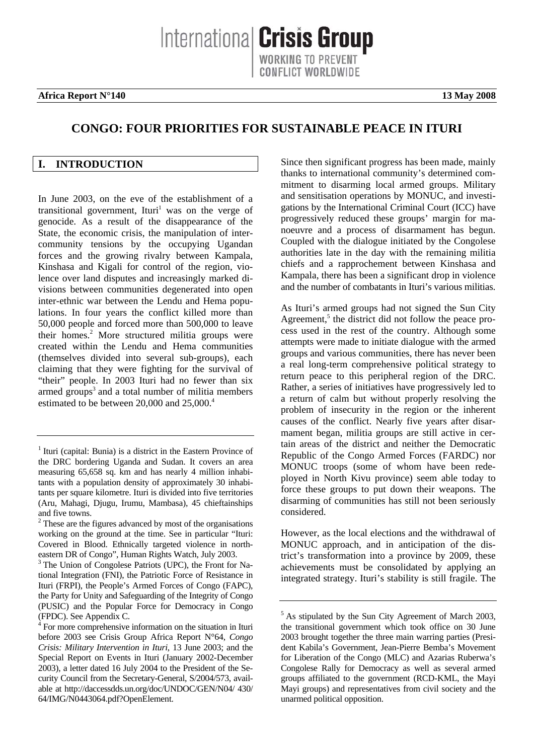# CONGO: FOUR PRIORITIES FOR SUSTAINABLE PEACE IN ITURI

## I. INTRODUCTION

In June 2003, on the eve of the establishment of a transitional government, Ituri[1] was on the verge of genocide. As a result of the disappearance of the State, the economic crisis, the manipulation of intercommunity tensions by the occupying Ugandan forces and the growing rivalry between Kampala, Kinshasa and Kigali for control of the region, violence over land disputes and increasingly marked divisions between communities degenerated into open inter-ethnic war between the Lendu and Hema populations. In four years the conflict killed more than 50,000 people and forced more than 500,000 to leave their homes.[2] More structured militia groups were created within the Lendu and Hema communities (themselves divided into several sub-groups), each claiming that they were fighting for the survival of "their" people. In 2003 Ituri had no fewer than six armed groups[3] and a total number of militia members estimated to be between 20,000 and 25,000.[4]

Since then significant progress has been made, mainly thanks to international community's determined commitment to disarming local armed groups. Military and sensitisation operations by MONUC, and investigations by the International Criminal Court (ICC) have progressively reduced these groups' margin for manoeuvre and a process of disarmament has begun. Coupled with the dialogue initiated by the Congolese authorities late in the day with the remaining militia chiefs and a rapprochement between Kinshasa and Kampala, there has been a significant drop in violence and the number of combatants in Ituri's various militias.

As Ituri's armed groups had not signed the Sun City Agreement,[5] the district did not follow the peace process used in the rest of the country. Although some attempts were made to initiate dialogue with the armed groups and various communities, there has never been a real long-term comprehensive political strategy to return peace to this peripheral region of the DRC. Rather, a series of initiatives have progressively led to a return of calm but without properly resolving the problem of insecurity in the region or the inherent causes of the conflict. Nearly five years after disarmament began, militia groups are still active in certain areas of the district and neither the Democratic Republic of the Congo Armed Forces (FARDC) nor MONUC troops (some of whom have been redeployed in North Kivu province) seem able today to force these groups to put down their weapons. The disarming of communities has still not been seriously considered.

However, as the local elections and the withdrawal of MONUC approach, and in anticipation of the district's transformation into a province by 2009, these achievements must be consolidated by applying an integrated strategy. Ituri's stability is still fragile. The

---

[1] Ituri (capital: Bunia) is a district in the Eastern Province of the DRC bordering Uganda and Sudan. It covers an area measuring 65,658 sq. km and has nearly 4 million inhabitants with a population density of approximately 30 inhabitants per square kilometre. Ituri is divided into five territories (Aru, Mahagi, Djugu, Irumu, Mambasa), 45 chieftainships and five towns.

[2] These are the figures advanced by most of the organisations working on the ground at the time. See in particular "Ituri: Covered in Blood. Ethnically targeted violence in northeastern DR of Congo", Human Rights Watch, July 2003.

[3] The Union of Congolese Patriots (UPC), the Front for National Integration (FNI), the Patriotic Force of Resistance in Ituri (FRPI), the People's Armed Forces of Congo (FAPC), the Party for Unity and Safeguarding of the Integrity of Congo (PUSIC) and the Popular Force for Democracy in Congo (FPDC). See Appendix C.

[4] For more comprehensive information on the situation in Ituri before 2003 see Crisis Group Africa Report N°64, *Congo Crisis: Military Intervention in Ituri*, 13 June 2003; and the Special Report on Events in Ituri (January 2002-December 2003), a letter dated 16 July 2004 to the President of the Security Council from the Secretary-General, S/2004/573, available at http://daccessdds.un.org/doc/UNDOC/GEN/N04/ 430/ 64/IMG/N0443064.pdf?OpenElement.

[5] As stipulated by the Sun City Agreement of March 2003, the transitional government which took office on 30 June 2003 brought together the three main warring parties (President Kabila's Government, Jean-Pierre Bemba's Movement for Liberation of the Congo (MLC) and Azarias Ruberwa's Congolese Rally for Democracy as well as several armed groups affiliated to the government (RCD-KML, the Mayi Mayi groups) and representatives from civil society and the unarmed political opposition.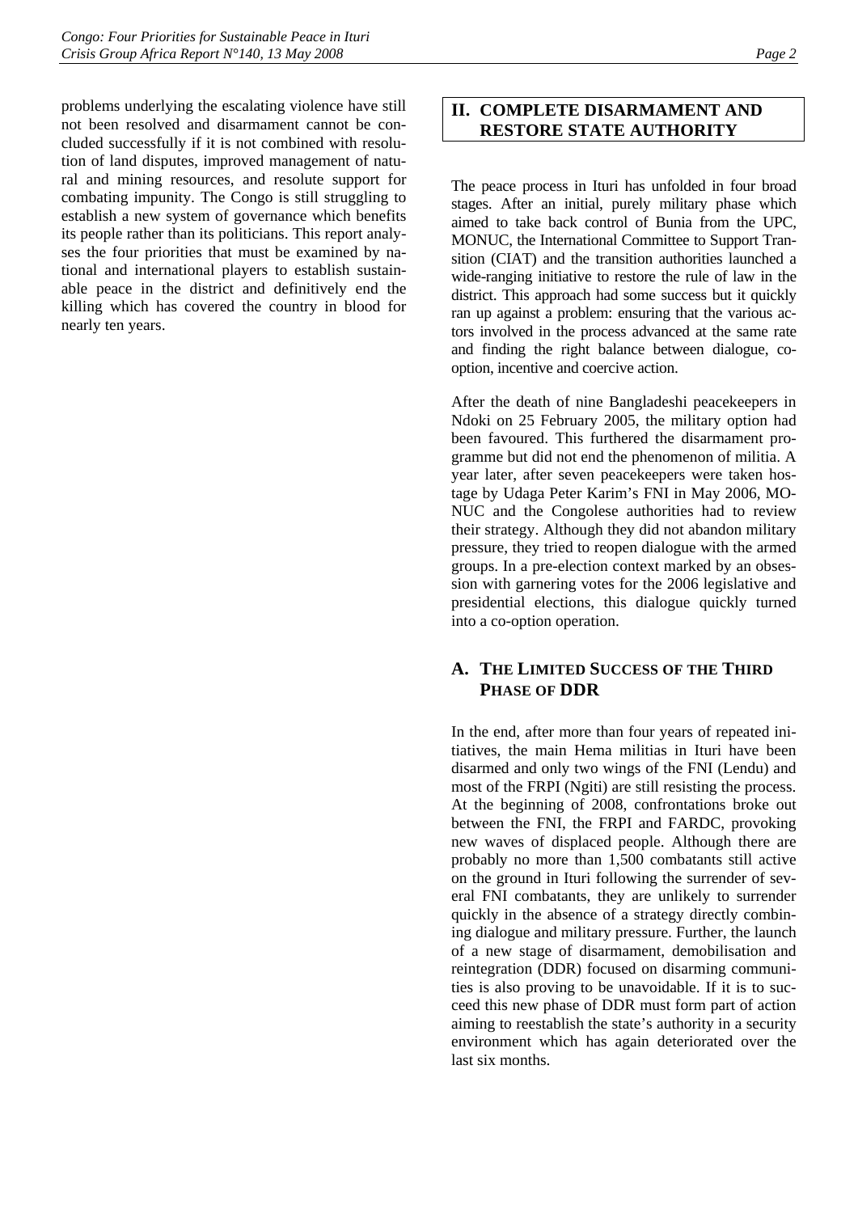problems underlying the escalating violence have still not been resolved and disarmament cannot be concluded successfully if it is not combined with resolution of land disputes, improved management of natural and mining resources, and resolute support for combating impunity. The Congo is still struggling to establish a new system of governance which benefits its people rather than its politicians. This report analyses the four priorities that must be examined by national and international players to establish sustainable peace in the district and definitively end the killing which has covered the country in blood for nearly ten years.

## II. COMPLETE DISARMAMENT AND RESTORE STATE AUTHORITY

The peace process in Ituri has unfolded in four broad stages. After an initial, purely military phase which aimed to take back control of Bunia from the UPC, MONUC, the International Committee to Support Transition (CIAT) and the transition authorities launched a wide-ranging initiative to restore the rule of law in the district. This approach had some success but it quickly ran up against a problem: ensuring that the various actors involved in the process advanced at the same rate and finding the right balance between dialogue, co-option, incentive and coercive action.

After the death of nine Bangladeshi peacekeepers in Ndoki on 25 February 2005, the military option had been favoured. This furthered the disarmament programme but did not end the phenomenon of militia. A year later, after seven peacekeepers were taken hostage by Udaga Peter Karim's FNI in May 2006, MONUC and the Congolese authorities had to review their strategy. Although they did not abandon military pressure, they tried to reopen dialogue with the armed groups. In a pre-election context marked by an obsession with garnering votes for the 2006 legislative and presidential elections, this dialogue quickly turned into a co-option operation.

### A. THE LIMITED SUCCESS OF THE THIRD PHASE OF DDR

In the end, after more than four years of repeated initiatives, the main Hema militias in Ituri have been disarmed and only two wings of the FNI (Lendu) and most of the FRPI (Ngiti) are still resisting the process. At the beginning of 2008, confrontations broke out between the FNI, the FRPI and FARDC, provoking new waves of displaced people. Although there are probably no more than 1,500 combatants still active on the ground in Ituri following the surrender of several FNI combatants, they are unlikely to surrender quickly in the absence of a strategy directly combining dialogue and military pressure. Further, the launch of a new stage of disarmament, demobilisation and reintegration (DDR) focused on disarming communities is also proving to be unavoidable. If it is to succeed this new phase of DDR must form part of action aiming to reestablish the state's authority in a security environment which has again deteriorated over the last six months.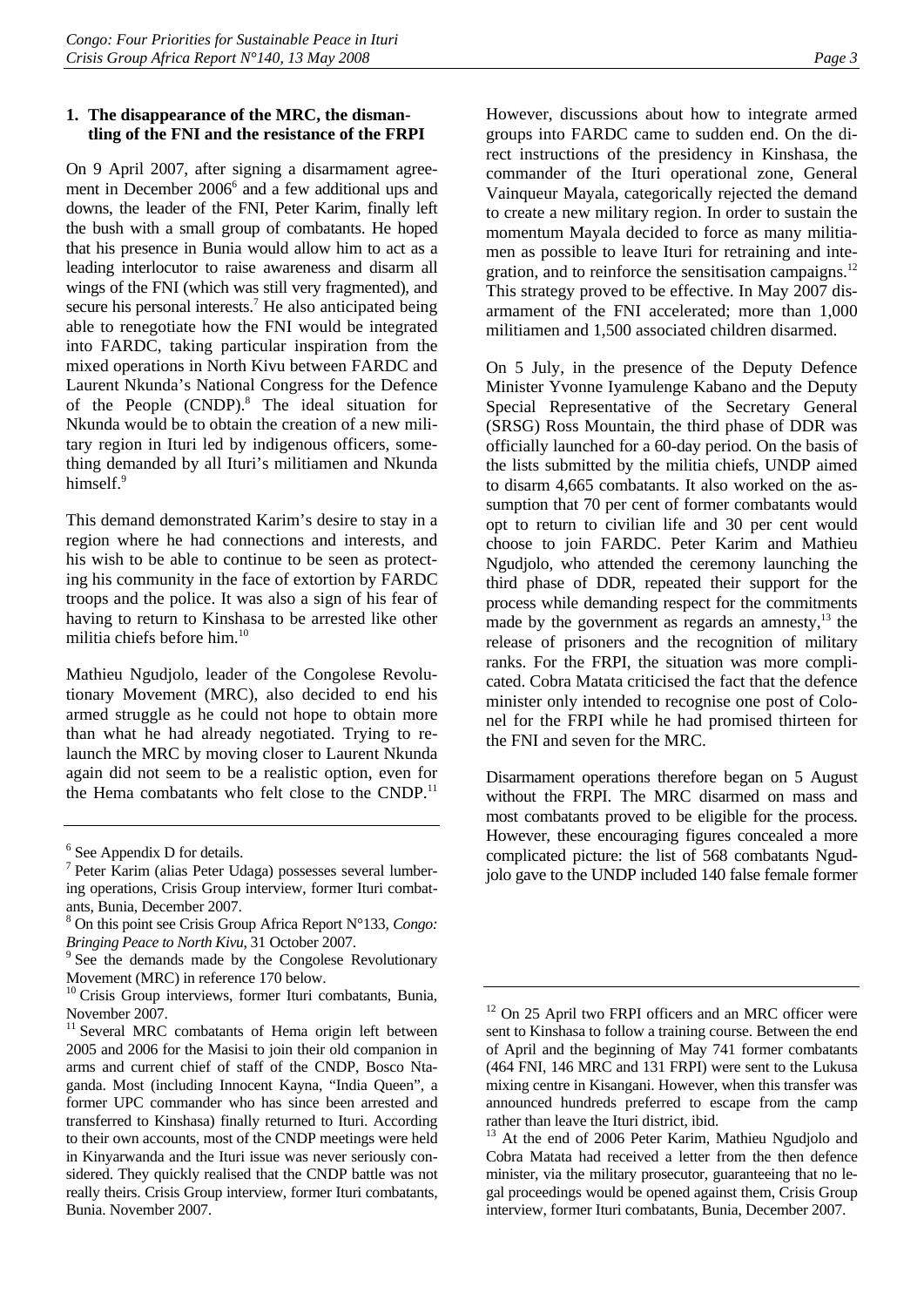### 1. The disappearance of the MRC, the dismantling of the FNI and the resistance of the FRPI

On 9 April 2007, after signing a disarmament agreement in December 2006[6] and a few additional ups and downs, the leader of the FNI, Peter Karim, finally left the bush with a small group of combatants. He hoped that his presence in Bunia would allow him to act as a leading interlocutor to raise awareness and disarm all wings of the FNI (which was still very fragmented), and secure his personal interests.[7] He also anticipated being able to renegotiate how the FNI would be integrated into FARDC, taking particular inspiration from the mixed operations in North Kivu between FARDC and Laurent Nkunda's National Congress for the Defence of the People (CNDP).[8] The ideal situation for Nkunda would be to obtain the creation of a new military region in Ituri led by indigenous officers, something demanded by all Ituri's militiamen and Nkunda himself.[9]

This demand demonstrated Karim's desire to stay in a region where he had connections and interests, and his wish to be able to continue to be seen as protecting his community in the face of extortion by FARDC troops and the police. It was also a sign of his fear of having to return to Kinshasa to be arrested like other militia chiefs before him.[10]

Mathieu Ngudjolo, leader of the Congolese Revolutionary Movement (MRC), also decided to end his armed struggle as he could not hope to obtain more than what he had already negotiated. Trying to relaunch the MRC by moving closer to Laurent Nkunda again did not seem to be a realistic option, even for the Hema combatants who felt close to the CNDP.[11]

However, discussions about how to integrate armed groups into FARDC came to sudden end. On the direct instructions of the presidency in Kinshasa, the commander of the Ituri operational zone, General Vainqueur Mayala, categorically rejected the demand to create a new military region. In order to sustain the momentum Mayala decided to force as many militiamen as possible to leave Ituri for retraining and integration, and to reinforce the sensitisation campaigns.[12] This strategy proved to be effective. In May 2007 disarmament of the FNI accelerated; more than 1,000 militiamen and 1,500 associated children disarmed.

On 5 July, in the presence of the Deputy Defence Minister Yvonne Iyamulenge Kabano and the Deputy Special Representative of the Secretary General (SRSG) Ross Mountain, the third phase of DDR was officially launched for a 60-day period. On the basis of the lists submitted by the militia chiefs, UNDP aimed to disarm 4,665 combatants. It also worked on the assumption that 70 per cent of former combatants would opt to return to civilian life and 30 per cent would choose to join FARDC. Peter Karim and Mathieu Ngudjolo, who attended the ceremony launching the third phase of DDR, repeated their support for the process while demanding respect for the commitments made by the government as regards an amnesty,[13] the release of prisoners and the recognition of military ranks. For the FRPI, the situation was more complicated. Cobra Matata criticised the fact that the defence minister only intended to recognise one post of Colonel for the FRPI while he had promised thirteen for the FNI and seven for the MRC.

Disarmament operations therefore began on 5 August without the FRPI. The MRC disarmed on mass and most combatants proved to be eligible for the process. However, these encouraging figures concealed a more complicated picture: the list of 568 combatants Ngudjolo gave to the UNDP included 140 false female former

---

[6] See Appendix D for details.

[7] Peter Karim (alias Peter Udaga) possesses several lumbering operations, Crisis Group interview, former Ituri combatants, Bunia, December 2007.

[8] On this point see Crisis Group Africa Report N°133, *Congo: Bringing Peace to North Kivu*, 31 October 2007.

[9] See the demands made by the Congolese Revolutionary Movement (MRC) in reference 170 below.

[10] Crisis Group interviews, former Ituri combatants, Bunia, November 2007.

[11] Several MRC combatants of Hema origin left between 2005 and 2006 for the Masisi to join their old companion in arms and current chief of staff of the CNDP, Bosco Ntaganda. Most (including Innocent Kayna, "India Queen", a former UPC commander who has since been arrested and transferred to Kinshasa) finally returned to Ituri. According to their own accounts, most of the CNDP meetings were held in Kinyarwanda and the Ituri issue was never seriously considered. They quickly realised that the CNDP battle was not really theirs. Crisis Group interview, former Ituri combatants, Bunia. November 2007.

[12] On 25 April two FRPI officers and an MRC officer were sent to Kinshasa to follow a training course. Between the end of April and the beginning of May 741 former combatants (464 FNI, 146 MRC and 131 FRPI) were sent to the Lukusa mixing centre in Kisangani. However, when this transfer was announced hundreds preferred to escape from the camp rather than leave the Ituri district, ibid.

[13] At the end of 2006 Peter Karim, Mathieu Ngudjolo and Cobra Matata had received a letter from the then defence minister, via the military prosecutor, guaranteeing that no legal proceedings would be opened against them, Crisis Group interview, former Ituri combatants, Bunia, December 2007.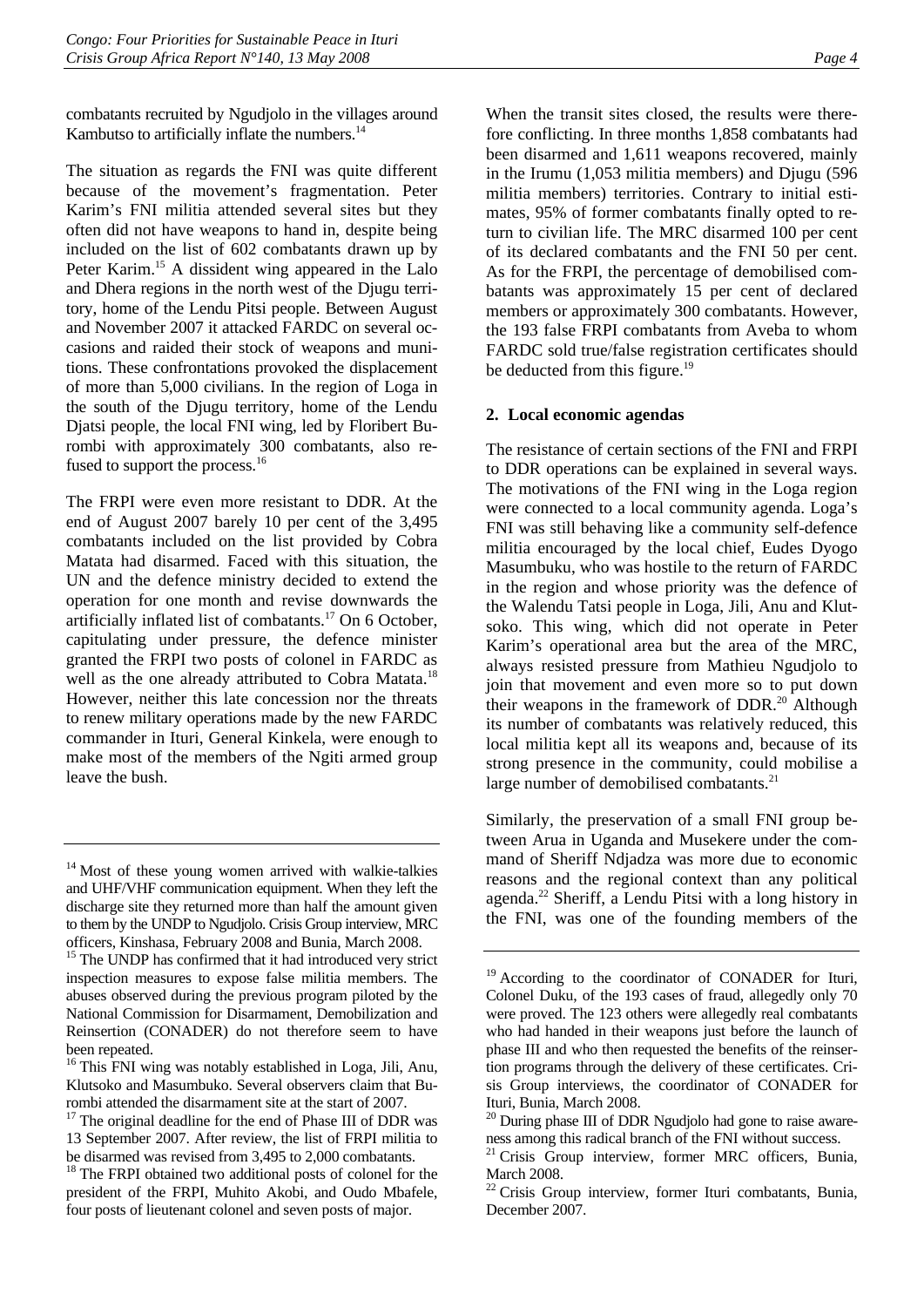combatants recruited by Ngudjolo in the villages around Kambutso to artificially inflate the numbers.[14]

The situation as regards the FNI was quite different because of the movement's fragmentation. Peter Karim's FNI militia attended several sites but they often did not have weapons to hand in, despite being included on the list of 602 combatants drawn up by Peter Karim.[15] A dissident wing appeared in the Lalo and Dhera regions in the north west of the Djugu territory, home of the Lendu Pitsi people. Between August and November 2007 it attacked FARDC on several occasions and raided their stock of weapons and munitions. These confrontations provoked the displacement of more than 5,000 civilians. In the region of Loga in the south of the Djugu territory, home of the Lendu Djatsi people, the local FNI wing, led by Floribert Burombi with approximately 300 combatants, also refused to support the process.[16]

The FRPI were even more resistant to DDR. At the end of August 2007 barely 10 per cent of the 3,495 combatants included on the list provided by Cobra Matata had disarmed. Faced with this situation, the UN and the defence ministry decided to extend the operation for one month and revise downwards the artificially inflated list of combatants.[17] On 6 October, capitulating under pressure, the defence minister granted the FRPI two posts of colonel in FARDC as well as the one already attributed to Cobra Matata.[18] However, neither this late concession nor the threats to renew military operations made by the new FARDC commander in Ituri, General Kinkela, were enough to make most of the members of the Ngiti armed group leave the bush.

When the transit sites closed, the results were therefore conflicting. In three months 1,858 combatants had been disarmed and 1,611 weapons recovered, mainly in the Irumu (1,053 militia members) and Djugu (596 militia members) territories. Contrary to initial estimates, 95% of former combatants finally opted to return to civilian life. The MRC disarmed 100 per cent of its declared combatants and the FNI 50 per cent. As for the FRPI, the percentage of demobilised combatants was approximately 15 per cent of declared members or approximately 300 combatants. However, the 193 false FRPI combatants from Aveba to whom FARDC sold true/false registration certificates should be deducted from this figure.[19]

### 2. Local economic agendas

The resistance of certain sections of the FNI and FRPI to DDR operations can be explained in several ways. The motivations of the FNI wing in the Loga region were connected to a local community agenda. Loga's FNI was still behaving like a community self-defence militia encouraged by the local chief, Eudes Dyogo Masumbuku, who was hostile to the return of FARDC in the region and whose priority was the defence of the Walendu Tatsi people in Loga, Jili, Anu and Klutsoko. This wing, which did not operate in Peter Karim's operational area but the area of the MRC, always resisted pressure from Mathieu Ngudjolo to join that movement and even more so to put down their weapons in the framework of DDR.[20] Although its number of combatants was relatively reduced, this local militia kept all its weapons and, because of its strong presence in the community, could mobilise a large number of demobilised combatants.[21]

Similarly, the preservation of a small FNI group between Arua in Uganda and Musekere under the command of Sheriff Ndjadza was more due to economic reasons and the regional context than any political agenda.[22] Sheriff, a Lendu Pitsi with a long history in the FNI, was one of the founding members of the

---

[14] Most of these young women arrived with walkie-talkies and UHF/VHF communication equipment. When they left the discharge site they returned more than half the amount given to them by the UNDP to Ngudjolo. Crisis Group interview, MRC officers, Kinshasa, February 2008 and Bunia, March 2008.

[15] The UNDP has confirmed that it had introduced very strict inspection measures to expose false militia members. The abuses observed during the previous program piloted by the National Commission for Disarmament, Demobilization and Reinsertion (CONADER) do not therefore seem to have been repeated.

[16] This FNI wing was notably established in Loga, Jili, Anu, Klutsoko and Masumbuko. Several observers claim that Burombi attended the disarmament site at the start of 2007.

[17] The original deadline for the end of Phase III of DDR was 13 September 2007. After review, the list of FRPI militia to be disarmed was revised from 3,495 to 2,000 combatants.

[18] The FRPI obtained two additional posts of colonel for the president of the FRPI, Muhito Akobi, and Oudo Mbafele, four posts of lieutenant colonel and seven posts of major.

[19] According to the coordinator of CONADER for Ituri, Colonel Duku, of the 193 cases of fraud, allegedly only 70 were proved. The 123 others were allegedly real combatants who had handed in their weapons just before the launch of phase III and who then requested the benefits of the reinsertion programs through the delivery of these certificates. Crisis Group interviews, the coordinator of CONADER for Ituri, Bunia, March 2008.

[20] During phase III of DDR Ngudjolo had gone to raise awareness among this radical branch of the FNI without success.

[21] Crisis Group interview, former MRC officers, Bunia, March 2008.

[22] Crisis Group interview, former Ituri combatants, Bunia, December 2007.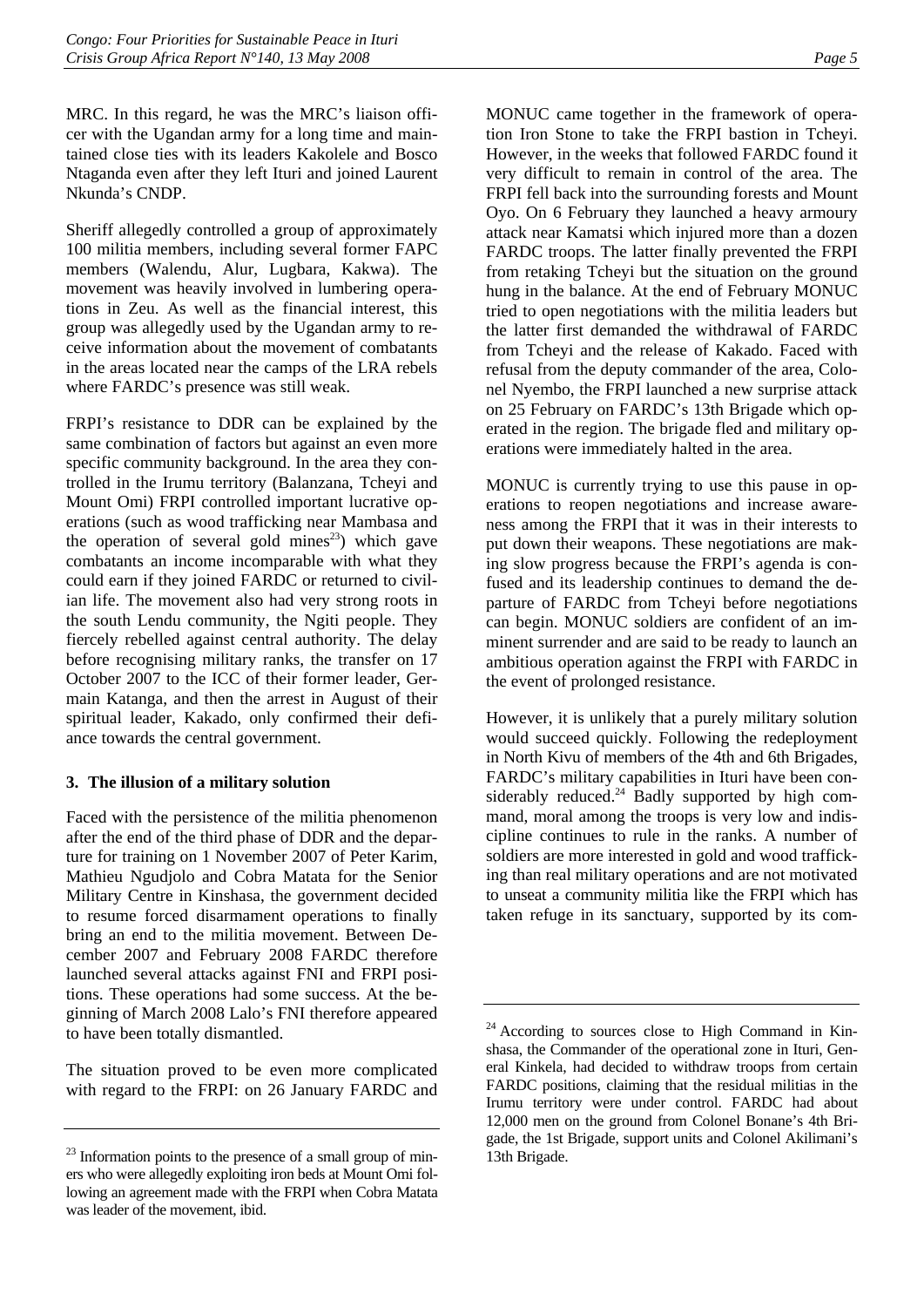MRC. In this regard, he was the MRC's liaison officer with the Ugandan army for a long time and maintained close ties with its leaders Kakolele and Bosco Ntaganda even after they left Ituri and joined Laurent Nkunda's CNDP.

Sheriff allegedly controlled a group of approximately 100 militia members, including several former FAPC members (Walendu, Alur, Lugbara, Kakwa). The movement was heavily involved in lumbering operations in Zeu. As well as the financial interest, this group was allegedly used by the Ugandan army to receive information about the movement of combatants in the areas located near the camps of the LRA rebels where FARDC's presence was still weak.

FRPI's resistance to DDR can be explained by the same combination of factors but against an even more specific community background. In the area they controlled in the Irumu territory (Balanzana, Tcheyi and Mount Omi) FRPI controlled important lucrative operations (such as wood trafficking near Mambasa and the operation of several gold mines[23]) which gave combatants an income incomparable with what they could earn if they joined FARDC or returned to civilian life. The movement also had very strong roots in the south Lendu community, the Ngiti people. They fiercely rebelled against central authority. The delay before recognising military ranks, the transfer on 17 October 2007 to the ICC of their former leader, Germain Katanga, and then the arrest in August of their spiritual leader, Kakado, only confirmed their defiance towards the central government.

### 3. The illusion of a military solution

Faced with the persistence of the militia phenomenon after the end of the third phase of DDR and the departure for training on 1 November 2007 of Peter Karim, Mathieu Ngudjolo and Cobra Matata for the Senior Military Centre in Kinshasa, the government decided to resume forced disarmament operations to finally bring an end to the militia movement. Between December 2007 and February 2008 FARDC therefore launched several attacks against FNI and FRPI positions. These operations had some success. At the beginning of March 2008 Lalo's FNI therefore appeared to have been totally dismantled.

The situation proved to be even more complicated with regard to the FRPI: on 26 January FARDC and MONUC came together in the framework of operation Iron Stone to take the FRPI bastion in Tcheyi. However, in the weeks that followed FARDC found it very difficult to remain in control of the area. The FRPI fell back into the surrounding forests and Mount Oyo. On 6 February they launched a heavy armoury attack near Kamatsi which injured more than a dozen FARDC troops. The latter finally prevented the FRPI from retaking Tcheyi but the situation on the ground hung in the balance. At the end of February MONUC tried to open negotiations with the militia leaders but the latter first demanded the withdrawal of FARDC from Tcheyi and the release of Kakado. Faced with refusal from the deputy commander of the area, Colonel Nyembo, the FRPI launched a new surprise attack on 25 February on FARDC's 13th Brigade which operated in the region. The brigade fled and military operations were immediately halted in the area.

MONUC is currently trying to use this pause in operations to reopen negotiations and increase awareness among the FRPI that it was in their interests to put down their weapons. These negotiations are making slow progress because the FRPI's agenda is confused and its leadership continues to demand the departure of FARDC from Tcheyi before negotiations can begin. MONUC soldiers are confident of an imminent surrender and are said to be ready to launch an ambitious operation against the FRPI with FARDC in the event of prolonged resistance.

However, it is unlikely that a purely military solution would succeed quickly. Following the redeployment in North Kivu of members of the 4th and 6th Brigades, FARDC's military capabilities in Ituri have been considerably reduced.[24] Badly supported by high command, moral among the troops is very low and indiscipline continues to rule in the ranks. A number of soldiers are more interested in gold and wood trafficking than real military operations and are not motivated to unseat a community militia like the FRPI which has taken refuge in its sanctuary, supported by its com-

---

[23] Information points to the presence of a small group of miners who were allegedly exploiting iron beds at Mount Omi following an agreement made with the FRPI when Cobra Matata was leader of the movement, ibid.

[24] According to sources close to High Command in Kinshasa, the Commander of the operational zone in Ituri, General Kinkela, had decided to withdraw troops from certain FARDC positions, claiming that the residual militias in the Irumu territory were under control. FARDC had about 12,000 men on the ground from Colonel Bonane's 4th Brigade, the 1st Brigade, support units and Colonel Akilimani's 13th Brigade.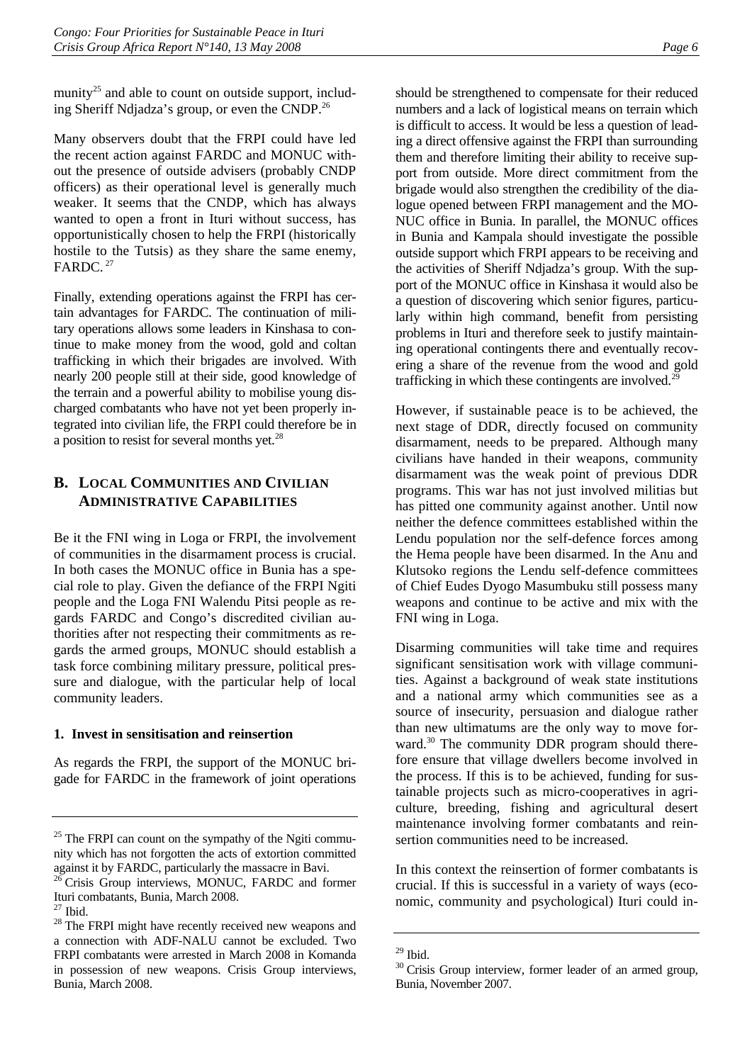munity[25] and able to count on outside support, including Sheriff Ndjadza's group, or even the CNDP.[26]

Many observers doubt that the FRPI could have led the recent action against FARDC and MONUC without the presence of outside advisers (probably CNDP officers) as their operational level is generally much weaker. It seems that the CNDP, which has always wanted to open a front in Ituri without success, has opportunistically chosen to help the FRPI (historically hostile to the Tutsis) as they share the same enemy, FARDC.[27]

Finally, extending operations against the FRPI has certain advantages for FARDC. The continuation of military operations allows some leaders in Kinshasa to continue to make money from the wood, gold and coltan trafficking in which their brigades are involved. With nearly 200 people still at their side, good knowledge of the terrain and a powerful ability to mobilise young discharged combatants who have not yet been properly integrated into civilian life, the FRPI could therefore be in a position to resist for several months yet.[28]

## B. Local Communities and Civilian Administrative Capabilities

Be it the FNI wing in Loga or FRPI, the involvement of communities in the disarmament process is crucial. In both cases the MONUC office in Bunia has a special role to play. Given the defiance of the FRPI Ngiti people and the Loga FNI Walendu Pitsi people as regards FARDC and Congo's discredited civilian authorities after not respecting their commitments as regards the armed groups, MONUC should establish a task force combining military pressure, political pressure and dialogue, with the particular help of local community leaders.

### 1. Invest in sensitisation and reinsertion

As regards the FRPI, the support of the MONUC brigade for FARDC in the framework of joint operations should be strengthened to compensate for their reduced numbers and a lack of logistical means on terrain which is difficult to access. It would be less a question of leading a direct offensive against the FRPI than surrounding them and therefore limiting their ability to receive support from outside. More direct commitment from the brigade would also strengthen the credibility of the dialogue opened between FRPI management and the MONUC office in Bunia. In parallel, the MONUC offices in Bunia and Kampala should investigate the possible outside support which FRPI appears to be receiving and the activities of Sheriff Ndjadza's group. With the support of the MONUC office in Kinshasa it would also be a question of discovering which senior figures, particularly within high command, benefit from persisting problems in Ituri and therefore seek to justify maintaining operational contingents there and eventually recovering a share of the revenue from the wood and gold trafficking in which these contingents are involved.[29]

However, if sustainable peace is to be achieved, the next stage of DDR, directly focused on community disarmament, needs to be prepared. Although many civilians have handed in their weapons, community disarmament was the weak point of previous DDR programs. This war has not just involved militias but has pitted one community against another. Until now neither the defence committees established within the Lendu population nor the self-defence forces among the Hema people have been disarmed. In the Anu and Klutsoko regions the Lendu self-defence committees of Chief Eudes Dyogo Masumbuku still possess many weapons and continue to be active and mix with the FNI wing in Loga.

Disarming communities will take time and requires significant sensitisation work with village communities. Against a background of weak state institutions and a national army which communities see as a source of insecurity, persuasion and dialogue rather than new ultimatums are the only way to move forward.[30] The community DDR program should therefore ensure that village dwellers become involved in the process. If this is to be achieved, funding for sustainable projects such as micro-cooperatives in agriculture, breeding, fishing and agricultural desert maintenance involving former combatants and reinsertion communities need to be increased.

In this context the reinsertion of former combatants is crucial. If this is successful in a variety of ways (economic, community and psychological) Ituri could in-

---

[25] The FRPI can count on the sympathy of the Ngiti community which has not forgotten the acts of extortion committed against it by FARDC, particularly the massacre in Bavi.

[26] Crisis Group interviews, MONUC, FARDC and former Ituri combatants, Bunia, March 2008.

[27] Ibid.

[28] The FRPI might have recently received new weapons and a connection with ADF-NALU cannot be excluded. Two FRPI combatants were arrested in March 2008 in Komanda in possession of new weapons. Crisis Group interviews, Bunia, March 2008.

[29] Ibid.

[30] Crisis Group interview, former leader of an armed group, Bunia, November 2007.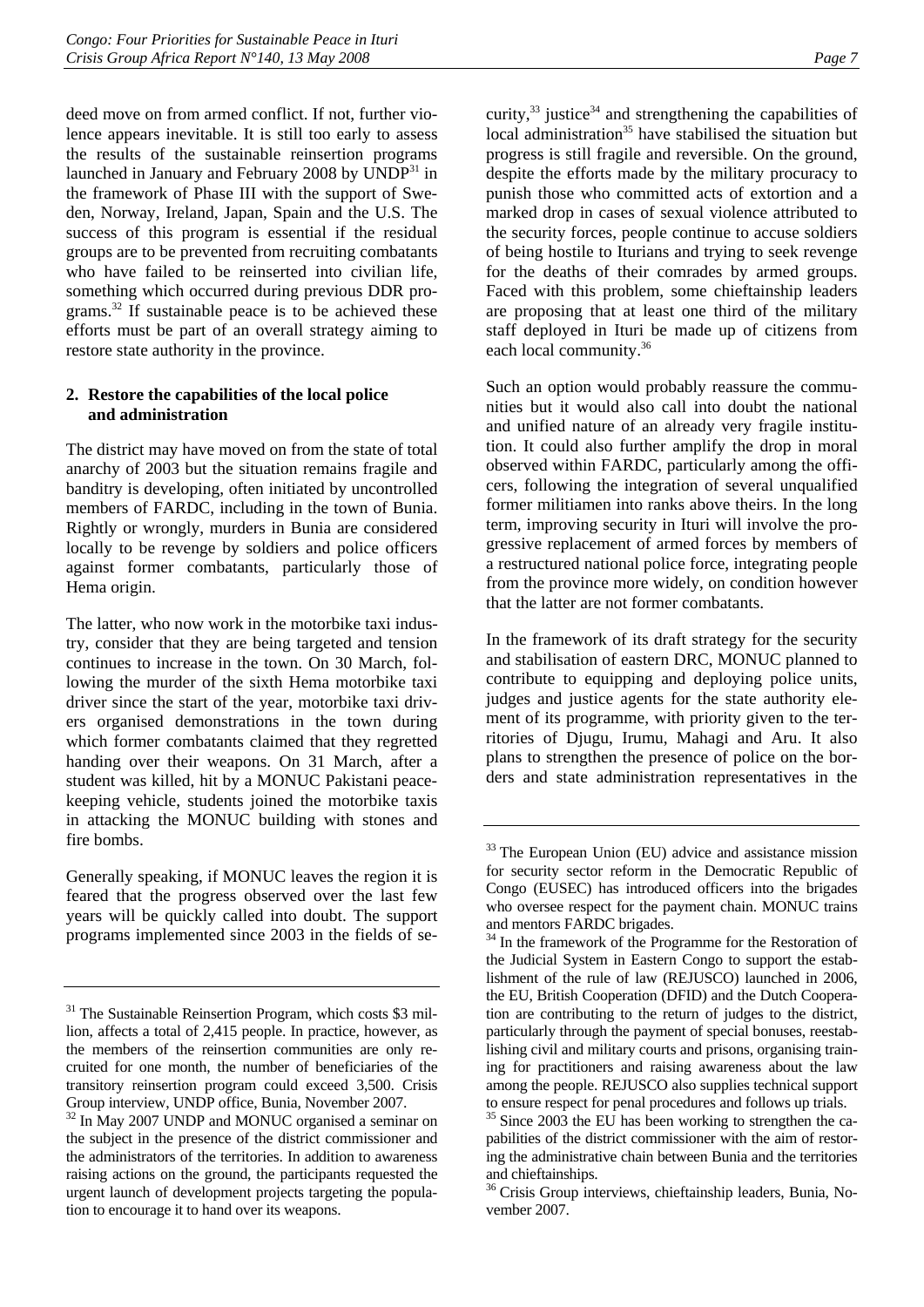deed move on from armed conflict. If not, further violence appears inevitable. It is still too early to assess the results of the sustainable reinsertion programs launched in January and February 2008 by UNDP[31] in the framework of Phase III with the support of Sweden, Norway, Ireland, Japan, Spain and the U.S. The success of this program is essential if the residual groups are to be prevented from recruiting combatants who have failed to be reinserted into civilian life, something which occurred during previous DDR programs.[32] If sustainable peace is to be achieved these efforts must be part of an overall strategy aiming to restore state authority in the province.

### 2. Restore the capabilities of the local police and administration

The district may have moved on from the state of total anarchy of 2003 but the situation remains fragile and banditry is developing, often initiated by uncontrolled members of FARDC, including in the town of Bunia. Rightly or wrongly, murders in Bunia are considered locally to be revenge by soldiers and police officers against former combatants, particularly those of Hema origin.

The latter, who now work in the motorbike taxi industry, consider that they are being targeted and tension continues to increase in the town. On 30 March, following the murder of the sixth Hema motorbike taxi driver since the start of the year, motorbike taxi drivers organised demonstrations in the town during which former combatants claimed that they regretted handing over their weapons. On 31 March, after a student was killed, hit by a MONUC Pakistani peacekeeping vehicle, students joined the motorbike taxis in attacking the MONUC building with stones and fire bombs.

Generally speaking, if MONUC leaves the region it is feared that the progress observed over the last few years will be quickly called into doubt. The support programs implemented since 2003 in the fields of security,[33] justice[34] and strengthening the capabilities of local administration[35] have stabilised the situation but progress is still fragile and reversible. On the ground, despite the efforts made by the military procuracy to punish those who committed acts of extortion and a marked drop in cases of sexual violence attributed to the security forces, people continue to accuse soldiers of being hostile to Iturians and trying to seek revenge for the deaths of their comrades by armed groups. Faced with this problem, some chieftainship leaders are proposing that at least one third of the military staff deployed in Ituri be made up of citizens from each local community.[36]

Such an option would probably reassure the communities but it would also call into doubt the national and unified nature of an already very fragile institution. It could also further amplify the drop in moral observed within FARDC, particularly among the officers, following the integration of several unqualified former militiamen into ranks above theirs. In the long term, improving security in Ituri will involve the progressive replacement of armed forces by members of a restructured national police force, integrating people from the province more widely, on condition however that the latter are not former combatants.

In the framework of its draft strategy for the security and stabilisation of eastern DRC, MONUC planned to contribute to equipping and deploying police units, judges and justice agents for the state authority element of its programme, with priority given to the territories of Djugu, Irumu, Mahagi and Aru. It also plans to strengthen the presence of police on the borders and state administration representatives in the

---

[31] The Sustainable Reinsertion Program, which costs $3 million, affects a total of 2,415 people. In practice, however, as the members of the reinsertion communities are only recruited for one month, the number of beneficiaries of the transitory reinsertion program could exceed 3,500. Crisis Group interview, UNDP office, Bunia, November 2007.

[32] In May 2007 UNDP and MONUC organised a seminar on the subject in the presence of the district commissioner and the administrators of the territories. In addition to awareness raising actions on the ground, the participants requested the urgent launch of development projects targeting the population to encourage it to hand over its weapons.

[33] The European Union (EU) advice and assistance mission for security sector reform in the Democratic Republic of Congo (EUSEC) has introduced officers into the brigades who oversee respect for the payment chain. MONUC trains and mentors FARDC brigades.

[34] In the framework of the Programme for the Restoration of the Judicial System in Eastern Congo to support the establishment of the rule of law (REJUSCO) launched in 2006, the EU, British Cooperation (DFID) and the Dutch Cooperation are contributing to the return of judges to the district, particularly through the payment of special bonuses, reestablishing civil and military courts and prisons, organising training for practitioners and raising awareness about the law among the people. REJUSCO also supplies technical support to ensure respect for penal procedures and follows up trials.

[35] Since 2003 the EU has been working to strengthen the capabilities of the district commissioner with the aim of restoring the administrative chain between Bunia and the territories and chieftainships.

[36] Crisis Group interviews, chieftainship leaders, Bunia, November 2007.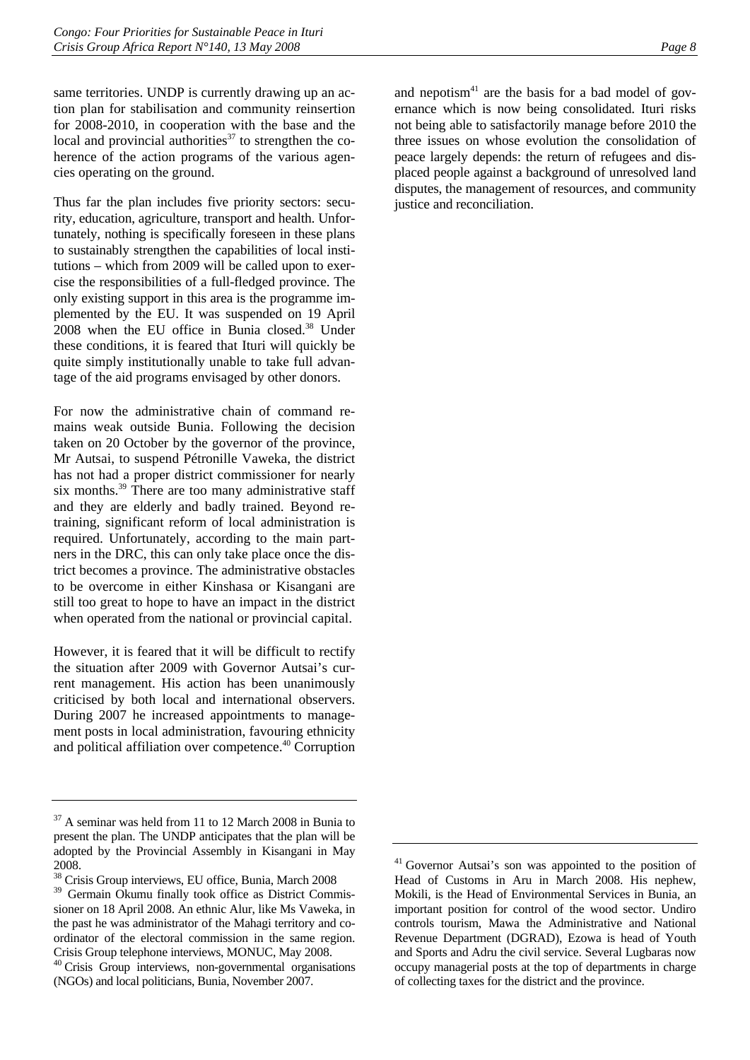same territories. UNDP is currently drawing up an action plan for stabilisation and community reinsertion for 2008-2010, in cooperation with the base and the local and provincial authorities[37] to strengthen the coherence of the action programs of the various agencies operating on the ground.

Thus far the plan includes five priority sectors: security, education, agriculture, transport and health. Unfortunately, nothing is specifically foreseen in these plans to sustainably strengthen the capabilities of local institutions – which from 2009 will be called upon to exercise the responsibilities of a full-fledged province. The only existing support in this area is the programme implemented by the EU. It was suspended on 19 April 2008 when the EU office in Bunia closed.[38] Under these conditions, it is feared that Ituri will quickly be quite simply institutionally unable to take full advantage of the aid programs envisaged by other donors.

For now the administrative chain of command remains weak outside Bunia. Following the decision taken on 20 October by the governor of the province, Mr Autsai, to suspend Pétronille Vaweka, the district has not had a proper district commissioner for nearly six months.[39] There are too many administrative staff and they are elderly and badly trained. Beyond retraining, significant reform of local administration is required. Unfortunately, according to the main partners in the DRC, this can only take place once the district becomes a province. The administrative obstacles to be overcome in either Kinshasa or Kisangani are still too great to hope to have an impact in the district when operated from the national or provincial capital.

However, it is feared that it will be difficult to rectify the situation after 2009 with Governor Autsai's current management. His action has been unanimously criticised by both local and international observers. During 2007 he increased appointments to management posts in local administration, favouring ethnicity and political affiliation over competence.[40] Corruption and nepotism[41] are the basis for a bad model of governance which is now being consolidated. Ituri risks not being able to satisfactorily manage before 2010 the three issues on whose evolution the consolidation of peace largely depends: the return of refugees and displaced people against a background of unresolved land disputes, the management of resources, and community justice and reconciliation.

---

[37] A seminar was held from 11 to 12 March 2008 in Bunia to present the plan. The UNDP anticipates that the plan will be adopted by the Provincial Assembly in Kisangani in May 2008.

[38] Crisis Group interviews, EU office, Bunia, March 2008

[39] Germain Okumu finally took office as District Commissioner on 18 April 2008. An ethnic Alur, like Ms Vaweka, in the past he was administrator of the Mahagi territory and coordinator of the electoral commission in the same region. Crisis Group telephone interviews, MONUC, May 2008.

[40] Crisis Group interviews, non-governmental organisations (NGOs) and local politicians, Bunia, November 2007.

[41] Governor Autsai's son was appointed to the position of Head of Customs in Aru in March 2008. His nephew, Mokili, is the Head of Environmental Services in Bunia, an important position for control of the wood sector. Undiro controls tourism, Mawa the Administrative and National Revenue Department (DGRAD), Ezowa is head of Youth and Sports and Adru the civil service. Several Lugbaras now occupy managerial posts at the top of departments in charge of collecting taxes for the district and the province.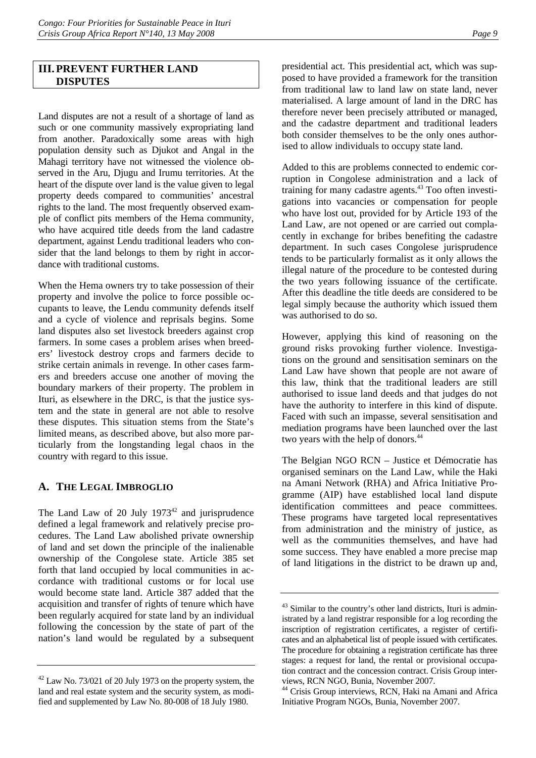## III. PREVENT FURTHER LAND DISPUTES

Land disputes are not a result of a shortage of land as such or one community massively expropriating land from another. Paradoxically some areas with high population density such as Djukot and Angal in the Mahagi territory have not witnessed the violence observed in the Aru, Djugu and Irumu territories. At the heart of the dispute over land is the value given to legal property deeds compared to communities' ancestral rights to the land. The most frequently observed example of conflict pits members of the Hema community, who have acquired title deeds from the land cadastre department, against Lendu traditional leaders who consider that the land belongs to them by right in accordance with traditional customs.

When the Hema owners try to take possession of their property and involve the police to force possible occupants to leave, the Lendu community defends itself and a cycle of violence and reprisals begins. Some land disputes also set livestock breeders against crop farmers. In some cases a problem arises when breeders' livestock destroy crops and farmers decide to strike certain animals in revenge. In other cases farmers and breeders accuse one another of moving the boundary markers of their property. The problem in Ituri, as elsewhere in the DRC, is that the justice system and the state in general are not able to resolve these disputes. This situation stems from the State's limited means, as described above, but also more particularly from the longstanding legal chaos in the country with regard to this issue.

### A. The Legal Imbroglio

The Land Law of 20 July 1973[42] and jurisprudence defined a legal framework and relatively precise procedures. The Land Law abolished private ownership of land and set down the principle of the inalienable ownership of the Congolese state. Article 385 set forth that land occupied by local communities in accordance with traditional customs or for local use would become state land. Article 387 added that the acquisition and transfer of rights of tenure which have been regularly acquired for state land by an individual following the concession by the state of part of the nation's land would be regulated by a subsequent presidential act. This presidential act, which was supposed to have provided a framework for the transition from traditional law to land law on state land, never materialised. A large amount of land in the DRC has therefore never been precisely attributed or managed, and the cadastre department and traditional leaders both consider themselves to be the only ones authorised to allow individuals to occupy state land.

Added to this are problems connected to endemic corruption in Congolese administration and a lack of training for many cadastre agents.[43] Too often investigations into vacancies or compensation for people who have lost out, provided for by Article 193 of the Land Law, are not opened or are carried out complacently in exchange for bribes benefiting the cadastre department. In such cases Congolese jurisprudence tends to be particularly formalist as it only allows the illegal nature of the procedure to be contested during the two years following issuance of the certificate. After this deadline the title deeds are considered to be legal simply because the authority which issued them was authorised to do so.

However, applying this kind of reasoning on the ground risks provoking further violence. Investigations on the ground and sensitisation seminars on the Land Law have shown that people are not aware of this law, think that the traditional leaders are still authorised to issue land deeds and that judges do not have the authority to interfere in this kind of dispute. Faced with such an impasse, several sensitisation and mediation programs have been launched over the last two years with the help of donors.[44]

The Belgian NGO RCN – Justice et Démocratie has organised seminars on the Land Law, while the Haki na Amani Network (RHA) and Africa Initiative Programme (AIP) have established local land dispute identification committees and peace committees. These programs have targeted local representatives from administration and the ministry of justice, as well as the communities themselves, and have had some success. They have enabled a more precise map of land litigations in the district to be drawn up and,

---

[42] Law No. 73/021 of 20 July 1973 on the property system, the land and real estate system and the security system, as modified and supplemented by Law No. 80-008 of 18 July 1980.

[43] Similar to the country's other land districts, Ituri is administrated by a land registrar responsible for a log recording the inscription of registration certificates, a register of certificates and an alphabetical list of people issued with certificates. The procedure for obtaining a registration certificate has three stages: a request for land, the rental or provisional occupation contract and the concession contract. Crisis Group interviews, RCN NGO, Bunia, November 2007.

[44] Crisis Group interviews, RCN, Haki na Amani and Africa Initiative Program NGOs, Bunia, November 2007.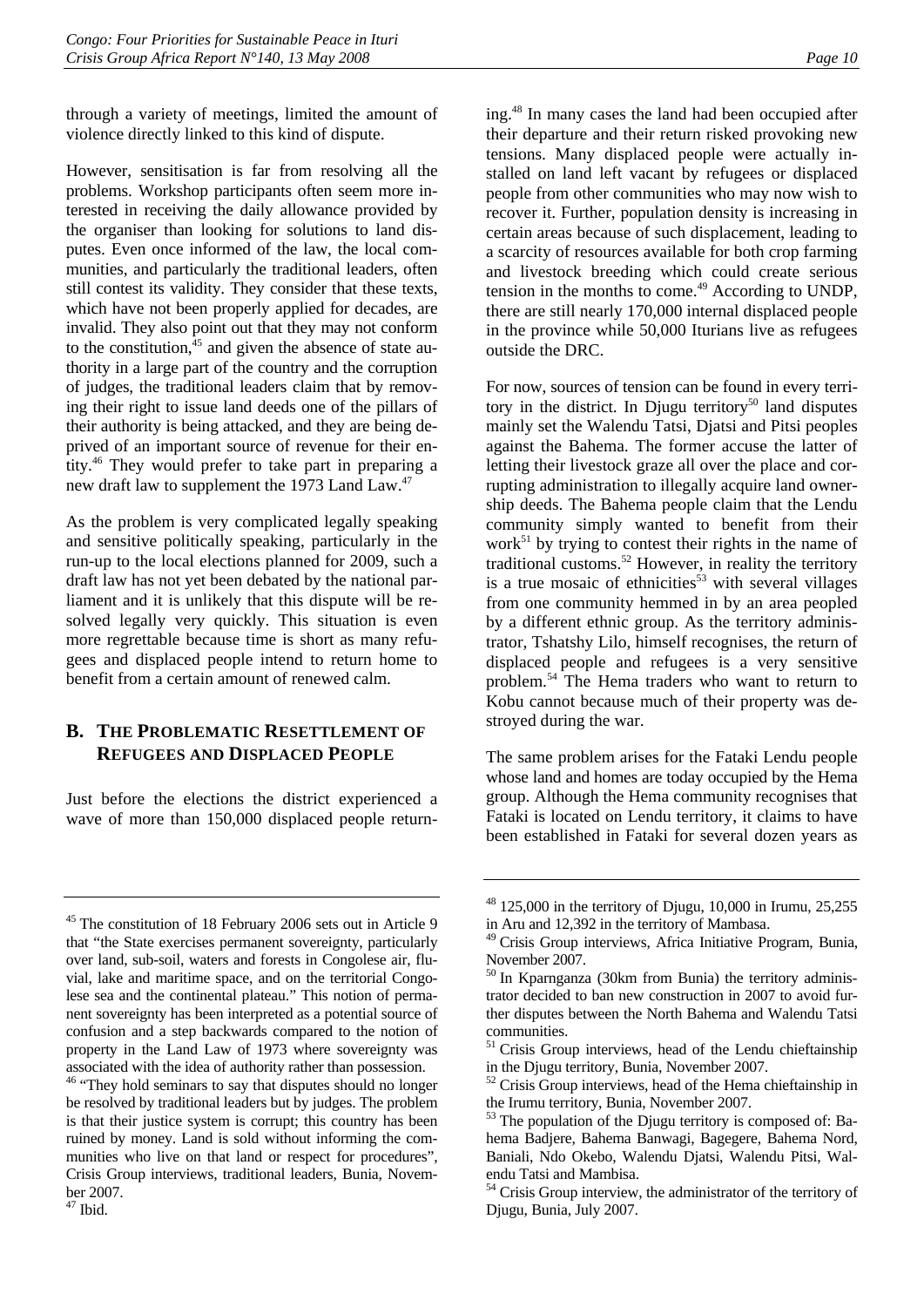through a variety of meetings, limited the amount of violence directly linked to this kind of dispute.

However, sensitisation is far from resolving all the problems. Workshop participants often seem more interested in receiving the daily allowance provided by the organiser than looking for solutions to land disputes. Even once informed of the law, the local communities, and particularly the traditional leaders, often still contest its validity. They consider that these texts, which have not been properly applied for decades, are invalid. They also point out that they may not conform to the constitution,[45] and given the absence of state authority in a large part of the country and the corruption of judges, the traditional leaders claim that by removing their right to issue land deeds one of the pillars of their authority is being attacked, and they are being deprived of an important source of revenue for their entity.[46] They would prefer to take part in preparing a new draft law to supplement the 1973 Land Law.[47]

As the problem is very complicated legally speaking and sensitive politically speaking, particularly in the run-up to the local elections planned for 2009, such a draft law has not yet been debated by the national parliament and it is unlikely that this dispute will be resolved legally very quickly. This situation is even more regrettable because time is short as many refugees and displaced people intend to return home to benefit from a certain amount of renewed calm.

## B. The Problematic Resettlement of Refugees and Displaced People

Just before the elections the district experienced a wave of more than 150,000 displaced people returning.[48] In many cases the land had been occupied after their departure and their return risked provoking new tensions. Many displaced people were actually installed on land left vacant by refugees or displaced people from other communities who may now wish to recover it. Further, population density is increasing in certain areas because of such displacement, leading to a scarcity of resources available for both crop farming and livestock breeding which could create serious tension in the months to come.[49] According to UNDP, there are still nearly 170,000 internal displaced people in the province while 50,000 Iturians live as refugees outside the DRC.

For now, sources of tension can be found in every territory in the district. In Djugu territory[50] land disputes mainly set the Walendu Tatsi, Djatsi and Pitsi peoples against the Bahema. The former accuse the latter of letting their livestock graze all over the place and corrupting administration to illegally acquire land ownership deeds. The Bahema people claim that the Lendu community simply wanted to benefit from their work[51] by trying to contest their rights in the name of traditional customs.[52] However, in reality the territory is a true mosaic of ethnicities[53] with several villages from one community hemmed in by an area peopled by a different ethnic group. As the territory administrator, Tshatshy Lilo, himself recognises, the return of displaced people and refugees is a very sensitive problem.[54] The Hema traders who want to return to Kobu cannot because much of their property was destroyed during the war.

The same problem arises for the Fataki Lendu people whose land and homes are today occupied by the Hema group. Although the Hema community recognises that Fataki is located on Lendu territory, it claims to have been established in Fataki for several dozen years as

---

[45] The constitution of 18 February 2006 sets out in Article 9 that "the State exercises permanent sovereignty, particularly over land, sub-soil, waters and forests in Congolese air, fluvial, lake and maritime space, and on the territorial Congolese sea and the continental plateau." This notion of permanent sovereignty has been interpreted as a potential source of confusion and a step backwards compared to the notion of property in the Land Law of 1973 where sovereignty was associated with the idea of authority rather than possession.

[46] "They hold seminars to say that disputes should no longer be resolved by traditional leaders but by judges. The problem is that their justice system is corrupt; this country has been ruined by money. Land is sold without informing the communities who live on that land or respect for procedures", Crisis Group interviews, traditional leaders, Bunia, November 2007.

[47] Ibid.

[48] 125,000 in the territory of Djugu, 10,000 in Irumu, 25,255 in Aru and 12,392 in the territory of Mambasa.

[49] Crisis Group interviews, Africa Initiative Program, Bunia, November 2007.

[50] In Kparnganza (30km from Bunia) the territory administrator decided to ban new construction in 2007 to avoid further disputes between the North Bahema and Walendu Tatsi communities.

[51] Crisis Group interviews, head of the Lendu chieftainship in the Djugu territory, Bunia, November 2007.

[52] Crisis Group interviews, head of the Hema chieftainship in the Irumu territory, Bunia, November 2007.

[53] The population of the Djugu territory is composed of: Bahema Badjere, Bahema Banwagi, Bagegere, Bahema Nord, Baniali, Ndo Okebo, Walendu Djatsi, Walendu Pitsi, Walendu Tatsi and Mambisa.

[54] Crisis Group interview, the administrator of the territory of Djugu, Bunia, July 2007.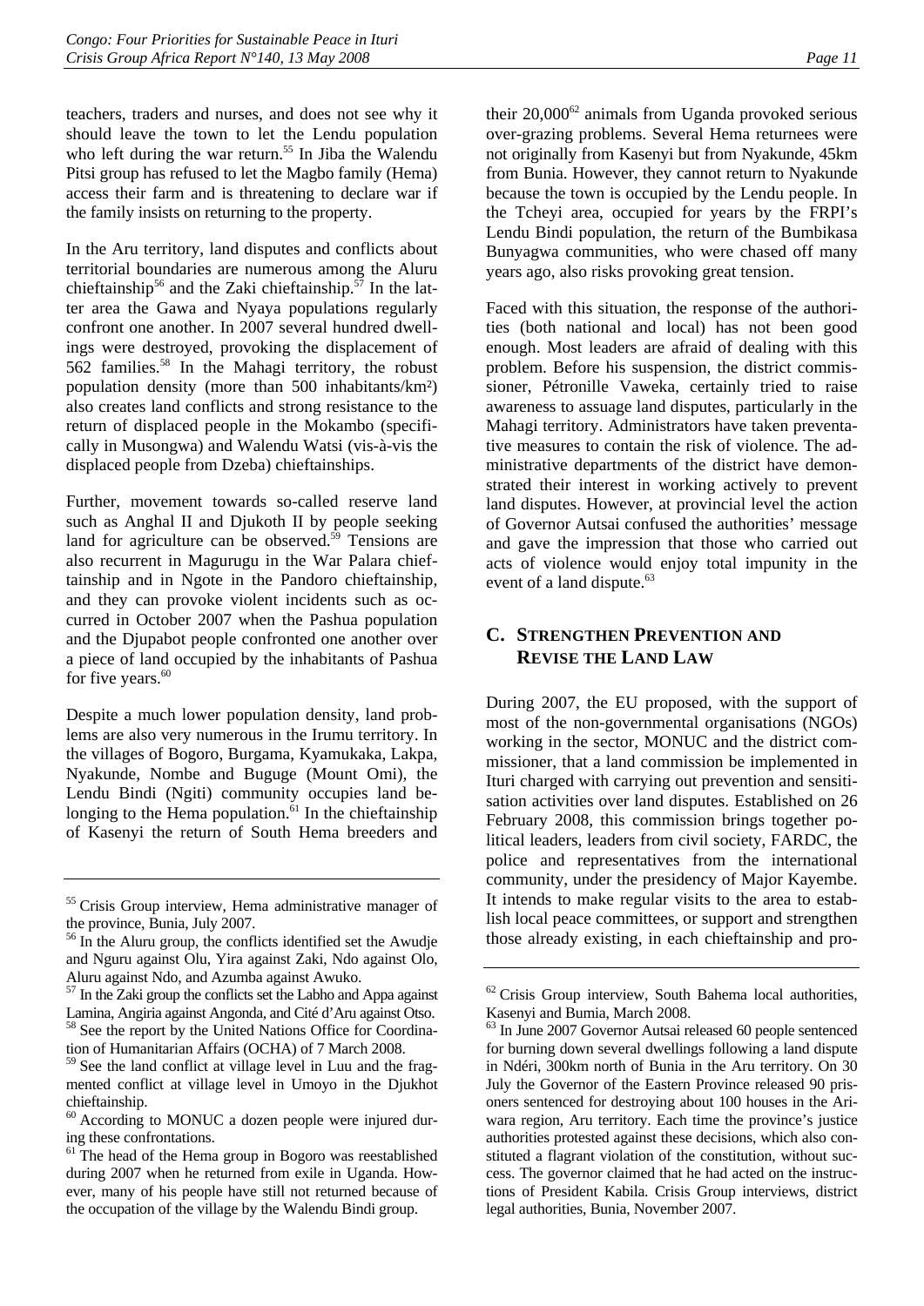teachers, traders and nurses, and does not see why it should leave the town to let the Lendu population who left during the war return.[55] In Jiba the Walendu Pitsi group has refused to let the Magbo family (Hema) access their farm and is threatening to declare war if the family insists on returning to the property.

In the Aru territory, land disputes and conflicts about territorial boundaries are numerous among the Aluru chieftainship[56] and the Zaki chieftainship.[57] In the latter area the Gawa and Nyaya populations regularly confront one another. In 2007 several hundred dwellings were destroyed, provoking the displacement of 562 families.[58] In the Mahagi territory, the robust population density (more than 500 inhabitants/km²) also creates land conflicts and strong resistance to the return of displaced people in the Mokambo (specifically in Musongwa) and Walendu Watsi (vis-à-vis the displaced people from Dzeba) chieftainships.

Further, movement towards so-called reserve land such as Anghal II and Djukoth II by people seeking land for agriculture can be observed.[59] Tensions are also recurrent in Magurugu in the War Palara chieftainship and in Ngote in the Pandoro chieftainship, and they can provoke violent incidents such as occurred in October 2007 when the Pashua population and the Djupabot people confronted one another over a piece of land occupied by the inhabitants of Pashua for five years.[60]

Despite a much lower population density, land problems are also very numerous in the Irumu territory. In the villages of Bogoro, Burgama, Kyamukaka, Lakpa, Nyakunde, Nombe and Buguge (Mount Omi), the Lendu Bindi (Ngiti) community occupies land belonging to the Hema population.[61] In the chieftainship of Kasenyi the return of South Hema breeders and their 20,000[62] animals from Uganda provoked serious over-grazing problems. Several Hema returnees were not originally from Kasenyi but from Nyakunde, 45km from Bunia. However, they cannot return to Nyakunde because the town is occupied by the Lendu people. In the Tcheyi area, occupied for years by the FRPI's Lendu Bindi population, the return of the Bumbikasa Bunyagwa communities, who were chased off many years ago, also risks provoking great tension.

Faced with this situation, the response of the authorities (both national and local) has not been good enough. Most leaders are afraid of dealing with this problem. Before his suspension, the district commissioner, Pétronille Vaweka, certainly tried to raise awareness to assuage land disputes, particularly in the Mahagi territory. Administrators have taken preventative measures to contain the risk of violence. The administrative departments of the district have demonstrated their interest in working actively to prevent land disputes. However, at provincial level the action of Governor Autsai confused the authorities' message and gave the impression that those who carried out acts of violence would enjoy total impunity in the event of a land dispute.[63]

## C. Strengthen Prevention and Revise the Land Law

During 2007, the EU proposed, with the support of most of the non-governmental organisations (NGOs) working in the sector, MONUC and the district commissioner, that a land commission be implemented in Ituri charged with carrying out prevention and sensitisation activities over land disputes. Established on 26 February 2008, this commission brings together political leaders, leaders from civil society, FARDC, the police and representatives from the international community, under the presidency of Major Kayembe. It intends to make regular visits to the area to establish local peace committees, or support and strengthen those already existing, in each chieftainship and pro-

---

[55] Crisis Group interview, Hema administrative manager of the province, Bunia, July 2007.

[56] In the Aluru group, the conflicts identified set the Awudje and Nguru against Olu, Yira against Zaki, Ndo against Olo, Aluru against Ndo, and Azumba against Awuko.

[57] In the Zaki group the conflicts set the Labho and Appa against Lamina, Angiria against Angonda, and Cité d'Aru against Otso.

[58] See the report by the United Nations Office for Coordination of Humanitarian Affairs (OCHA) of 7 March 2008.

[59] See the land conflict at village level in Luu and the fragmented conflict at village level in Umoyo in the Djukhot chieftainship.

[60] According to MONUC a dozen people were injured during these confrontations.

[61] The head of the Hema group in Bogoro was reestablished during 2007 when he returned from exile in Uganda. However, many of his people have still not returned because of the occupation of the village by the Walendu Bindi group.

[62] Crisis Group interview, South Bahema local authorities, Kasenyi and Bumia, March 2008.

[63] In June 2007 Governor Autsai released 60 people sentenced for burning down several dwellings following a land dispute in Ndéri, 300km north of Bunia in the Aru territory. On 30 July the Governor of the Eastern Province released 90 prisoners sentenced for destroying about 100 houses in the Ariwara region, Aru territory. Each time the province's justice authorities protested against these decisions, which also constituted a flagrant violation of the constitution, without success. The governor claimed that he had acted on the instructions of President Kabila. Crisis Group interviews, district legal authorities, Bunia, November 2007.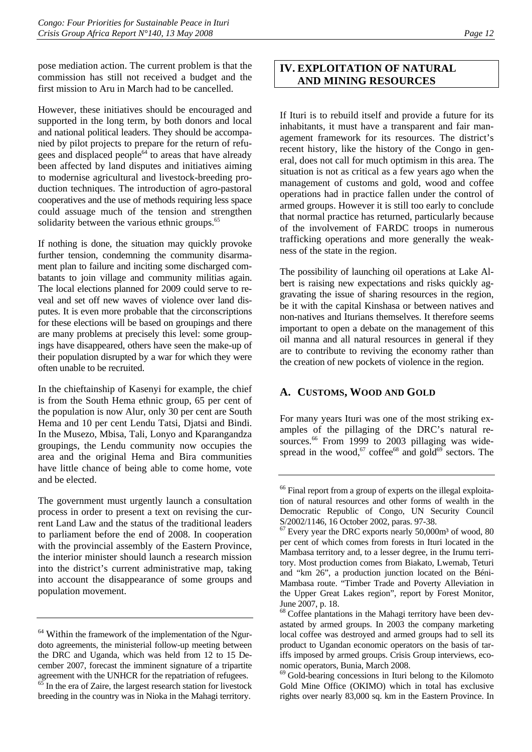pose mediation action. The current problem is that the commission has still not received a budget and the first mission to Aru in March had to be cancelled.

However, these initiatives should be encouraged and supported in the long term, by both donors and local and national political leaders. They should be accompanied by pilot projects to prepare for the return of refugees and displaced people[64] to areas that have already been affected by land disputes and initiatives aiming to modernise agricultural and livestock-breeding production techniques. The introduction of agro-pastoral cooperatives and the use of methods requiring less space could assuage much of the tension and strengthen solidarity between the various ethnic groups.[65]

If nothing is done, the situation may quickly provoke further tension, condemning the community disarmament plan to failure and inciting some discharged combatants to join village and community militias again. The local elections planned for 2009 could serve to reveal and set off new waves of violence over land disputes. It is even more probable that the circonscriptions for these elections will be based on groupings and there are many problems at precisely this level: some groupings have disappeared, others have seen the make-up of their population disrupted by a war for which they were often unable to be recruited.

In the chieftainship of Kasenyi for example, the chief is from the South Hema ethnic group, 65 per cent of the population is now Alur, only 30 per cent are South Hema and 10 per cent Lendu Tatsi, Djatsi and Bindi. In the Musezo, Mbisa, Tali, Lonyo and Kparangandza groupings, the Lendu community now occupies the area and the original Hema and Bira communities have little chance of being able to come home, vote and be elected.

The government must urgently launch a consultation process in order to present a text on revising the current Land Law and the status of the traditional leaders to parliament before the end of 2008. In cooperation with the provincial assembly of the Eastern Province, the interior minister should launch a research mission into the district's current administrative map, taking into account the disappearance of some groups and population movement.

## IV. EXPLOITATION OF NATURAL AND MINING RESOURCES

If Ituri is to rebuild itself and provide a future for its inhabitants, it must have a transparent and fair management framework for its resources. The district's recent history, like the history of the Congo in general, does not call for much optimism in this area. The situation is not as critical as a few years ago when the management of customs and gold, wood and coffee operations had in practice fallen under the control of armed groups. However it is still too early to conclude that normal practice has returned, particularly because of the involvement of FARDC troops in numerous trafficking operations and more generally the weakness of the state in the region.

The possibility of launching oil operations at Lake Albert is raising new expectations and risks quickly aggravating the issue of sharing resources in the region, be it with the capital Kinshasa or between natives and non-natives and Iturians themselves. It therefore seems important to open a debate on the management of this oil manna and all natural resources in general if they are to contribute to reviving the economy rather than the creation of new pockets of violence in the region.

### A. CUSTOMS, WOOD AND GOLD

For many years Ituri was one of the most striking examples of the pillaging of the DRC's natural resources.[66] From 1999 to 2003 pillaging was widespread in the wood,[67] coffee[68] and gold[69] sectors. The

---

[64] Within the framework of the implementation of the Ngurdoto agreements, the ministerial follow-up meeting between the DRC and Uganda, which was held from 12 to 15 December 2007, forecast the imminent signature of a tripartite agreement with the UNHCR for the repatriation of refugees.

[65] In the era of Zaire, the largest research station for livestock breeding in the country was in Nioka in the Mahagi territory.

[66] Final report from a group of experts on the illegal exploitation of natural resources and other forms of wealth in the Democratic Republic of Congo, UN Security Council S/2002/1146, 16 October 2002, paras. 97-38.

[67] Every year the DRC exports nearly 50,000m³ of wood, 80 per cent of which comes from forests in Ituri located in the Mambasa territory and, to a lesser degree, in the Irumu territory. Most production comes from Biakato, Lwemab, Teturi and "km 26", a production junction located on the Béni-Mambasa route. "Timber Trade and Poverty Alleviation in the Upper Great Lakes region", report by Forest Monitor, June 2007, p. 18.

[68] Coffee plantations in the Mahagi territory have been devastated by armed groups. In 2003 the company marketing local coffee was destroyed and armed groups had to sell its product to Ugandan economic operators on the basis of tariffs imposed by armed groups. Crisis Group interviews, economic operators, Bunia, March 2008.

[69] Gold-bearing concessions in Ituri belong to the Kilomoto Gold Mine Office (OKIMO) which in total has exclusive rights over nearly 83,000 sq. km in the Eastern Province. In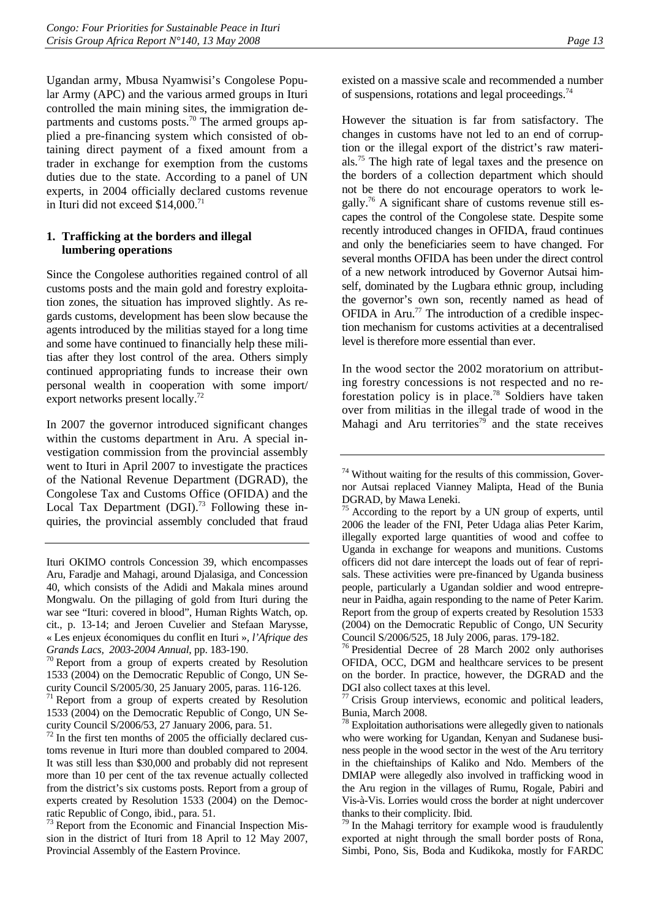Ugandan army, Mbusa Nyamwisi's Congolese Popular Army (APC) and the various armed groups in Ituri controlled the main mining sites, the immigration departments and customs posts.[70] The armed groups applied a pre-financing system which consisted of obtaining direct payment of a fixed amount from a trader in exchange for exemption from the customs duties due to the state. According to a panel of UN experts, in 2004 officially declared customs revenue in Ituri did not exceed $14,000.[71]

### 1. Trafficking at the borders and illegal lumbering operations

Since the Congolese authorities regained control of all customs posts and the main gold and forestry exploitation zones, the situation has improved slightly. As regards customs, development has been slow because the agents introduced by the militias stayed for a long time and some have continued to financially help these militias after they lost control of the area. Others simply continued appropriating funds to increase their own personal wealth in cooperation with some import/export networks present locally.[72]

In 2007 the governor introduced significant changes within the customs department in Aru. A special investigation commission from the provincial assembly went to Ituri in April 2007 to investigate the practices of the National Revenue Department (DGRAD), the Congolese Tax and Customs Office (OFIDA) and the Local Tax Department (DGI).[73] Following these inquiries, the provincial assembly concluded that fraud existed on a massive scale and recommended a number of suspensions, rotations and legal proceedings.[74]

However the situation is far from satisfactory. The changes in customs have not led to an end of corruption or the illegal export of the district's raw materials.[75] The high rate of legal taxes and the presence on the borders of a collection department which should not be there do not encourage operators to work legally.[76] A significant share of customs revenue still escapes the control of the Congolese state. Despite some recently introduced changes in OFIDA, fraud continues and only the beneficiaries seem to have changed. For several months OFIDA has been under the direct control of a new network introduced by Governor Autsai himself, dominated by the Lugbara ethnic group, including the governor's own son, recently named as head of OFIDA in Aru.[77] The introduction of a credible inspection mechanism for customs activities at a decentralised level is therefore more essential than ever.

In the wood sector the 2002 moratorium on attributing forestry concessions is not respected and no reforestation policy is in place.[78] Soldiers have taken over from militias in the illegal trade of wood in the Mahagi and Aru territories[79] and the state receives

---

Ituri OKIMO controls Concession 39, which encompasses Aru, Faradje and Mahagi, around Djalasiga, and Concession 40, which consists of the Adidi and Makala mines around Mongwalu. On the pillaging of gold from Ituri during the war see "Ituri: covered in blood", Human Rights Watch, op. cit., p. 13-14; and Jeroen Cuvelier and Stefaan Marysse, « Les enjeux économiques du conflit en Ituri », *l'Afrique des Grands Lacs, 2003-2004 Annual*, pp. 183-190.

[70] Report from a group of experts created by Resolution 1533 (2004) on the Democratic Republic of Congo, UN Security Council S/2005/30, 25 January 2005, paras. 116-126.

[71] Report from a group of experts created by Resolution 1533 (2004) on the Democratic Republic of Congo, UN Security Council S/2006/53, 27 January 2006, para. 51.

[72] In the first ten months of 2005 the officially declared customs revenue in Ituri more than doubled compared to 2004. It was still less than $30,000 and probably did not represent more than 10 per cent of the tax revenue actually collected from the district's six customs posts. Report from a group of experts created by Resolution 1533 (2004) on the Democratic Republic of Congo, ibid., para. 51.

[73] Report from the Economic and Financial Inspection Mission in the district of Ituri from 18 April to 12 May 2007, Provincial Assembly of the Eastern Province.

[74] Without waiting for the results of this commission, Governor Autsai replaced Vianney Malipta, Head of the Bunia DGRAD, by Mawa Leneki.

[75] According to the report by a UN group of experts, until 2006 the leader of the FNI, Peter Udaga alias Peter Karim, illegally exported large quantities of wood and coffee to Uganda in exchange for weapons and munitions. Customs officers did not dare intercept the loads out of fear of reprisals. These activities were pre-financed by Uganda business people, particularly a Ugandan soldier and wood entrepreneur in Paidha, again responding to the name of Peter Karim. Report from the group of experts created by Resolution 1533 (2004) on the Democratic Republic of Congo, UN Security Council S/2006/525, 18 July 2006, paras. 179-182.

[76] Presidential Decree of 28 March 2002 only authorises OFIDA, OCC, DGM and healthcare services to be present on the border. In practice, however, the DGRAD and the DGI also collect taxes at this level.

[77] Crisis Group interviews, economic and political leaders, Bunia, March 2008.

[78] Exploitation authorisations were allegedly given to nationals who were working for Ugandan, Kenyan and Sudanese business people in the wood sector in the west of the Aru territory in the chieftainships of Kaliko and Ndo. Members of the DMIAP were allegedly also involved in trafficking wood in the Aru region in the villages of Rumu, Rogale, Pabiri and Vis-à-Vis. Lorries would cross the border at night undercover thanks to their complicity. Ibid.

[79] In the Mahagi territory for example wood is fraudulently exported at night through the small border posts of Rona, Simbi, Pono, Sis, Boda and Kudikoka, mostly for FARDC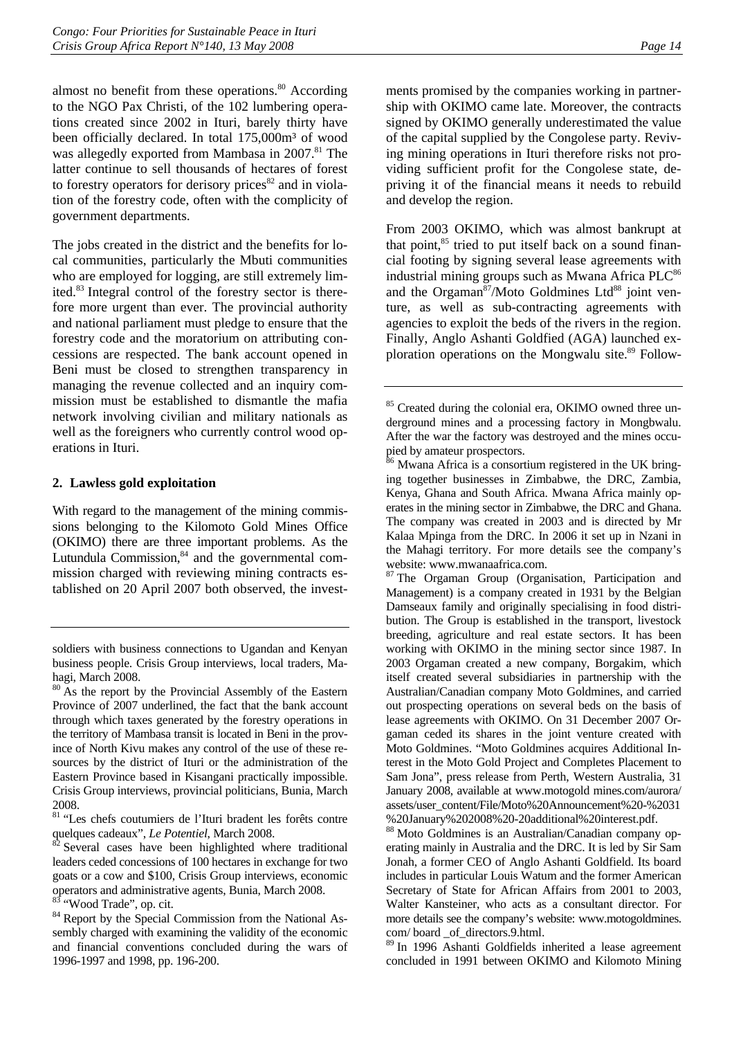almost no benefit from these operations.[80] According to the NGO Pax Christi, of the 102 lumbering operations created since 2002 in Ituri, barely thirty have been officially declared. In total 175,000m³ of wood was allegedly exported from Mambasa in 2007.[81] The latter continue to sell thousands of hectares of forest to forestry operators for derisory prices[82] and in violation of the forestry code, often with the complicity of government departments.

The jobs created in the district and the benefits for local communities, particularly the Mbuti communities who are employed for logging, are still extremely limited.[83] Integral control of the forestry sector is therefore more urgent than ever. The provincial authority and national parliament must pledge to ensure that the forestry code and the moratorium on attributing concessions are respected. The bank account opened in Beni must be closed to strengthen transparency in managing the revenue collected and an inquiry commission must be established to dismantle the mafia network involving civilian and military nationals as well as the foreigners who currently control wood operations in Ituri.

### 2. Lawless gold exploitation

With regard to the management of the mining commissions belonging to the Kilomoto Gold Mines Office (OKIMO) there are three important problems. As the Lutundula Commission,[84] and the governmental commission charged with reviewing mining contracts established on 20 April 2007 both observed, the investments promised by the companies working in partnership with OKIMO came late. Moreover, the contracts signed by OKIMO generally underestimated the value of the capital supplied by the Congolese party. Reviving mining operations in Ituri therefore risks not providing sufficient profit for the Congolese state, depriving it of the financial means it needs to rebuild and develop the region.

From 2003 OKIMO, which was almost bankrupt at that point,[85] tried to put itself back on a sound financial footing by signing several lease agreements with industrial mining groups such as Mwana Africa PLC[86] and the Orgaman[87]/Moto Goldmines Ltd[88] joint venture, as well as sub-contracting agreements with agencies to exploit the beds of the rivers in the region. Finally, Anglo Ashanti Goldfied (AGA) launched exploration operations on the Mongwalu site.[89] Follow-

---

soldiers with business connections to Ugandan and Kenyan business people. Crisis Group interviews, local traders, Mahagi, March 2008.

[80] As the report by the Provincial Assembly of the Eastern Province of 2007 underlined, the fact that the bank account through which taxes generated by the forestry operations in the territory of Mambasa transit is located in Beni in the province of North Kivu makes any control of the use of these resources by the district of Ituri or the administration of the Eastern Province based in Kisangani practically impossible. Crisis Group interviews, provincial politicians, Bunia, March 2008.

[81] "Les chefs coutumiers de l'Ituri bradent les forêts contre quelques cadeaux", *Le Potentiel*, March 2008.

[82] Several cases have been highlighted where traditional leaders ceded concessions of 100 hectares in exchange for two goats or a cow and $100, Crisis Group interviews, economic operators and administrative agents, Bunia, March 2008.

[83] "Wood Trade", op. cit.

[84] Report by the Special Commission from the National Assembly charged with examining the validity of the economic and financial conventions concluded during the wars of 1996-1997 and 1998, pp. 196-200.

[85] Created during the colonial era, OKIMO owned three underground mines and a processing factory in Mongbwalu. After the war the factory was destroyed and the mines occupied by amateur prospectors.

[86] Mwana Africa is a consortium registered in the UK bringing together businesses in Zimbabwe, the DRC, Zambia, Kenya, Ghana and South Africa. Mwana Africa mainly operates in the mining sector in Zimbabwe, the DRC and Ghana. The company was created in 2003 and is directed by Mr Kalaa Mpinga from the DRC. In 2006 it set up in Nzani in the Mahagi territory. For more details see the company's website: www.mwanaafrica.com.

[87] The Orgaman Group (Organisation, Participation and Management) is a company created in 1931 by the Belgian Damseaux family and originally specialising in food distribution. The Group is established in the transport, livestock breeding, agriculture and real estate sectors. It has been working with OKIMO in the mining sector since 1987. In 2003 Orgaman created a new company, Borgakim, which itself created several subsidiaries in partnership with the Australian/Canadian company Moto Goldmines, and carried out prospecting operations on several beds on the basis of lease agreements with OKIMO. On 31 December 2007 Orgaman ceded its shares in the joint venture created with Moto Goldmines. "Moto Goldmines acquires Additional Interest in the Moto Gold Project and Completes Placement to Sam Jona", press release from Perth, Western Australia, 31 January 2008, available at www.motogold mines.com/aurora/assets/user_content/File/Moto%20Announcement%20-%2031%20January%202008%20-20additional%20interest.pdf.

[88] Moto Goldmines is an Australian/Canadian company operating mainly in Australia and the DRC. It is led by Sir Sam Jonah, a former CEO of Anglo Ashanti Goldfield. Its board includes in particular Louis Watum and the former American Secretary of State for African Affairs from 2001 to 2003, Walter Kansteiner, who acts as a consultant director. For more details see the company's website: www.motogoldmines.com/ board _of_directors.9.html.

[89] In 1996 Ashanti Goldfields inherited a lease agreement concluded in 1991 between OKIMO and Kilomoto Mining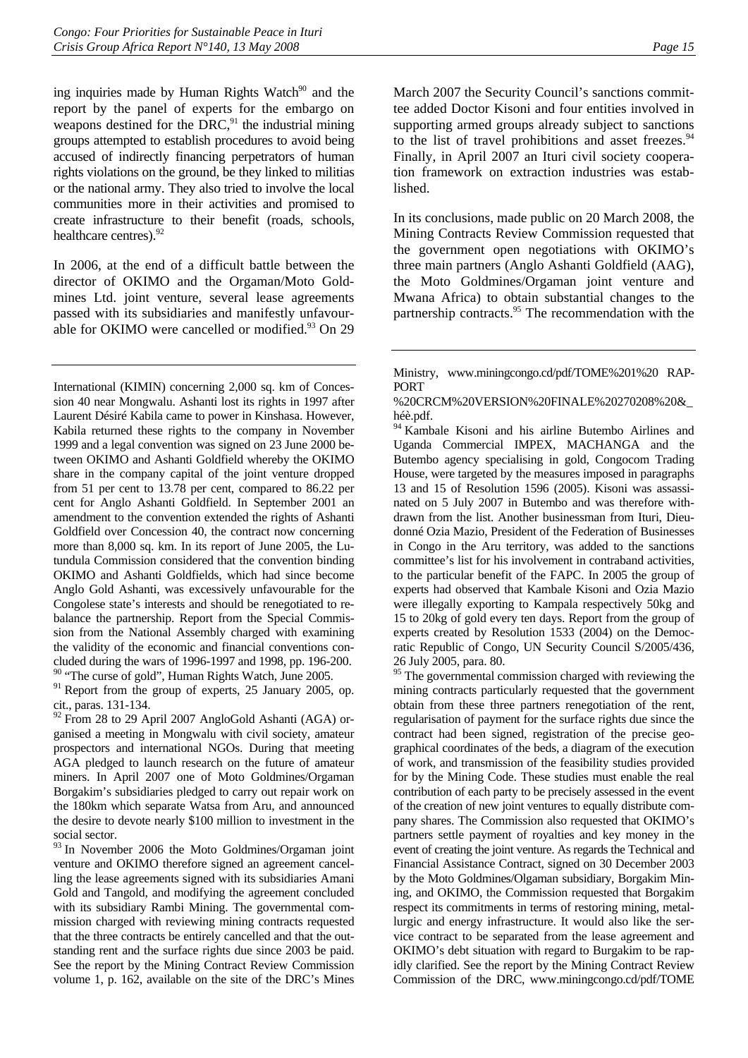ing inquiries made by Human Rights Watch[90] and the report by the panel of experts for the embargo on weapons destined for the DRC,[91] the industrial mining groups attempted to establish procedures to avoid being accused of indirectly financing perpetrators of human rights violations on the ground, be they linked to militias or the national army. They also tried to involve the local communities more in their activities and promised to create infrastructure to their benefit (roads, schools, healthcare centres).[92]

In 2006, at the end of a difficult battle between the director of OKIMO and the Orgaman/Moto Goldmines Ltd. joint venture, several lease agreements passed with its subsidiaries and manifestly unfavourable for OKIMO were cancelled or modified.[93] On 29 March 2007 the Security Council's sanctions committee added Doctor Kisoni and four entities involved in supporting armed groups already subject to sanctions to the list of travel prohibitions and asset freezes.[94] Finally, in April 2007 an Ituri civil society cooperation framework on extraction industries was established.

In its conclusions, made public on 20 March 2008, the Mining Contracts Review Commission requested that the government open negotiations with OKIMO's three main partners (Anglo Ashanti Goldfield (AAG), the Moto Goldmines/Orgaman joint venture and Mwana Africa) to obtain substantial changes to the partnership contracts.[95] The recommendation with the

---

International (KIMIN) concerning 2,000 sq. km of Concession 40 near Mongwalu. Ashanti lost its rights in 1997 after Laurent Désiré Kabila came to power in Kinshasa. However, Kabila returned these rights to the company in November 1999 and a legal convention was signed on 23 June 2000 between OKIMO and Ashanti Goldfield whereby the OKIMO share in the company capital of the joint venture dropped from 51 per cent to 13.78 per cent, compared to 86.22 per cent for Anglo Ashanti Goldfield. In September 2001 an amendment to the convention extended the rights of Ashanti Goldfield over Concession 40, the contract now concerning more than 8,000 sq. km. In its report of June 2005, the Lutundula Commission considered that the convention binding OKIMO and Ashanti Goldfields, which had since become Anglo Gold Ashanti, was excessively unfavourable for the Congolese state's interests and should be renegotiated to rebalance the partnership. Report from the Special Commission from the National Assembly charged with examining the validity of the economic and financial conventions concluded during the wars of 1996-1997 and 1998, pp. 196-200.

[90] "The curse of gold", Human Rights Watch, June 2005.

[91] Report from the group of experts, 25 January 2005, op. cit., paras. 131-134.

[92] From 28 to 29 April 2007 AngloGold Ashanti (AGA) organised a meeting in Mongwalu with civil society, amateur prospectors and international NGOs. During that meeting AGA pledged to launch research on the future of amateur miners. In April 2007 one of Moto Goldmines/Orgaman Borgakim's subsidiaries pledged to carry out repair work on the 180km which separate Watsa from Aru, and announced the desire to devote nearly $100 million to investment in the social sector.

[93] In November 2006 the Moto Goldmines/Orgaman joint venture and OKIMO therefore signed an agreement cancelling the lease agreements signed with its subsidiaries Amani Gold and Tangold, and modifying the agreement concluded with its subsidiary Rambi Mining. The governmental commission charged with reviewing mining contracts requested that the three contracts be entirely cancelled and that the outstanding rent and the surface rights due since 2003 be paid. See the report by the Mining Contract Review Commission volume 1, p. 162, available on the site of the DRC's Mines Ministry, www.miningcongo.cd/pdf/TOME%201%20 RAPPORT %20CRCM%20VERSION%20FINALE%20270208%20&_héè.pdf.

[94] Kambale Kisoni and his airline Butembo Airlines and Uganda Commercial IMPEX, MACHANGA and the Butembo agency specialising in gold, Congocom Trading House, were targeted by the measures imposed in paragraphs 13 and 15 of Resolution 1596 (2005). Kisoni was assassinated on 5 July 2007 in Butembo and was therefore withdrawn from the list. Another businessman from Ituri, Dieudonné Ozia Mazio, President of the Federation of Businesses in Congo in the Aru territory, was added to the sanctions committee's list for his involvement in contraband activities, to the particular benefit of the FAPC. In 2005 the group of experts had observed that Kambale Kisoni and Ozia Mazio were illegally exporting to Kampala respectively 50kg and 15 to 20kg of gold every ten days. Report from the group of experts created by Resolution 1533 (2004) on the Democratic Republic of Congo, UN Security Council S/2005/436, 26 July 2005, para. 80.

[95] The governmental commission charged with reviewing the mining contracts particularly requested that the government obtain from these three partners renegotiation of the rent, regularisation of payment for the surface rights due since the contract had been signed, registration of the precise geographical coordinates of the beds, a diagram of the execution of work, and transmission of the feasibility studies provided for by the Mining Code. These studies must enable the real contribution of each party to be precisely assessed in the event of the creation of new joint ventures to equally distribute company shares. The Commission also requested that OKIMO's partners settle payment of royalties and key money in the event of creating the joint venture. As regards the Technical and Financial Assistance Contract, signed on 30 December 2003 by the Moto Goldmines/Olgaman subsidiary, Borgakim Mining, and OKIMO, the Commission requested that Borgakim respect its commitments in terms of restoring mining, metallurgic and energy infrastructure. It would also like the service contract to be separated from the lease agreement and OKIMO's debt situation with regard to Burgakim to be rapidly clarified. See the report by the Mining Contract Review Commission of the DRC, www.miningcongo.cd/pdf/TOME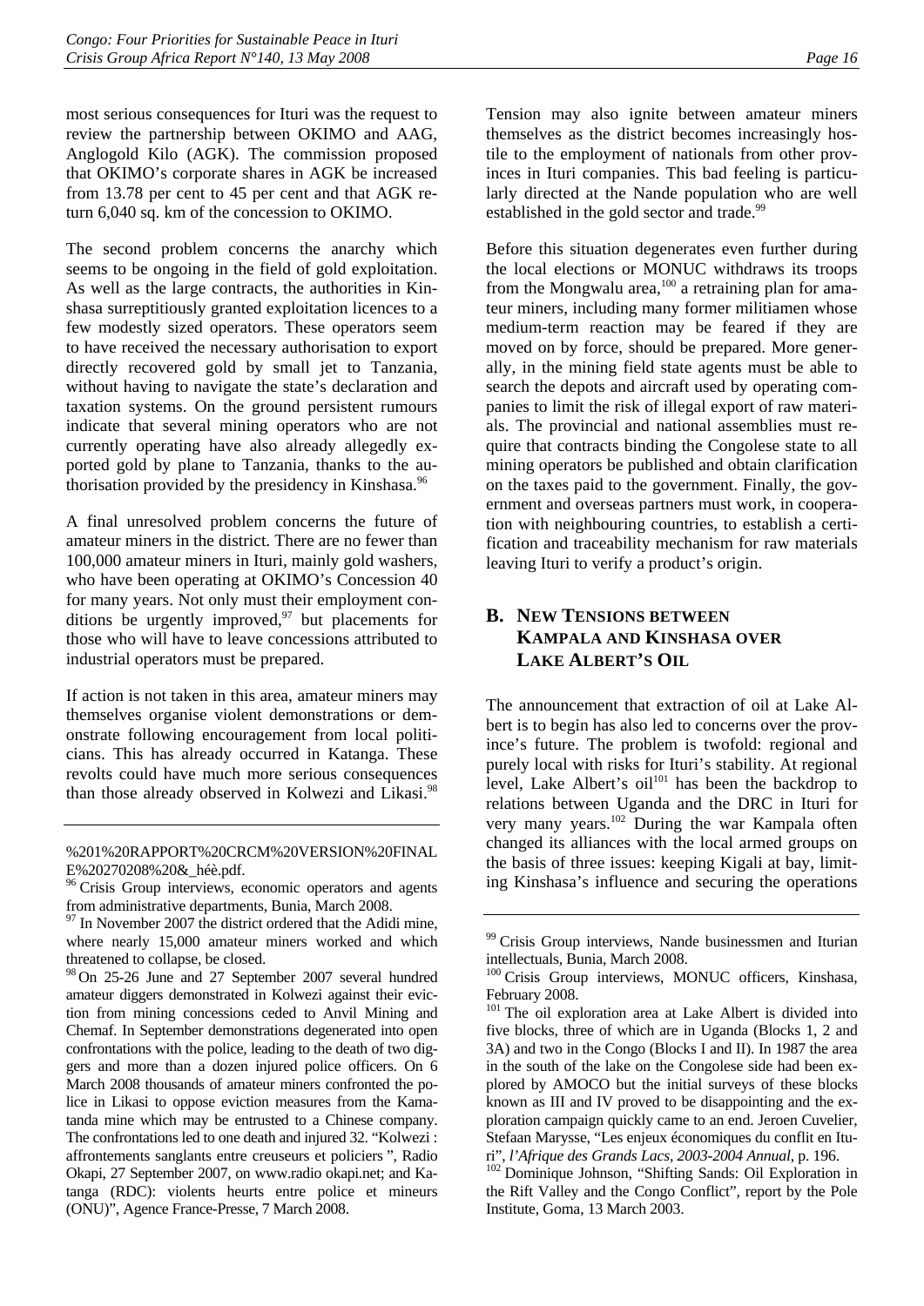most serious consequences for Ituri was the request to review the partnership between OKIMO and AAG, Anglogold Kilo (AGK). The commission proposed that OKIMO's corporate shares in AGK be increased from 13.78 per cent to 45 per cent and that AGK return 6,040 sq. km of the concession to OKIMO.

The second problem concerns the anarchy which seems to be ongoing in the field of gold exploitation. As well as the large contracts, the authorities in Kinshasa surreptitiously granted exploitation licences to a few modestly sized operators. These operators seem to have received the necessary authorisation to export directly recovered gold by small jet to Tanzania, without having to navigate the state's declaration and taxation systems. On the ground persistent rumours indicate that several mining operators who are not currently operating have also already allegedly exported gold by plane to Tanzania, thanks to the authorisation provided by the presidency in Kinshasa.[96]

A final unresolved problem concerns the future of amateur miners in the district. There are no fewer than 100,000 amateur miners in Ituri, mainly gold washers, who have been operating at OKIMO's Concession 40 for many years. Not only must their employment conditions be urgently improved,[97] but placements for those who will have to leave concessions attributed to industrial operators must be prepared.

If action is not taken in this area, amateur miners may themselves organise violent demonstrations or demonstrate following encouragement from local politicians. This has already occurred in Katanga. These revolts could have much more serious consequences than those already observed in Kolwezi and Likasi.[98]

Tension may also ignite between amateur miners themselves as the district becomes increasingly hostile to the employment of nationals from other provinces in Ituri companies. This bad feeling is particularly directed at the Nande population who are well established in the gold sector and trade.[99]

Before this situation degenerates even further during the local elections or MONUC withdraws its troops from the Mongwalu area,[100] a retraining plan for amateur miners, including many former militiamen whose medium-term reaction may be feared if they are moved on by force, should be prepared. More generally, in the mining field state agents must be able to search the depots and aircraft used by operating companies to limit the risk of illegal export of raw materials. The provincial and national assemblies must require that contracts binding the Congolese state to all mining operators be published and obtain clarification on the taxes paid to the government. Finally, the government and overseas partners must work, in cooperation with neighbouring countries, to establish a certification and traceability mechanism for raw materials leaving Ituri to verify a product's origin.

## B. New Tensions between Kampala and Kinshasa over Lake Albert's Oil

The announcement that extraction of oil at Lake Albert is to begin has also led to concerns over the province's future. The problem is twofold: regional and purely local with risks for Ituri's stability. At regional level, Lake Albert's oil[101] has been the backdrop to relations between Uganda and the DRC in Ituri for very many years.[102] During the war Kampala often changed its alliances with the local armed groups on the basis of three issues: keeping Kigali at bay, limiting Kinshasa's influence and securing the operations

---

%201%20RAPPORT%20CRCM%20VERSION%20FINALE%20270208%20&_héê.pdf.

[96] Crisis Group interviews, economic operators and agents from administrative departments, Bunia, March 2008.

[97] In November 2007 the district ordered that the Adidi mine, where nearly 15,000 amateur miners worked and which threatened to collapse, be closed.

[98] On 25-26 June and 27 September 2007 several hundred amateur diggers demonstrated in Kolwezi against their eviction from mining concessions ceded to Anvil Mining and Chemaf. In September demonstrations degenerated into open confrontations with the police, leading to the death of two diggers and more than a dozen injured police officers. On 6 March 2008 thousands of amateur miners confronted the police in Likasi to oppose eviction measures from the Kamatanda mine which may be entrusted to a Chinese company. The confrontations led to one death and injured 32. "Kolwezi : affrontements sanglants entre creuseurs et policiers ", Radio Okapi, 27 September 2007, on www.radio okapi.net; and Katanga (RDC): violents heurts entre police et mineurs (ONU)", Agence France-Presse, 7 March 2008.

[99] Crisis Group interviews, Nande businessmen and Iturian intellectuals, Bunia, March 2008.

[100] Crisis Group interviews, MONUC officers, Kinshasa, February 2008.

[101] The oil exploration area at Lake Albert is divided into five blocks, three of which are in Uganda (Blocks 1, 2 and 3A) and two in the Congo (Blocks I and II). In 1987 the area in the south of the lake on the Congolese side had been explored by AMOCO but the initial surveys of these blocks known as III and IV proved to be disappointing and the exploration campaign quickly came to an end. Jeroen Cuvelier, Stefaan Marysse, "Les enjeux économiques du conflit en Ituri", *l'Afrique des Grands Lacs, 2003-2004 Annual*, p. 196.

[102] Dominique Johnson, "Shifting Sands: Oil Exploration in the Rift Valley and the Congo Conflict", report by the Pole Institute, Goma, 13 March 2003.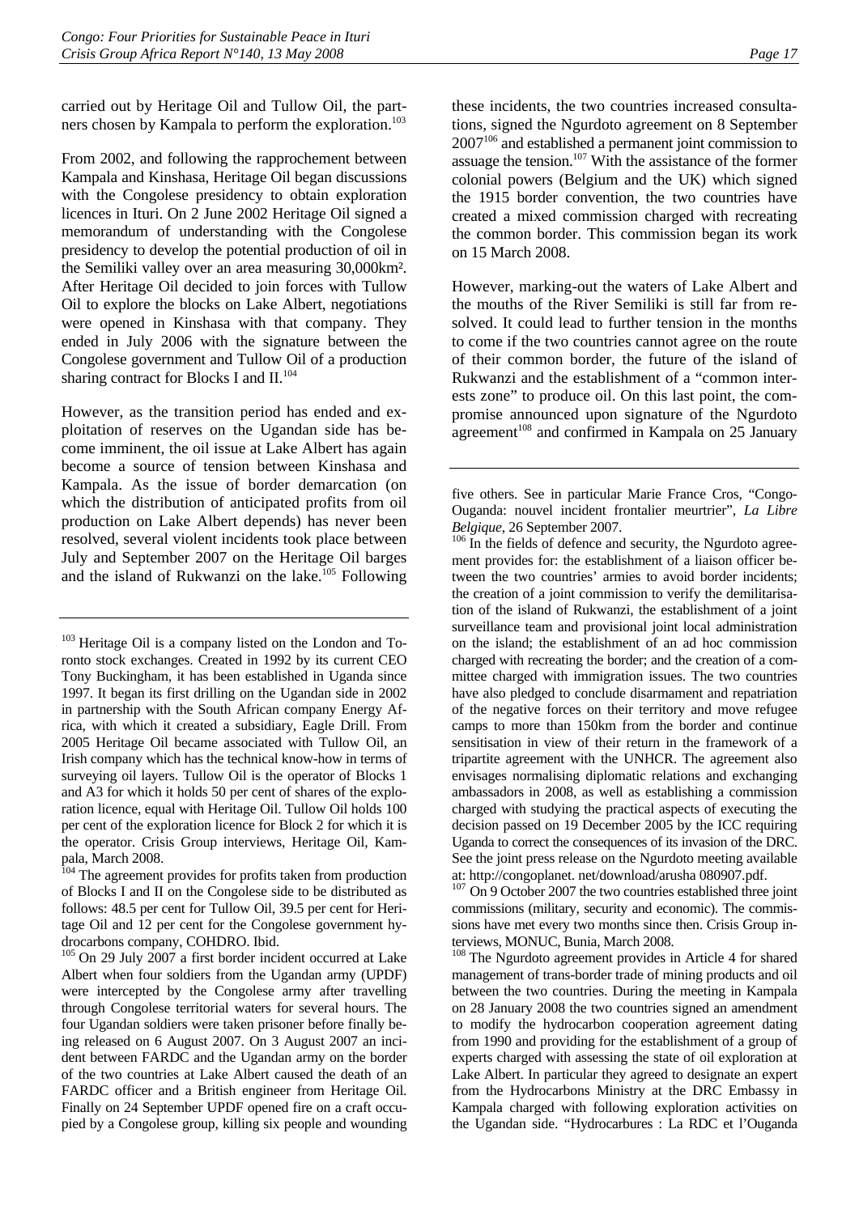carried out by Heritage Oil and Tullow Oil, the partners chosen by Kampala to perform the exploration.[103]

From 2002, and following the rapprochement between Kampala and Kinshasa, Heritage Oil began discussions with the Congolese presidency to obtain exploration licences in Ituri. On 2 June 2002 Heritage Oil signed a memorandum of understanding with the Congolese presidency to develop the potential production of oil in the Semiliki valley over an area measuring 30,000km². After Heritage Oil decided to join forces with Tullow Oil to explore the blocks on Lake Albert, negotiations were opened in Kinshasa with that company. They ended in July 2006 with the signature between the Congolese government and Tullow Oil of a production sharing contract for Blocks I and II.[104]

However, as the transition period has ended and exploitation of reserves on the Ugandan side has become imminent, the oil issue at Lake Albert has again become a source of tension between Kinshasa and Kampala. As the issue of border demarcation (on which the distribution of anticipated profits from oil production on Lake Albert depends) has never been resolved, several violent incidents took place between July and September 2007 on the Heritage Oil barges and the island of Rukwanzi on the lake.[105] Following these incidents, the two countries increased consultations, signed the Ngurdoto agreement on 8 September 2007[106] and established a permanent joint commission to assuage the tension.[107] With the assistance of the former colonial powers (Belgium and the UK) which signed the 1915 border convention, the two countries have created a mixed commission charged with recreating the common border. This commission began its work on 15 March 2008.

However, marking-out the waters of Lake Albert and the mouths of the River Semiliki is still far from resolved. It could lead to further tension in the months to come if the two countries cannot agree on the route of their common border, the future of the island of Rukwanzi and the establishment of a "common interests zone" to produce oil. On this last point, the compromise announced upon signature of the Ngurdoto agreement[108] and confirmed in Kampala on 25 January

---

[103] Heritage Oil is a company listed on the London and Toronto stock exchanges. Created in 1992 by its current CEO Tony Buckingham, it has been established in Uganda since 1997. It began its first drilling on the Ugandan side in 2002 in partnership with the South African company Energy Africa, with which it created a subsidiary, Eagle Drill. From 2005 Heritage Oil became associated with Tullow Oil, an Irish company which has the technical know-how in terms of surveying oil layers. Tullow Oil is the operator of Blocks 1 and A3 for which it holds 50 per cent of shares of the exploration licence, equal with Heritage Oil. Tullow Oil holds 100 per cent of the exploration licence for Block 2 for which it is the operator. Crisis Group interviews, Heritage Oil, Kampala, March 2008.

[104] The agreement provides for profits taken from production of Blocks I and II on the Congolese side to be distributed as follows: 48.5 per cent for Tullow Oil, 39.5 per cent for Heritage Oil and 12 per cent for the Congolese government hydrocarbons company, COHDRO. Ibid.

[105] On 29 July 2007 a first border incident occurred at Lake Albert when four soldiers from the Ugandan army (UPDF) were intercepted by the Congolese army after travelling through Congolese territorial waters for several hours. The four Ugandan soldiers were taken prisoner before finally being released on 6 August 2007. On 3 August 2007 an incident between FARDC and the Ugandan army on the border of the two countries at Lake Albert caused the death of an FARDC officer and a British engineer from Heritage Oil. Finally on 24 September UPDF opened fire on a craft occupied by a Congolese group, killing six people and wounding five others. See in particular Marie France Cros, "Congo-Ouganda: nouvel incident frontalier meurtrier", *La Libre Belgique*, 26 September 2007.

[106] In the fields of defence and security, the Ngurdoto agreement provides for: the establishment of a liaison officer between the two countries' armies to avoid border incidents; the creation of a joint commission to verify the demilitarisation of the island of Rukwanzi, the establishment of a joint surveillance team and provisional joint local administration on the island; the establishment of an ad hoc commission charged with recreating the border; and the creation of a committee charged with immigration issues. The two countries have also pledged to conclude disarmament and repatriation of the negative forces on their territory and move refugee camps to more than 150km from the border and continue sensitisation in view of their return in the framework of a tripartite agreement with the UNHCR. The agreement also envisages normalising diplomatic relations and exchanging ambassadors in 2008, as well as establishing a commission charged with studying the practical aspects of executing the decision passed on 19 December 2005 by the ICC requiring Uganda to correct the consequences of its invasion of the DRC. See the joint press release on the Ngurdoto meeting available at: http://congoplanet. net/download/arusha 080907.pdf.

[107] On 9 October 2007 the two countries established three joint commissions (military, security and economic). The commissions have met every two months since then. Crisis Group interviews, MONUC, Bunia, March 2008.

[108] The Ngurdoto agreement provides in Article 4 for shared management of trans-border trade of mining products and oil between the two countries. During the meeting in Kampala on 28 January 2008 the two countries signed an amendment to modify the hydrocarbon cooperation agreement dating from 1990 and providing for the establishment of a group of experts charged with assessing the state of oil exploration at Lake Albert. In particular they agreed to designate an expert from the Hydrocarbons Ministry at the DRC Embassy in Kampala charged with following exploration activities on the Ugandan side. "Hydrocarbures : La RDC et l'Ouganda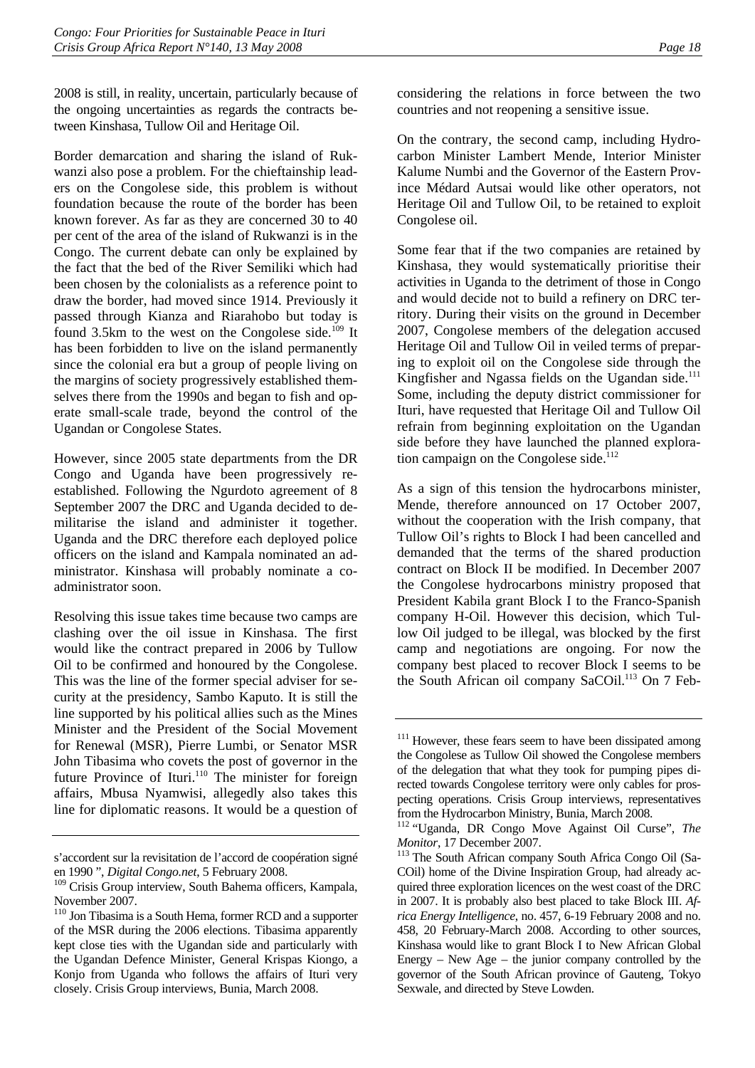2008 is still, in reality, uncertain, particularly because of the ongoing uncertainties as regards the contracts between Kinshasa, Tullow Oil and Heritage Oil.

Border demarcation and sharing the island of Rukwanzi also pose a problem. For the chieftainship leaders on the Congolese side, this problem is without foundation because the route of the border has been known forever. As far as they are concerned 30 to 40 per cent of the area of the island of Rukwanzi is in the Congo. The current debate can only be explained by the fact that the bed of the River Semiliki which had been chosen by the colonialists as a reference point to draw the border, had moved since 1914. Previously it passed through Kianza and Riarahobo but today is found 3.5km to the west on the Congolese side.[109] It has been forbidden to live on the island permanently since the colonial era but a group of people living on the margins of society progressively established themselves there from the 1990s and began to fish and operate small-scale trade, beyond the control of the Ugandan or Congolese States.

However, since 2005 state departments from the DR Congo and Uganda have been progressively reestablished. Following the Ngurdoto agreement of 8 September 2007 the DRC and Uganda decided to demilitarise the island and administer it together. Uganda and the DRC therefore each deployed police officers on the island and Kampala nominated an administrator. Kinshasa will probably nominate a co-administrator soon.

Resolving this issue takes time because two camps are clashing over the oil issue in Kinshasa. The first would like the contract prepared in 2006 by Tullow Oil to be confirmed and honoured by the Congolese. This was the line of the former special adviser for security at the presidency, Sambo Kaputo. It is still the line supported by his political allies such as the Mines Minister and the President of the Social Movement for Renewal (MSR), Pierre Lumbi, or Senator MSR John Tibasima who covets the post of governor in the future Province of Ituri.[110] The minister for foreign affairs, Mbusa Nyamwisi, allegedly also takes this line for diplomatic reasons. It would be a question of considering the relations in force between the two countries and not reopening a sensitive issue.

On the contrary, the second camp, including Hydrocarbon Minister Lambert Mende, Interior Minister Kalume Numbi and the Governor of the Eastern Province Médard Autsai would like other operators, not Heritage Oil and Tullow Oil, to be retained to exploit Congolese oil.

Some fear that if the two companies are retained by Kinshasa, they would systematically prioritise their activities in Uganda to the detriment of those in Congo and would decide not to build a refinery on DRC territory. During their visits on the ground in December 2007, Congolese members of the delegation accused Heritage Oil and Tullow Oil in veiled terms of preparing to exploit oil on the Congolese side through the Kingfisher and Ngassa fields on the Ugandan side.[111] Some, including the deputy district commissioner for Ituri, have requested that Heritage Oil and Tullow Oil refrain from beginning exploitation on the Ugandan side before they have launched the planned exploration campaign on the Congolese side.[112]

As a sign of this tension the hydrocarbons minister, Mende, therefore announced on 17 October 2007, without the cooperation with the Irish company, that Tullow Oil's rights to Block I had been cancelled and demanded that the terms of the shared production contract on Block II be modified. In December 2007 the Congolese hydrocarbons ministry proposed that President Kabila grant Block I to the Franco-Spanish company H-Oil. However this decision, which Tullow Oil judged to be illegal, was blocked by the first camp and negotiations are ongoing. For now the company best placed to recover Block I seems to be the South African oil company SaCOil.[113] On 7 Feb-

---

s'accordent sur la revisitation de l'accord de coopération signé en 1990 ", *Digital Congo.net*, 5 February 2008.

[109] Crisis Group interview, South Bahema officers, Kampala, November 2007.

[110] Jon Tibasima is a South Hema, former RCD and a supporter of the MSR during the 2006 elections. Tibasima apparently kept close ties with the Ugandan side and particularly with the Ugandan Defence Minister, General Krispas Kiongo, a Konjo from Uganda who follows the affairs of Ituri very closely. Crisis Group interviews, Bunia, March 2008.

[111] However, these fears seem to have been dissipated among the Congolese as Tullow Oil showed the Congolese members of the delegation that what they took for pumping pipes directed towards Congolese territory were only cables for prospecting operations. Crisis Group interviews, representatives from the Hydrocarbon Ministry, Bunia, March 2008.

[112] "Uganda, DR Congo Move Against Oil Curse", *The Monitor*, 17 December 2007.

[113] The South African company South Africa Congo Oil (SaCOil) home of the Divine Inspiration Group, had already acquired three exploration licences on the west coast of the DRC in 2007. It is probably also best placed to take Block III. *Africa Energy Intelligence*, no. 457, 6-19 February 2008 and no. 458, 20 February-March 2008. According to other sources, Kinshasa would like to grant Block I to New African Global Energy – New Age – the junior company controlled by the governor of the South African province of Gauteng, Tokyo Sexwale, and directed by Steve Lowden.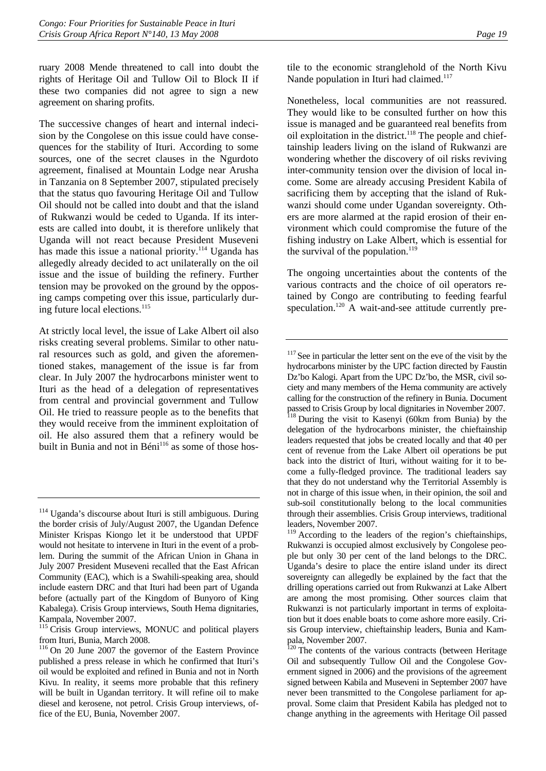ruary 2008 Mende threatened to call into doubt the rights of Heritage Oil and Tullow Oil to Block II if these two companies did not agree to sign a new agreement on sharing profits.

The successive changes of heart and internal indecision by the Congolese on this issue could have consequences for the stability of Ituri. According to some sources, one of the secret clauses in the Ngurdoto agreement, finalised at Mountain Lodge near Arusha in Tanzania on 8 September 2007, stipulated precisely that the status quo favouring Heritage Oil and Tullow Oil should not be called into doubt and that the island of Rukwanzi would be ceded to Uganda. If its interests are called into doubt, it is therefore unlikely that Uganda will not react because President Museveni has made this issue a national priority.[114] Uganda has allegedly already decided to act unilaterally on the oil issue and the issue of building the refinery. Further tension may be provoked on the ground by the opposing camps competing over this issue, particularly during future local elections.[115]

At strictly local level, the issue of Lake Albert oil also risks creating several problems. Similar to other natural resources such as gold, and given the aforementioned stakes, management of the issue is far from clear. In July 2007 the hydrocarbons minister went to Ituri as the head of a delegation of representatives from central and provincial government and Tullow Oil. He tried to reassure people as to the benefits that they would receive from the imminent exploitation of oil. He also assured them that a refinery would be built in Bunia and not in Béni[116] as some of those hostile to the economic stranglehold of the North Kivu Nande population in Ituri had claimed.[117]

Nonetheless, local communities are not reassured. They would like to be consulted further on how this issue is managed and be guaranteed real benefits from oil exploitation in the district.[118] The people and chieftainship leaders living on the island of Rukwanzi are wondering whether the discovery of oil risks reviving inter-community tension over the division of local income. Some are already accusing President Kabila of sacrificing them by accepting that the island of Rukwanzi should come under Ugandan sovereignty. Others are more alarmed at the rapid erosion of their environment which could compromise the future of the fishing industry on Lake Albert, which is essential for the survival of the population.[119]

The ongoing uncertainties about the contents of the various contracts and the choice of oil operators retained by Congo are contributing to feeding fearful speculation.[120] A wait-and-see attitude currently pre-

---

[114] Uganda's discourse about Ituri is still ambiguous. During the border crisis of July/August 2007, the Ugandan Defence Minister Krispas Kiongo let it be understood that UPDF would not hesitate to intervene in Ituri in the event of a problem. During the summit of the African Union in Ghana in July 2007 President Museveni recalled that the East African Community (EAC), which is a Swahili-speaking area, should include eastern DRC and that Ituri had been part of Uganda before (actually part of the Kingdom of Bunyoro of King Kabalega). Crisis Group interviews, South Hema dignitaries, Kampala, November 2007.

[115] Crisis Group interviews, MONUC and political players from Ituri, Bunia, March 2008.

[116] On 20 June 2007 the governor of the Eastern Province published a press release in which he confirmed that Ituri's oil would be exploited and refined in Bunia and not in North Kivu. In reality, it seems more probable that this refinery will be built in Ugandan territory. It will refine oil to make diesel and kerosene, not petrol. Crisis Group interviews, office of the EU, Bunia, November 2007.

[117] See in particular the letter sent on the eve of the visit by the hydrocarbons minister by the UPC faction directed by Faustin Dz'bo Kalogi. Apart from the UPC Dz'bo, the MSR, civil society and many members of the Hema community are actively calling for the construction of the refinery in Bunia. Document passed to Crisis Group by local dignitaries in November 2007.

[118] During the visit to Kasenyi (60km from Bunia) by the delegation of the hydrocarbons minister, the chieftainship leaders requested that jobs be created locally and that 40 per cent of revenue from the Lake Albert oil operations be put back into the district of Ituri, without waiting for it to become a fully-fledged province. The traditional leaders say that they do not understand why the Territorial Assembly is not in charge of this issue when, in their opinion, the soil and sub-soil constitutionally belong to the local communities through their assemblies. Crisis Group interviews, traditional leaders, November 2007.

[119] According to the leaders of the region's chieftainships, Rukwanzi is occupied almost exclusively by Congolese people but only 30 per cent of the land belongs to the DRC. Uganda's desire to place the entire island under its direct sovereignty can allegedly be explained by the fact that the drilling operations carried out from Rukwanzi at Lake Albert are among the most promising. Other sources claim that Rukwanzi is not particularly important in terms of exploitation but it does enable boats to come ashore more easily. Crisis Group interview, chieftainship leaders, Bunia and Kampala, November 2007.

[120] The contents of the various contracts (between Heritage Oil and subsequently Tullow Oil and the Congolese Government signed in 2006) and the provisions of the agreement signed between Kabila and Museveni in September 2007 have never been transmitted to the Congolese parliament for approval. Some claim that President Kabila has pledged not to change anything in the agreements with Heritage Oil passed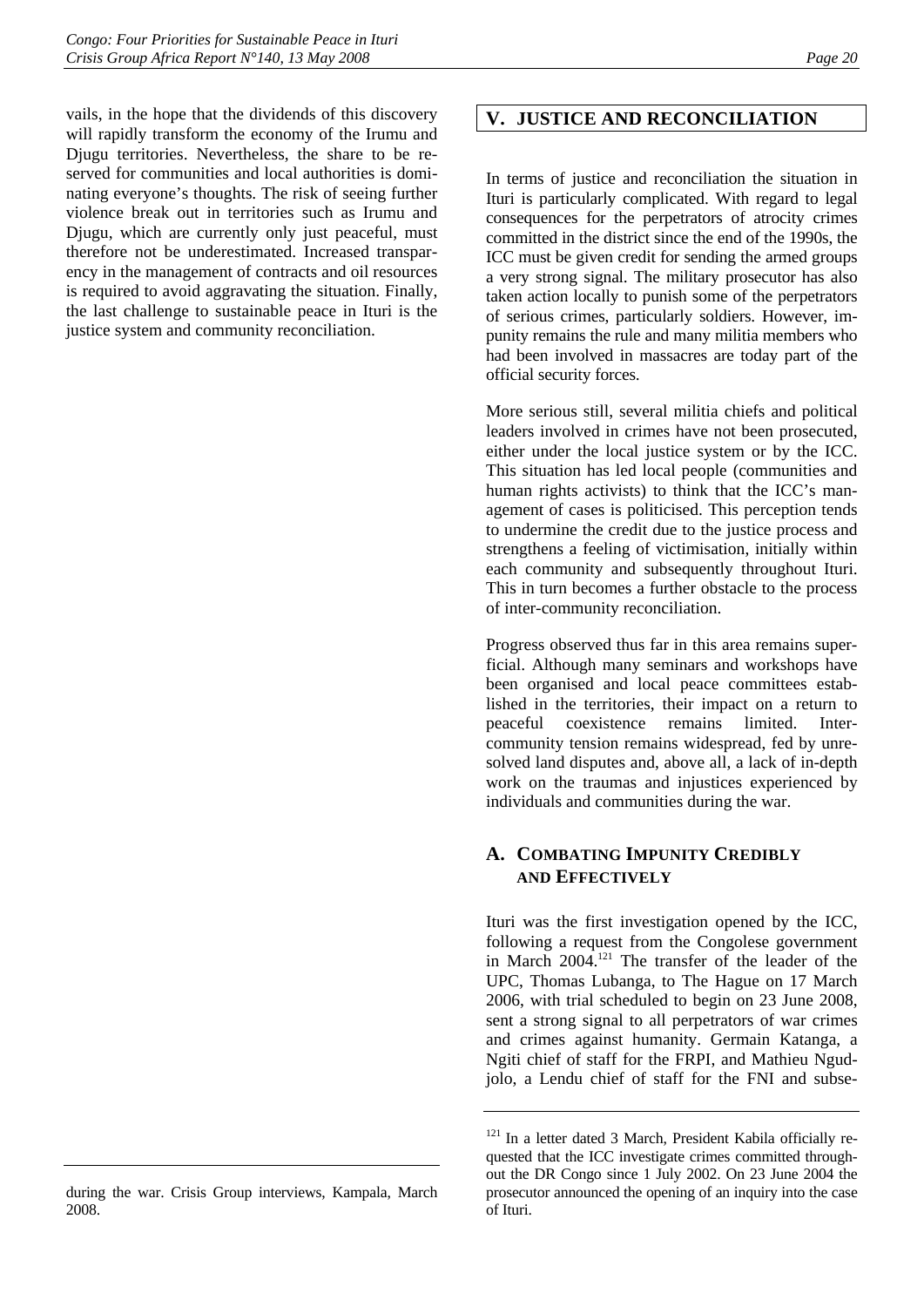vails, in the hope that the dividends of this discovery will rapidly transform the economy of the Irumu and Djugu territories. Nevertheless, the share to be reserved for communities and local authorities is dominating everyone's thoughts. The risk of seeing further violence break out in territories such as Irumu and Djugu, which are currently only just peaceful, must therefore not be underestimated. Increased transparency in the management of contracts and oil resources is required to avoid aggravating the situation. Finally, the last challenge to sustainable peace in Ituri is the justice system and community reconciliation.

during the war. Crisis Group interviews, Kampala, March 2008.

## V. JUSTICE AND RECONCILIATION

In terms of justice and reconciliation the situation in Ituri is particularly complicated. With regard to legal consequences for the perpetrators of atrocity crimes committed in the district since the end of the 1990s, the ICC must be given credit for sending the armed groups a very strong signal. The military prosecutor has also taken action locally to punish some of the perpetrators of serious crimes, particularly soldiers. However, impunity remains the rule and many militia members who had been involved in massacres are today part of the official security forces.

More serious still, several militia chiefs and political leaders involved in crimes have not been prosecuted, either under the local justice system or by the ICC. This situation has led local people (communities and human rights activists) to think that the ICC's management of cases is politicised. This perception tends to undermine the credit due to the justice process and strengthens a feeling of victimisation, initially within each community and subsequently throughout Ituri. This in turn becomes a further obstacle to the process of inter-community reconciliation.

Progress observed thus far in this area remains superficial. Although many seminars and workshops have been organised and local peace committees established in the territories, their impact on a return to peaceful coexistence remains limited. Inter-community tension remains widespread, fed by unresolved land disputes and, above all, a lack of in-depth work on the traumas and injustices experienced by individuals and communities during the war.

### A. Combating Impunity Credibly and Effectively

Ituri was the first investigation opened by the ICC, following a request from the Congolese government in March 2004.[121] The transfer of the leader of the UPC, Thomas Lubanga, to The Hague on 17 March 2006, with trial scheduled to begin on 23 June 2008, sent a strong signal to all perpetrators of war crimes and crimes against humanity. Germain Katanga, a Ngiti chief of staff for the FRPI, and Mathieu Ngudjolo, a Lendu chief of staff for the FNI and subse-

[121] In a letter dated 3 March, President Kabila officially requested that the ICC investigate crimes committed throughout the DR Congo since 1 July 2002. On 23 June 2004 the prosecutor announced the opening of an inquiry into the case of Ituri.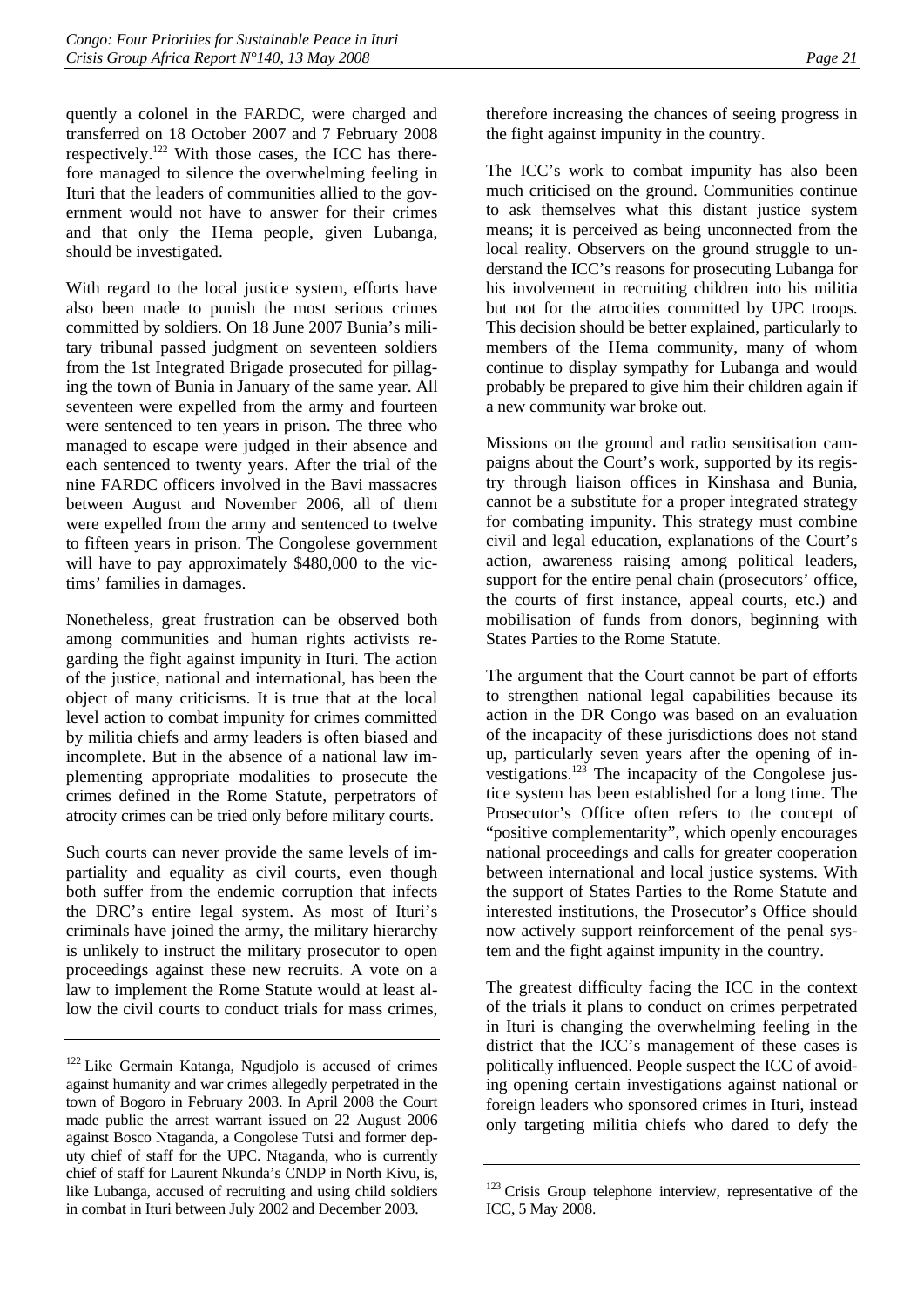quently a colonel in the FARDC, were charged and transferred on 18 October 2007 and 7 February 2008 respectively.[122] With those cases, the ICC has therefore managed to silence the overwhelming feeling in Ituri that the leaders of communities allied to the government would not have to answer for their crimes and that only the Hema people, given Lubanga, should be investigated.

With regard to the local justice system, efforts have also been made to punish the most serious crimes committed by soldiers. On 18 June 2007 Bunia's military tribunal passed judgment on seventeen soldiers from the 1st Integrated Brigade prosecuted for pillaging the town of Bunia in January of the same year. All seventeen were expelled from the army and fourteen were sentenced to ten years in prison. The three who managed to escape were judged in their absence and each sentenced to twenty years. After the trial of the nine FARDC officers involved in the Bavi massacres between August and November 2006, all of them were expelled from the army and sentenced to twelve to fifteen years in prison. The Congolese government will have to pay approximately $480,000 to the victims' families in damages.

Nonetheless, great frustration can be observed both among communities and human rights activists regarding the fight against impunity in Ituri. The action of the justice, national and international, has been the object of many criticisms. It is true that at the local level action to combat impunity for crimes committed by militia chiefs and army leaders is often biased and incomplete. But in the absence of a national law implementing appropriate modalities to prosecute the crimes defined in the Rome Statute, perpetrators of atrocity crimes can be tried only before military courts.

Such courts can never provide the same levels of impartiality and equality as civil courts, even though both suffer from the endemic corruption that infects the DRC's entire legal system. As most of Ituri's criminals have joined the army, the military hierarchy is unlikely to instruct the military prosecutor to open proceedings against these new recruits. A vote on a law to implement the Rome Statute would at least allow the civil courts to conduct trials for mass crimes, therefore increasing the chances of seeing progress in the fight against impunity in the country.

The ICC's work to combat impunity has also been much criticised on the ground. Communities continue to ask themselves what this distant justice system means; it is perceived as being unconnected from the local reality. Observers on the ground struggle to understand the ICC's reasons for prosecuting Lubanga for his involvement in recruiting children into his militia but not for the atrocities committed by UPC troops. This decision should be better explained, particularly to members of the Hema community, many of whom continue to display sympathy for Lubanga and would probably be prepared to give him their children again if a new community war broke out.

Missions on the ground and radio sensitisation campaigns about the Court's work, supported by its registry through liaison offices in Kinshasa and Bunia, cannot be a substitute for a proper integrated strategy for combating impunity. This strategy must combine civil and legal education, explanations of the Court's action, awareness raising among political leaders, support for the entire penal chain (prosecutors' office, the courts of first instance, appeal courts, etc.) and mobilisation of funds from donors, beginning with States Parties to the Rome Statute.

The argument that the Court cannot be part of efforts to strengthen national legal capabilities because its action in the DR Congo was based on an evaluation of the incapacity of these jurisdictions does not stand up, particularly seven years after the opening of investigations.[123] The incapacity of the Congolese justice system has been established for a long time. The Prosecutor's Office often refers to the concept of "positive complementarity", which openly encourages national proceedings and calls for greater cooperation between international and local justice systems. With the support of States Parties to the Rome Statute and interested institutions, the Prosecutor's Office should now actively support reinforcement of the penal system and the fight against impunity in the country.

The greatest difficulty facing the ICC in the context of the trials it plans to conduct on crimes perpetrated in Ituri is changing the overwhelming feeling in the district that the ICC's management of these cases is politically influenced. People suspect the ICC of avoiding opening certain investigations against national or foreign leaders who sponsored crimes in Ituri, instead only targeting militia chiefs who dared to defy the

---

[122] Like Germain Katanga, Ngudjolo is accused of crimes against humanity and war crimes allegedly perpetrated in the town of Bogoro in February 2003. In April 2008 the Court made public the arrest warrant issued on 22 August 2006 against Bosco Ntaganda, a Congolese Tutsi and former deputy chief of staff for the UPC. Ntaganda, who is currently chief of staff for Laurent Nkunda's CNDP in North Kivu, is, like Lubanga, accused of recruiting and using child soldiers in combat in Ituri between July 2002 and December 2003.

[123] Crisis Group telephone interview, representative of the ICC, 5 May 2008.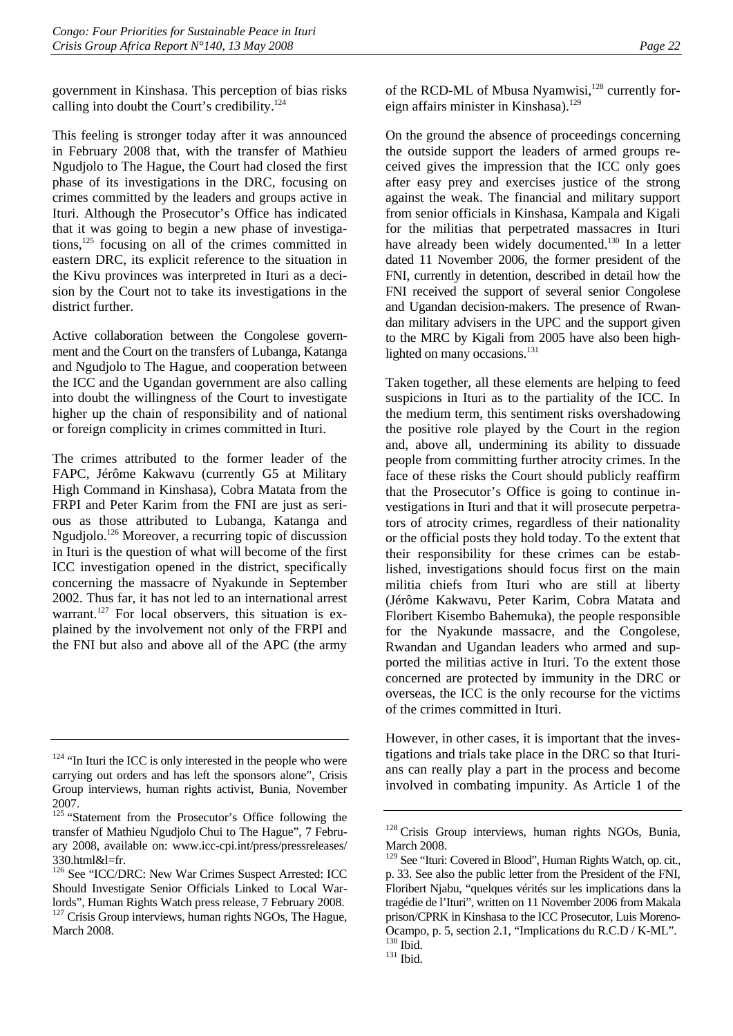government in Kinshasa. This perception of bias risks calling into doubt the Court's credibility.[124]

This feeling is stronger today after it was announced in February 2008 that, with the transfer of Mathieu Ngudjolo to The Hague, the Court had closed the first phase of its investigations in the DRC, focusing on crimes committed by the leaders and groups active in Ituri. Although the Prosecutor's Office has indicated that it was going to begin a new phase of investigations,[125] focusing on all of the crimes committed in eastern DRC, its explicit reference to the situation in the Kivu provinces was interpreted in Ituri as a decision by the Court not to take its investigations in the district further.

Active collaboration between the Congolese government and the Court on the transfers of Lubanga, Katanga and Ngudjolo to The Hague, and cooperation between the ICC and the Ugandan government are also calling into doubt the willingness of the Court to investigate higher up the chain of responsibility and of national or foreign complicity in crimes committed in Ituri.

The crimes attributed to the former leader of the FAPC, Jérôme Kakwavu (currently G5 at Military High Command in Kinshasa), Cobra Matata from the FRPI and Peter Karim from the FNI are just as serious as those attributed to Lubanga, Katanga and Ngudjolo.[126] Moreover, a recurring topic of discussion in Ituri is the question of what will become of the first ICC investigation opened in the district, specifically concerning the massacre of Nyakunde in September 2002. Thus far, it has not led to an international arrest warrant.[127] For local observers, this situation is explained by the involvement not only of the FRPI and the FNI but also and above all of the APC (the army of the RCD-ML of Mbusa Nyamwisi,[128] currently foreign affairs minister in Kinshasa).[129]

On the ground the absence of proceedings concerning the outside support the leaders of armed groups received gives the impression that the ICC only goes after easy prey and exercises justice of the strong against the weak. The financial and military support from senior officials in Kinshasa, Kampala and Kigali for the militias that perpetrated massacres in Ituri have already been widely documented.[130] In a letter dated 11 November 2006, the former president of the FNI, currently in detention, described in detail how the FNI received the support of several senior Congolese and Ugandan decision-makers. The presence of Rwandan military advisers in the UPC and the support given to the MRC by Kigali from 2005 have also been highlighted on many occasions.[131]

Taken together, all these elements are helping to feed suspicions in Ituri as to the partiality of the ICC. In the medium term, this sentiment risks overshadowing the positive role played by the Court in the region and, above all, undermining its ability to dissuade people from committing further atrocity crimes. In the face of these risks the Court should publicly reaffirm that the Prosecutor's Office is going to continue investigations in Ituri and that it will prosecute perpetrators of atrocity crimes, regardless of their nationality or the official posts they hold today. To the extent that their responsibility for these crimes can be established, investigations should focus first on the main militia chiefs from Ituri who are still at liberty (Jérôme Kakwavu, Peter Karim, Cobra Matata and Floribert Kisembo Bahemuka), the people responsible for the Nyakunde massacre, and the Congolese, Rwandan and Ugandan leaders who armed and supported the militias active in Ituri. To the extent those concerned are protected by immunity in the DRC or overseas, the ICC is the only recourse for the victims of the crimes committed in Ituri.

However, in other cases, it is important that the investigations and trials take place in the DRC so that Iturians can really play a part in the process and become involved in combating impunity. As Article 1 of the

---

[124] "In Ituri the ICC is only interested in the people who were carrying out orders and has left the sponsors alone", Crisis Group interviews, human rights activist, Bunia, November 2007.

[125] "Statement from the Prosecutor's Office following the transfer of Mathieu Ngudjolo Chui to The Hague", 7 February 2008, available on: www.icc-cpi.int/press/pressreleases/330.html&l=fr.

[126] See "ICC/DRC: New War Crimes Suspect Arrested: ICC Should Investigate Senior Officials Linked to Local Warlords", Human Rights Watch press release, 7 February 2008.

[127] Crisis Group interviews, human rights NGOs, The Hague, March 2008.

[128] Crisis Group interviews, human rights NGOs, Bunia, March 2008.

[129] See "Ituri: Covered in Blood", Human Rights Watch, op. cit., p. 33. See also the public letter from the President of the FNI, Floribert Njabu, "quelques vérités sur les implications dans la tragédie de l'Ituri", written on 11 November 2006 from Makala prison/CPRK in Kinshasa to the ICC Prosecutor, Luis Moreno-Ocampo, p. 5, section 2.1, "Implications du R.C.D / K-ML".

[130] Ibid.

[131] Ibid.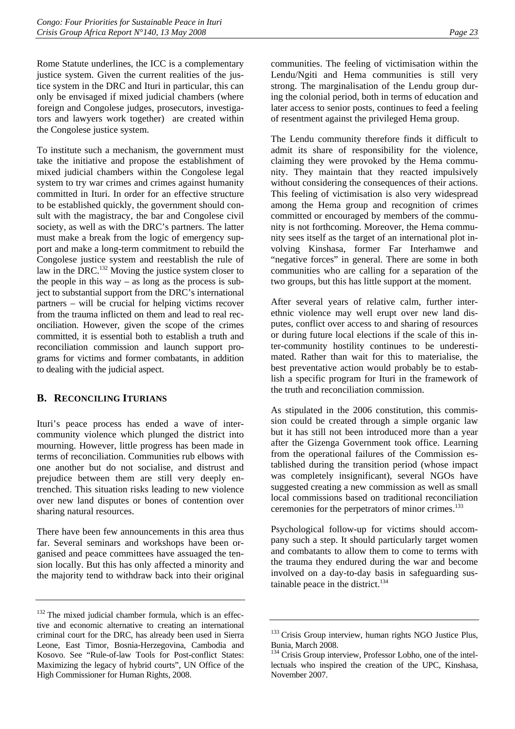Rome Statute underlines, the ICC is a complementary justice system. Given the current realities of the justice system in the DRC and Ituri in particular, this can only be envisaged if mixed judicial chambers (where foreign and Congolese judges, prosecutors, investigators and lawyers work together) are created within the Congolese justice system.

To institute such a mechanism, the government must take the initiative and propose the establishment of mixed judicial chambers within the Congolese legal system to try war crimes and crimes against humanity committed in Ituri. In order for an effective structure to be established quickly, the government should consult with the magistracy, the bar and Congolese civil society, as well as with the DRC's partners. The latter must make a break from the logic of emergency support and make a long-term commitment to rebuild the Congolese justice system and reestablish the rule of law in the DRC.[132] Moving the justice system closer to the people in this way – as long as the process is subject to substantial support from the DRC's international partners – will be crucial for helping victims recover from the trauma inflicted on them and lead to real reconciliation. However, given the scope of the crimes committed, it is essential both to establish a truth and reconciliation commission and launch support programs for victims and former combatants, in addition to dealing with the judicial aspect.

## B. Reconciling Iturians

Ituri's peace process has ended a wave of inter-community violence which plunged the district into mourning. However, little progress has been made in terms of reconciliation. Communities rub elbows with one another but do not socialise, and distrust and prejudice between them are still very deeply entrenched. This situation risks leading to new violence over new land disputes or bones of contention over sharing natural resources.

There have been few announcements in this area thus far. Several seminars and workshops have been organised and peace committees have assuaged the tension locally. But this has only affected a minority and the majority tend to withdraw back into their original communities. The feeling of victimisation within the Lendu/Ngiti and Hema communities is still very strong. The marginalisation of the Lendu group during the colonial period, both in terms of education and later access to senior posts, continues to feed a feeling of resentment against the privileged Hema group.

The Lendu community therefore finds it difficult to admit its share of responsibility for the violence, claiming they were provoked by the Hema community. They maintain that they reacted impulsively without considering the consequences of their actions. This feeling of victimisation is also very widespread among the Hema group and recognition of crimes committed or encouraged by members of the community is not forthcoming. Moreover, the Hema community sees itself as the target of an international plot involving Kinshasa, former Far Interhamwe and "negative forces" in general. There are some in both communities who are calling for a separation of the two groups, but this has little support at the moment.

After several years of relative calm, further inter-ethnic violence may well erupt over new land disputes, conflict over access to and sharing of resources or during future local elections if the scale of this inter-community hostility continues to be underestimated. Rather than wait for this to materialise, the best preventative action would probably be to establish a specific program for Ituri in the framework of the truth and reconciliation commission.

As stipulated in the 2006 constitution, this commission could be created through a simple organic law but it has still not been introduced more than a year after the Gizenga Government took office. Learning from the operational failures of the Commission established during the transition period (whose impact was completely insignificant), several NGOs have suggested creating a new commission as well as small local commissions based on traditional reconciliation ceremonies for the perpetrators of minor crimes.[133]

Psychological follow-up for victims should accompany such a step. It should particularly target women and combatants to allow them to come to terms with the trauma they endured during the war and become involved on a day-to-day basis in safeguarding sustainable peace in the district.[134]

---

[132] The mixed judicial chamber formula, which is an effective and economic alternative to creating an international criminal court for the DRC, has already been used in Sierra Leone, East Timor, Bosnia-Herzegovina, Cambodia and Kosovo. See "Rule-of-law Tools for Post-conflict States: Maximizing the legacy of hybrid courts", UN Office of the High Commissioner for Human Rights, 2008.

[133] Crisis Group interview, human rights NGO Justice Plus, Bunia, March 2008.

[134] Crisis Group interview, Professor Lobho, one of the intellectuals who inspired the creation of the UPC, Kinshasa, November 2007.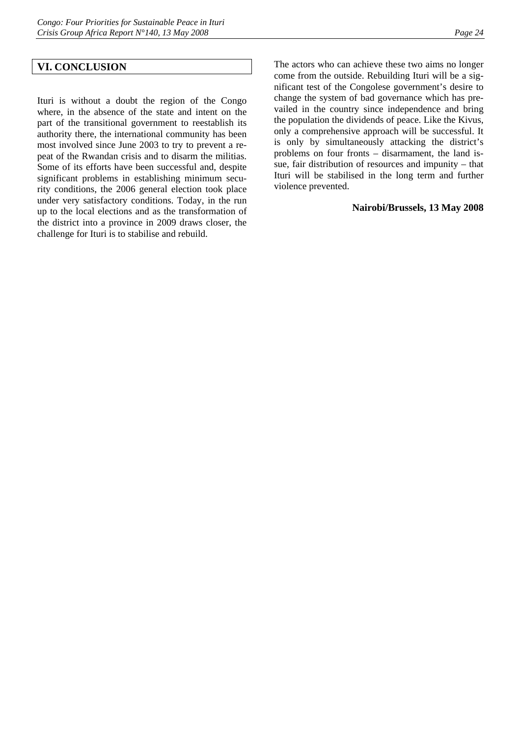## VI. CONCLUSION

Ituri is without a doubt the region of the Congo where, in the absence of the state and intent on the part of the transitional government to reestablish its authority there, the international community has been most involved since June 2003 to try to prevent a repeat of the Rwandan crisis and to disarm the militias. Some of its efforts have been successful and, despite significant problems in establishing minimum security conditions, the 2006 general election took place under very satisfactory conditions. Today, in the run up to the local elections and as the transformation of the district into a province in 2009 draws closer, the challenge for Ituri is to stabilise and rebuild.

The actors who can achieve these two aims no longer come from the outside. Rebuilding Ituri will be a significant test of the Congolese government's desire to change the system of bad governance which has prevailed in the country since independence and bring the population the dividends of peace. Like the Kivus, only a comprehensive approach will be successful. It is only by simultaneously attacking the district's problems on four fronts – disarmament, the land issue, fair distribution of resources and impunity – that Ituri will be stabilised in the long term and further violence prevented.

**Nairobi/Brussels, 13 May 2008**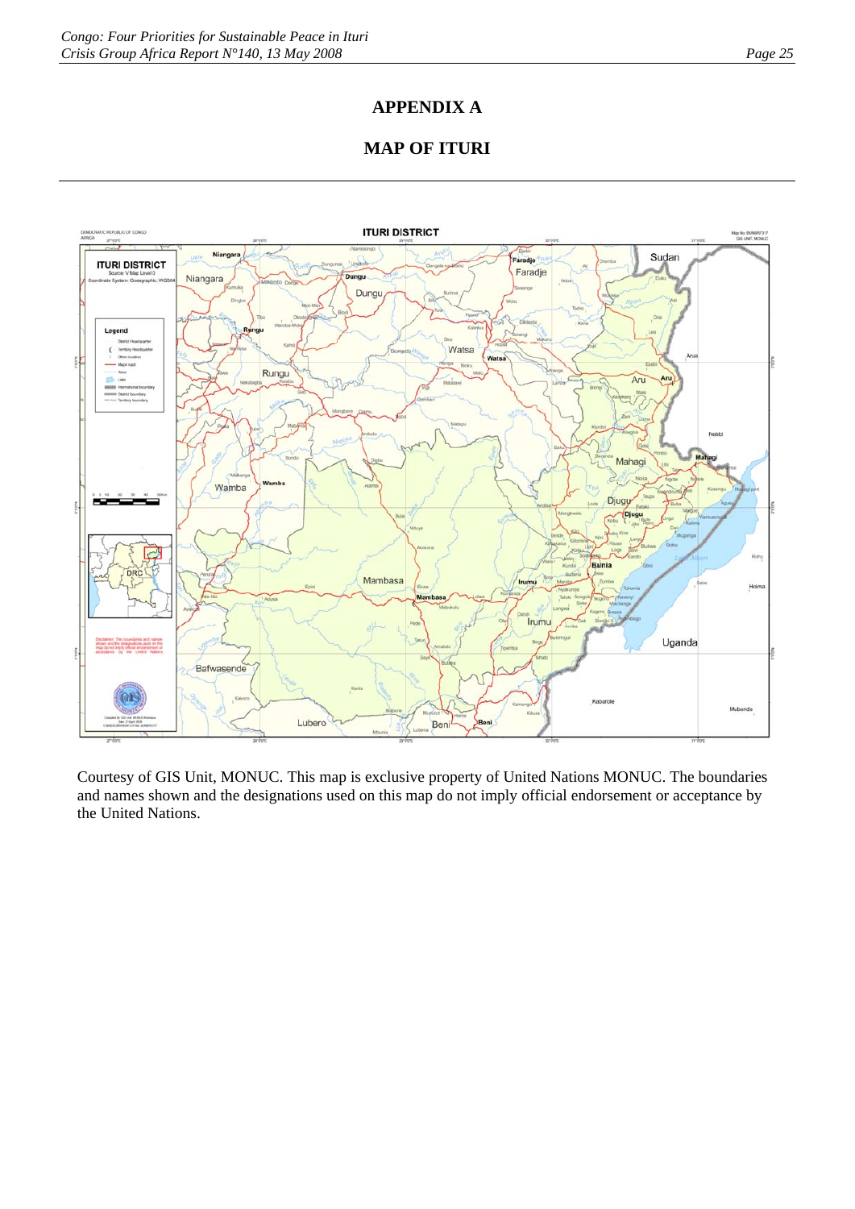# APPENDIX A

## MAP OF ITURI

Courtesy of GIS Unit, MONUC. This map is exclusive property of United Nations MONUC. The boundaries and names shown and the designations used on this map do not imply official endorsement or acceptance by the United Nations.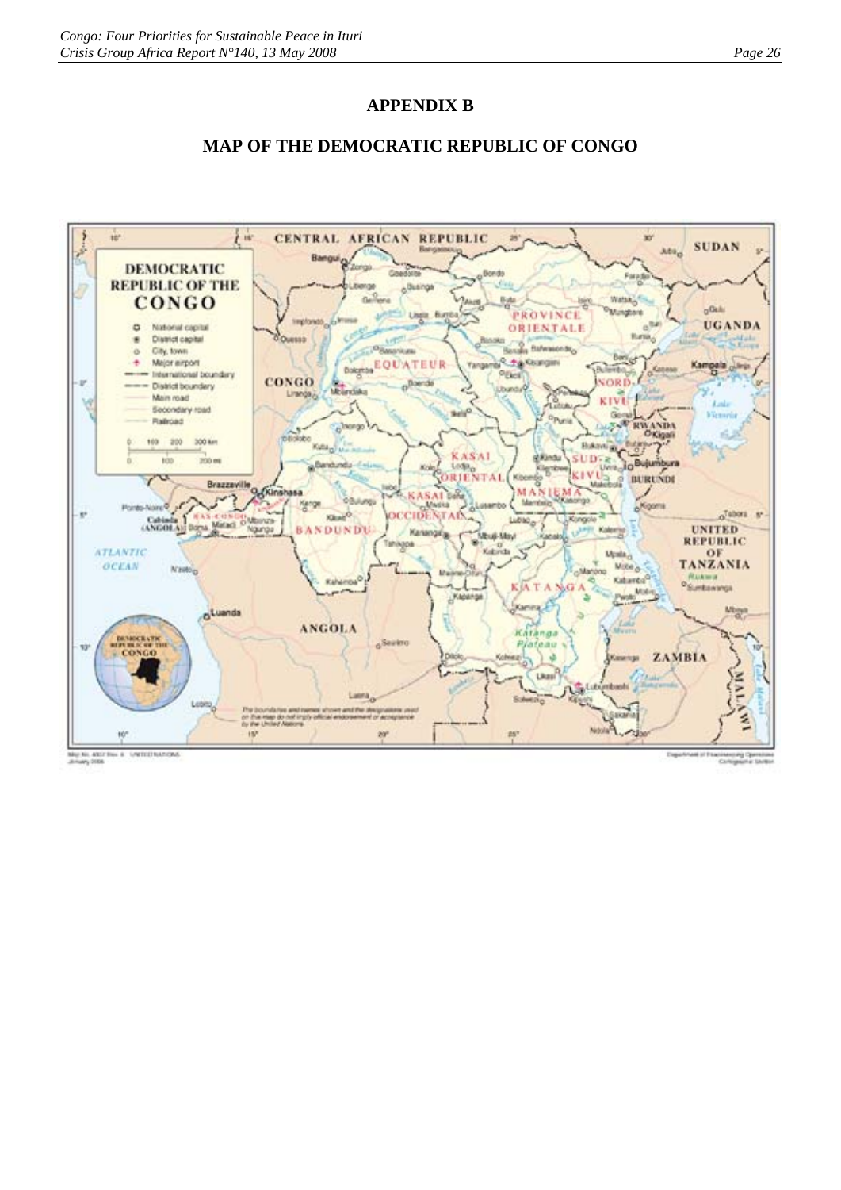# APPENDIX B

## MAP OF THE DEMOCRATIC REPUBLIC OF CONGO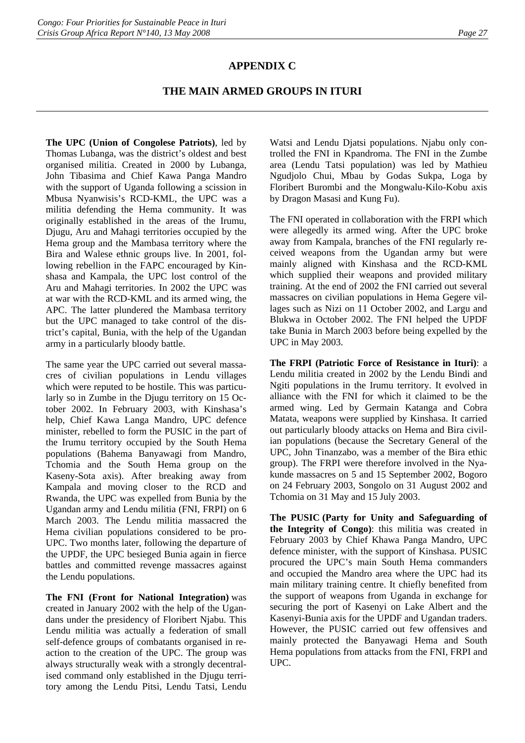## APPENDIX C

## THE MAIN ARMED GROUPS IN ITURI

**The UPC (Union of Congolese Patriots)**, led by Thomas Lubanga, was the district's oldest and best organised militia. Created in 2000 by Lubanga, John Tibasima and Chief Kawa Panga Mandro with the support of Uganda following a scission in Mbusa Nyanwisis's RCD-KML, the UPC was a militia defending the Hema community. It was originally established in the areas of the Irumu, Djugu, Aru and Mahagi territories occupied by the Hema group and the Mambasa territory where the Bira and Walese ethnic groups live. In 2001, following rebellion in the FAPC encouraged by Kinshasa and Kampala, the UPC lost control of the Aru and Mahagi territories. In 2002 the UPC was at war with the RCD-KML and its armed wing, the APC. The latter plundered the Mambasa territory but the UPC managed to take control of the district's capital, Bunia, with the help of the Ugandan army in a particularly bloody battle.

The same year the UPC carried out several massacres of civilian populations in Lendu villages which were reputed to be hostile. This was particularly so in Zumbe in the Djugu territory on 15 October 2002. In February 2003, with Kinshasa's help, Chief Kawa Langa Mandro, UPC defence minister, rebelled to form the PUSIC in the part of the Irumu territory occupied by the South Hema populations (Bahema Banyawagi from Mandro, Tchomia and the South Hema group on the Kaseny-Sota axis). After breaking away from Kampala and moving closer to the RCD and Rwanda, the UPC was expelled from Bunia by the Ugandan army and Lendu militia (FNI, FRPI) on 6 March 2003. The Lendu militia massacred the Hema civilian populations considered to be pro-UPC. Two months later, following the departure of the UPDF, the UPC besieged Bunia again in fierce battles and committed revenge massacres against the Lendu populations.

**The FNI (Front for National Integration)** was created in January 2002 with the help of the Ugandans under the presidency of Floribert Njabu. This Lendu militia was actually a federation of small self-defence groups of combatants organised in reaction to the creation of the UPC. The group was always structurally weak with a strongly decentralised command only established in the Djugu territory among the Lendu Pitsi, Lendu Tatsi, Lendu Watsi and Lendu Djatsi populations. Njabu only controlled the FNI in Kpandroma. The FNI in the Zumbe area (Lendu Tatsi population) was led by Mathieu Ngudjolo Chui, Mbau by Godas Sukpa, Loga by Floribert Burombi and the Mongwalu-Kilo-Kobu axis by Dragon Masasi and Kung Fu).

The FNI operated in collaboration with the FRPI which were allegedly its armed wing. After the UPC broke away from Kampala, branches of the FNI regularly received weapons from the Ugandan army but were mainly aligned with Kinshasa and the RCD-KML which supplied their weapons and provided military training. At the end of 2002 the FNI carried out several massacres on civilian populations in Hema Gegere villages such as Nizi on 11 October 2002, and Largu and Blukwa in October 2002. The FNI helped the UPDF take Bunia in March 2003 before being expelled by the UPC in May 2003.

**The FRPI (Patriotic Force of Resistance in Ituri)**: a Lendu militia created in 2002 by the Lendu Bindi and Ngiti populations in the Irumu territory. It evolved in alliance with the FNI for which it claimed to be the armed wing. Led by Germain Katanga and Cobra Matata, weapons were supplied by Kinshasa. It carried out particularly bloody attacks on Hema and Bira civilian populations (because the Secretary General of the UPC, John Tinanzabo, was a member of the Bira ethic group). The FRPI were therefore involved in the Nyakunde massacres on 5 and 15 September 2002, Bogoro on 24 February 2003, Songolo on 31 August 2002 and Tchomia on 31 May and 15 July 2003.

**The PUSIC (Party for Unity and Safeguarding of the Integrity of Congo)**: this militia was created in February 2003 by Chief Khawa Panga Mandro, UPC defence minister, with the support of Kinshasa. PUSIC procured the UPC's main South Hema commanders and occupied the Mandro area where the UPC had its main military training centre. It chiefly benefited from the support of weapons from Uganda in exchange for securing the port of Kasenyi on Lake Albert and the Kasenyi-Bunia axis for the UPDF and Ugandan traders. However, the PUSIC carried out few offensives and mainly protected the Banyawagi Hema and South Hema populations from attacks from the FNI, FRPI and UPC.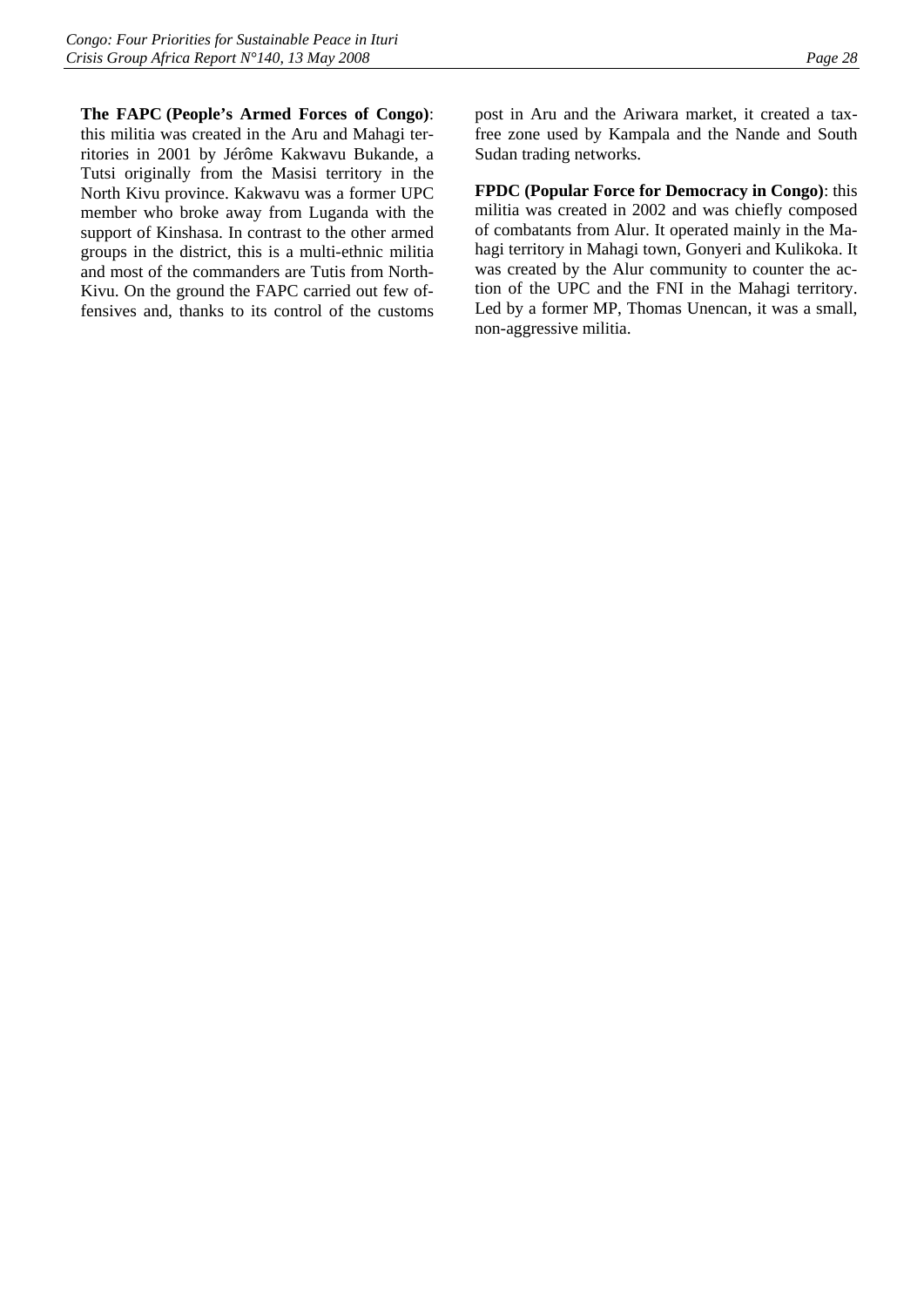**The FAPC (People's Armed Forces of Congo)**: this militia was created in the Aru and Mahagi territories in 2001 by Jérôme Kakwavu Bukande, a Tutsi originally from the Masisi territory in the North Kivu province. Kakwavu was a former UPC member who broke away from Luganda with the support of Kinshasa. In contrast to the other armed groups in the district, this is a multi-ethnic militia and most of the commanders are Tutis from North-Kivu. On the ground the FAPC carried out few offensives and, thanks to its control of the customs post in Aru and the Ariwara market, it created a tax-free zone used by Kampala and the Nande and South Sudan trading networks.

**FPDC (Popular Force for Democracy in Congo)**: this militia was created in 2002 and was chiefly composed of combatants from Alur. It operated mainly in the Mahagi territory in Mahagi town, Gonyeri and Kulikoka. It was created by the Alur community to counter the action of the UPC and the FNI in the Mahagi territory. Led by a former MP, Thomas Unencan, it was a small, non-aggressive militia.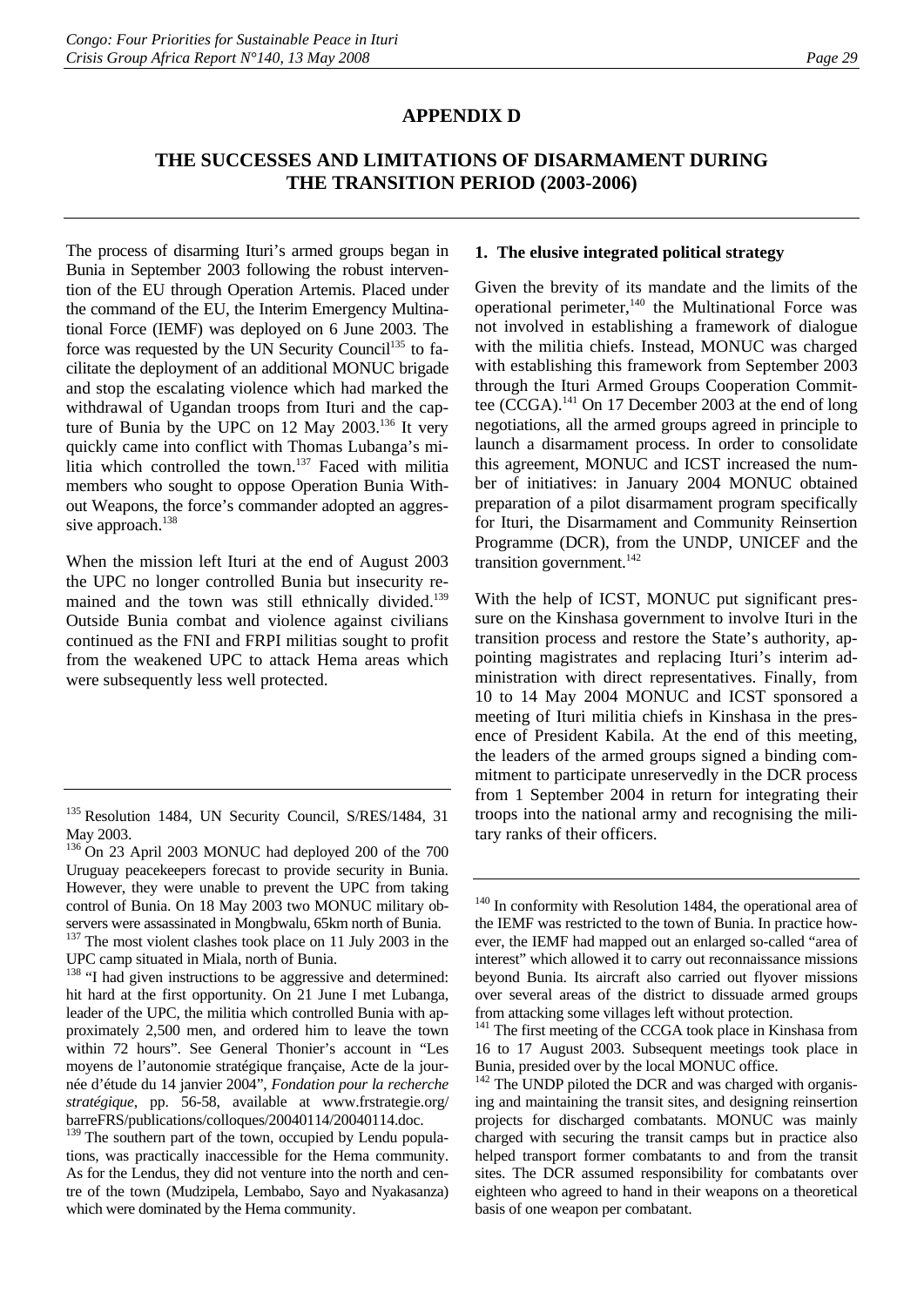# APPENDIX D

## THE SUCCESSES AND LIMITATIONS OF DISARMAMENT DURING THE TRANSITION PERIOD (2003-2006)

The process of disarming Ituri's armed groups began in Bunia in September 2003 following the robust intervention of the EU through Operation Artemis. Placed under the command of the EU, the Interim Emergency Multinational Force (IEMF) was deployed on 6 June 2003. The force was requested by the UN Security Council[135] to facilitate the deployment of an additional MONUC brigade and stop the escalating violence which had marked the withdrawal of Ugandan troops from Ituri and the capture of Bunia by the UPC on 12 May 2003.[136] It very quickly came into conflict with Thomas Lubanga's militia which controlled the town.[137] Faced with militia members who sought to oppose Operation Bunia Without Weapons, the force's commander adopted an aggressive approach.[138]

When the mission left Ituri at the end of August 2003 the UPC no longer controlled Bunia but insecurity remained and the town was still ethnically divided.[139] Outside Bunia combat and violence against civilians continued as the FNI and FRPI militias sought to profit from the weakened UPC to attack Hema areas which were subsequently less well protected.

### 1. The elusive integrated political strategy

Given the brevity of its mandate and the limits of the operational perimeter,[140] the Multinational Force was not involved in establishing a framework of dialogue with the militia chiefs. Instead, MONUC was charged with establishing this framework from September 2003 through the Ituri Armed Groups Cooperation Committee (CCGA).[141] On 17 December 2003 at the end of long negotiations, all the armed groups agreed in principle to launch a disarmament process. In order to consolidate this agreement, MONUC and ICST increased the number of initiatives: in January 2004 MONUC obtained preparation of a pilot disarmament program specifically for Ituri, the Disarmament and Community Reinsertion Programme (DCR), from the UNDP, UNICEF and the transition government.[142]

With the help of ICST, MONUC put significant pressure on the Kinshasa government to involve Ituri in the transition process and restore the State's authority, appointing magistrates and replacing Ituri's interim administration with direct representatives. Finally, from 10 to 14 May 2004 MONUC and ICST sponsored a meeting of Ituri militia chiefs in Kinshasa in the presence of President Kabila. At the end of this meeting, the leaders of the armed groups signed a binding commitment to participate unreservedly in the DCR process from 1 September 2004 in return for integrating their troops into the national army and recognising the military ranks of their officers.

---

[135] Resolution 1484, UN Security Council, S/RES/1484, 31 May 2003.

[136] On 23 April 2003 MONUC had deployed 200 of the 700 Uruguay peacekeepers forecast to provide security in Bunia. However, they were unable to prevent the UPC from taking control of Bunia. On 18 May 2003 two MONUC military observers were assassinated in Mongbwalu, 65km north of Bunia.

[137] The most violent clashes took place on 11 July 2003 in the UPC camp situated in Miala, north of Bunia.

[138] "I had given instructions to be aggressive and determined: hit hard at the first opportunity. On 21 June I met Lubanga, leader of the UPC, the militia which controlled Bunia with approximately 2,500 men, and ordered him to leave the town within 72 hours". See General Thonier's account in "Les moyens de l'autonomie stratégique française, Acte de la journée d'étude du 14 janvier 2004", *Fondation pour la recherche stratégique*, pp. 56-58, available at www.frstrategie.org/barreFRS/publications/colloques/20040114/20040114.doc.

[139] The southern part of the town, occupied by Lendu populations, was practically inaccessible for the Hema community. As for the Lendus, they did not venture into the north and centre of the town (Mudzipela, Lembabo, Sayo and Nyakasanza) which were dominated by the Hema community.

[140] In conformity with Resolution 1484, the operational area of the IEMF was restricted to the town of Bunia. In practice however, the IEMF had mapped out an enlarged so-called "area of interest" which allowed it to carry out reconnaissance missions beyond Bunia. Its aircraft also carried out flyover missions over several areas of the district to dissuade armed groups from attacking some villages left without protection.

[141] The first meeting of the CCGA took place in Kinshasa from 16 to 17 August 2003. Subsequent meetings took place in Bunia, presided over by the local MONUC office.

[142] The UNDP piloted the DCR and was charged with organising and maintaining the transit sites, and designing reinsertion projects for discharged combatants. MONUC was mainly charged with securing the transit camps but in practice also helped transport former combatants to and from the transit sites. The DCR assumed responsibility for combatants over eighteen who agreed to hand in their weapons on a theoretical basis of one weapon per combatant.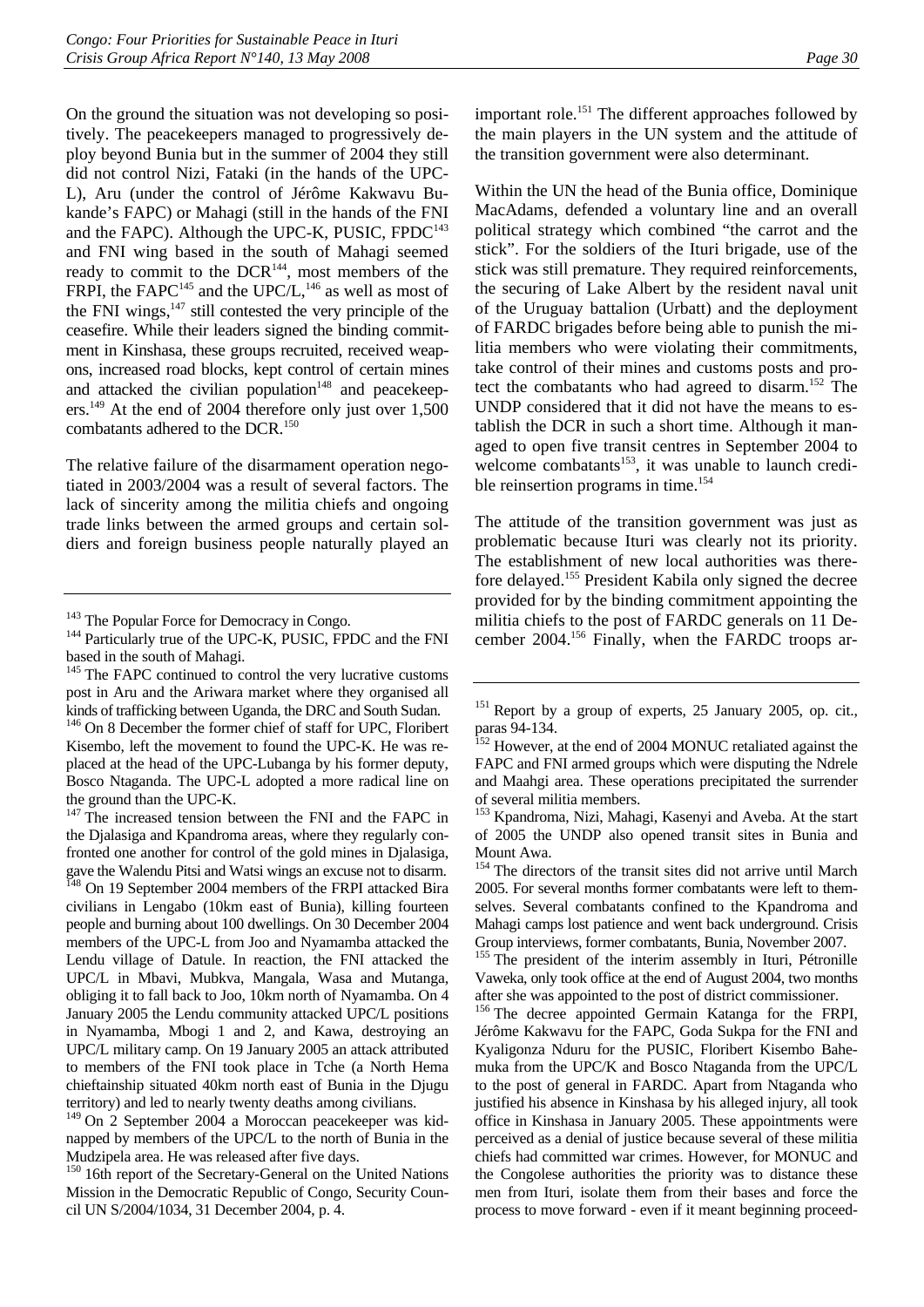On the ground the situation was not developing so positively. The peacekeepers managed to progressively deploy beyond Bunia but in the summer of 2004 they still did not control Nizi, Fataki (in the hands of the UPC-L), Aru (under the control of Jérôme Kakwavu Bukande's FAPC) or Mahagi (still in the hands of the FNI and the FAPC). Although the UPC-K, PUSIC, FPDC[143] and FNI wing based in the south of Mahagi seemed ready to commit to the DCR[144], most members of the FRPI, the FAPC[145] and the UPC/L,[146] as well as most of the FNI wings,[147] still contested the very principle of the ceasefire. While their leaders signed the binding commitment in Kinshasa, these groups recruited, received weapons, increased road blocks, kept control of certain mines and attacked the civilian population[148] and peacekeepers.[149] At the end of 2004 therefore only just over 1,500 combatants adhered to the DCR.[150]

The relative failure of the disarmament operation negotiated in 2003/2004 was a result of several factors. The lack of sincerity among the militia chiefs and ongoing trade links between the armed groups and certain soldiers and foreign business people naturally played an important role.[151] The different approaches followed by the main players in the UN system and the attitude of the transition government were also determinant.

Within the UN the head of the Bunia office, Dominique MacAdams, defended a voluntary line and an overall political strategy which combined "the carrot and the stick". For the soldiers of the Ituri brigade, use of the stick was still premature. They required reinforcements, the securing of Lake Albert by the resident naval unit of the Uruguay battalion (Urbatt) and the deployment of FARDC brigades before being able to punish the militia members who were violating their commitments, take control of their mines and customs posts and protect the combatants who had agreed to disarm.[152] The UNDP considered that it did not have the means to establish the DCR in such a short time. Although it managed to open five transit centres in September 2004 to welcome combatants[153], it was unable to launch credible reinsertion programs in time.[154]

The attitude of the transition government was just as problematic because Ituri was clearly not its priority. The establishment of new local authorities was therefore delayed.[155] President Kabila only signed the decree provided for by the binding commitment appointing the militia chiefs to the post of FARDC generals on 11 December 2004.[156] Finally, when the FARDC troops ar-

---

[143] The Popular Force for Democracy in Congo.

[144] Particularly true of the UPC-K, PUSIC, FPDC and the FNI based in the south of Mahagi.

[145] The FAPC continued to control the very lucrative customs post in Aru and the Ariwara market where they organised all kinds of trafficking between Uganda, the DRC and South Sudan.

[146] On 8 December the former chief of staff for UPC, Floribert Kisembo, left the movement to found the UPC-K. He was replaced at the head of the UPC-Lubanga by his former deputy, Bosco Ntaganda. The UPC-L adopted a more radical line on the ground than the UPC-K.

[147] The increased tension between the FNI and the FAPC in the Djalasiga and Kpandroma areas, where they regularly confronted one another for control of the gold mines in Djalasiga, gave the Walendu Pitsi and Watsi wings an excuse not to disarm.

[148] On 19 September 2004 members of the FRPI attacked Bira civilians in Lengabo (10km east of Bunia), killing fourteen people and burning about 100 dwellings. On 30 December 2004 members of the UPC-L from Joo and Nyamamba attacked the Lendu village of Datule. In reaction, the FNI attacked the UPC/L in Mbavi, Mubkva, Mangala, Wasa and Mutanga, obliging it to fall back to Joo, 10km north of Nyamamba. On 4 January 2005 the Lendu community attacked UPC/L positions in Nyamamba, Mbogi 1 and 2, and Kawa, destroying an UPC/L military camp. On 19 January 2005 an attack attributed to members of the FNI took place in Tche (a North Hema chieftainship situated 40km north east of Bunia in the Djugu territory) and led to nearly twenty deaths among civilians.

[149] On 2 September 2004 a Moroccan peacekeeper was kidnapped by members of the UPC/L to the north of Bunia in the Mudzipela area. He was released after five days.

[150] 16th report of the Secretary-General on the United Nations Mission in the Democratic Republic of Congo, Security Council UN S/2004/1034, 31 December 2004, p. 4.

[151] Report by a group of experts, 25 January 2005, op. cit., paras 94-134.

[152] However, at the end of 2004 MONUC retaliated against the FAPC and FNI armed groups which were disputing the Ndrele and Maahgi area. These operations precipitated the surrender of several militia members.

[153] Kpandroma, Nizi, Mahagi, Kasenyi and Aveba. At the start of 2005 the UNDP also opened transit sites in Bunia and Mount Awa.

[154] The directors of the transit sites did not arrive until March 2005. For several months former combatants were left to themselves. Several combatants confined to the Kpandroma and Mahagi camps lost patience and went back underground. Crisis Group interviews, former combatants, Bunia, November 2007.

[155] The president of the interim assembly in Ituri, Pétronille Vaweka, only took office at the end of August 2004, two months after she was appointed to the post of district commissioner.

[156] The decree appointed Germain Katanga for the FRPI, Jérôme Kakwavu for the FAPC, Goda Sukpa for the FNI and Kyaligonza Nduru for the PUSIC, Floribert Kisembo Bahemuka from the UPC/K and Bosco Ntaganda from the UPC/L to the post of general in FARDC. Apart from Ntaganda who justified his absence in Kinshasa by his alleged injury, all took office in Kinshasa in January 2005. These appointments were perceived as a denial of justice because several of these militia chiefs had committed war crimes. However, for MONUC and the Congolese authorities the priority was to distance these men from Ituri, isolate them from their bases and force the process to move forward - even if it meant beginning proceed-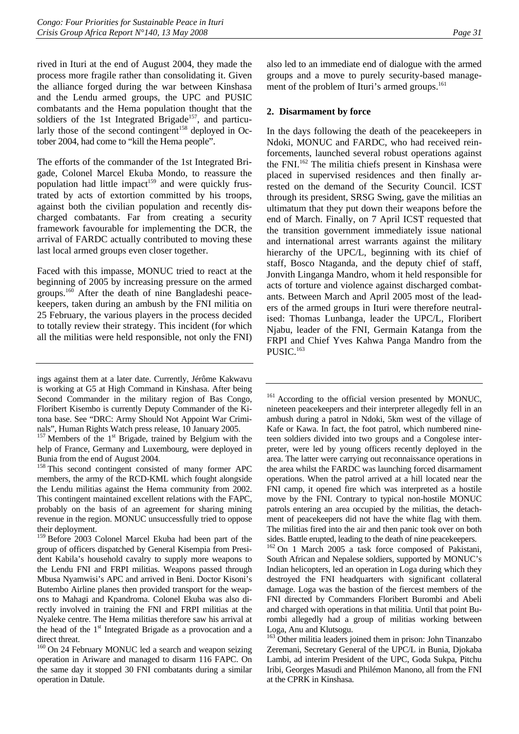rived in Ituri at the end of August 2004, they made the process more fragile rather than consolidating it. Given the alliance forged during the war between Kinshasa and the Lendu armed groups, the UPC and PUSIC combatants and the Hema population thought that the soldiers of the 1st Integrated Brigade[157], and particularly those of the second contingent[158] deployed in October 2004, had come to "kill the Hema people".

The efforts of the commander of the 1st Integrated Brigade, Colonel Marcel Ekuba Mondo, to reassure the population had little impact[159] and were quickly frustrated by acts of extortion committed by his troops, against both the civilian population and recently discharged combatants. Far from creating a security framework favourable for implementing the DCR, the arrival of FARDC actually contributed to moving these last local armed groups even closer together.

Faced with this impasse, MONUC tried to react at the beginning of 2005 by increasing pressure on the armed groups.[160] After the death of nine Bangladeshi peacekeepers, taken during an ambush by the FNI militia on 25 February, the various players in the process decided to totally review their strategy. This incident (for which all the militias were held responsible, not only the FNI) also led to an immediate end of dialogue with the armed groups and a move to purely security-based management of the problem of Ituri's armed groups.[161]

### 2. Disarmament by force

In the days following the death of the peacekeepers in Ndoki, MONUC and FARDC, who had received reinforcements, launched several robust operations against the FNI.[162] The militia chiefs present in Kinshasa were placed in supervised residences and then finally arrested on the demand of the Security Council. ICST through its president, SRSG Swing, gave the militias an ultimatum that they put down their weapons before the end of March. Finally, on 7 April ICST requested that the transition government immediately issue national and international arrest warrants against the military hierarchy of the UPC/L, beginning with its chief of staff, Bosco Ntaganda, and the deputy chief of staff, Jonvith Linganga Mandro, whom it held responsible for acts of torture and violence against discharged combatants. Between March and April 2005 most of the leaders of the armed groups in Ituri were therefore neutralised: Thomas Lunbanga, leader the UPC/L, Floribert Njabu, leader of the FNI, Germain Katanga from the FRPI and Chief Yves Kahwa Panga Mandro from the PUSIC.[163]

---

ings against them at a later date. Currently, Jérôme Kakwavu is working at G5 at High Command in Kinshasa. After being Second Commander in the military region of Bas Congo, Floribert Kisembo is currently Deputy Commander of the Kitona base. See "DRC: Army Should Not Appoint War Criminals", Human Rights Watch press release, 10 January 2005.

[157] Members of the 1st Brigade, trained by Belgium with the help of France, Germany and Luxembourg, were deployed in Bunia from the end of August 2004.

[158] This second contingent consisted of many former APC members, the army of the RCD-KML which fought alongside the Lendu militias against the Hema community from 2002. This contingent maintained excellent relations with the FAPC, probably on the basis of an agreement for sharing mining revenue in the region. MONUC unsuccessfully tried to oppose their deployment.

[159] Before 2003 Colonel Marcel Ekuba had been part of the group of officers dispatched by General Kisempia from President Kabila's household cavalry to supply more weapons to the Lendu FNI and FRPI militias. Weapons passed through Mbusa Nyamwisi's APC and arrived in Beni. Doctor Kisoni's Butembo Airline planes then provided transport for the weapons to Mahagi and Kpandroma. Colonel Ekuba was also directly involved in training the FNI and FRPI militias at the Nyaleke centre. The Hema militias therefore saw his arrival at the head of the 1st Integrated Brigade as a provocation and a direct threat.

[160] On 24 February MONUC led a search and weapon seizing operation in Ariware and managed to disarm 116 FAPC. On the same day it stopped 30 FNI combatants during a similar operation in Datule.

[161] According to the official version presented by MONUC, nineteen peacekeepers and their interpreter allegedly fell in an ambush during a patrol in Ndoki, 5km west of the village of Kafe or Kawa. In fact, the foot patrol, which numbered nineteen soldiers divided into two groups and a Congolese interpreter, were led by young officers recently deployed in the area. The latter were carrying out reconnaissance operations in the area whilst the FARDC was launching forced disarmament operations. When the patrol arrived at a hill located near the FNI camp, it opened fire which was interpreted as a hostile move by the FNI. Contrary to typical non-hostile MONUC patrols entering an area occupied by the militias, the detachment of peacekeepers did not have the white flag with them. The militias fired into the air and then panic took over on both sides. Battle erupted, leading to the death of nine peacekeepers.

[162] On 1 March 2005 a task force composed of Pakistani, South African and Nepalese soldiers, supported by MONUC's Indian helicopters, led an operation in Loga during which they destroyed the FNI headquarters with significant collateral damage. Loga was the bastion of the fiercest members of the FNI directed by Commanders Floribert Burombi and Abeli and charged with operations in that militia. Until that point Burombi allegedly had a group of militias working between Loga, Anu and Klutsogu.

[163] Other militia leaders joined them in prison: John Tinanzabo Zeremani, Secretary General of the UPC/L in Bunia, Djokaba Lambi, ad interim President of the UPC, Goda Sukpa, Pitchu Iribi, Georges Masudi and Philémon Manono, all from the FNI at the CPRK in Kinshasa.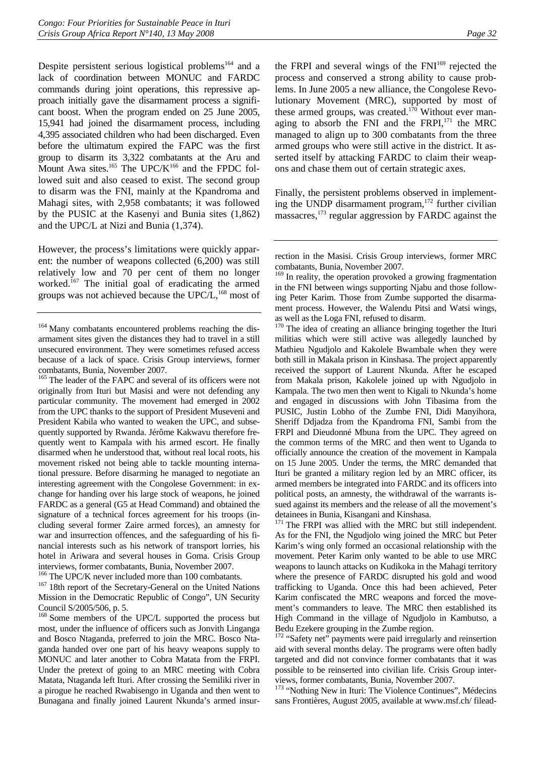Despite persistent serious logistical problems[164] and a lack of coordination between MONUC and FARDC commands during joint operations, this repressive approach initially gave the disarmament process a significant boost. When the program ended on 25 June 2005, 15,941 had joined the disarmament process, including 4,395 associated children who had been discharged. Even before the ultimatum expired the FAPC was the first group to disarm its 3,322 combatants at the Aru and Mount Awa sites.[165] The UPC/K[166] and the FPDC followed suit and also ceased to exist. The second group to disarm was the FNI, mainly at the Kpandroma and Mahagi sites, with 2,958 combatants; it was followed by the PUSIC at the Kasenyi and Bunia sites (1,862) and the UPC/L at Nizi and Bunia (1,374).

However, the process's limitations were quickly apparent: the number of weapons collected (6,200) was still relatively low and 70 per cent of them no longer worked.[167] The initial goal of eradicating the armed groups was not achieved because the UPC/L,[168] most of the FRPI and several wings of the FNI[169] rejected the process and conserved a strong ability to cause problems. In June 2005 a new alliance, the Congolese Revolutionary Movement (MRC), supported by most of these armed groups, was created.[170] Without ever managing to absorb the FNI and the FRPI,[171] the MRC managed to align up to 300 combatants from the three armed groups who were still active in the district. It asserted itself by attacking FARDC to claim their weapons and chase them out of certain strategic axes.

Finally, the persistent problems observed in implementing the UNDP disarmament program,[172] further civilian massacres,[173] regular aggression by FARDC against the

---

[164] Many combatants encountered problems reaching the disarmament sites given the distances they had to travel in a still unsecured environment. They were sometimes refused access because of a lack of space. Crisis Group interviews, former combatants, Bunia, November 2007.

[165] The leader of the FAPC and several of its officers were not originally from Ituri but Masisi and were not defending any particular community. The movement had emerged in 2002 from the UPC thanks to the support of President Museveni and President Kabila who wanted to weaken the UPC, and subsequently supported by Rwanda. Jérôme Kakwavu therefore frequently went to Kampala with his armed escort. He finally disarmed when he understood that, without real local roots, his movement risked not being able to tackle mounting international pressure. Before disarming he managed to negotiate an interesting agreement with the Congolese Government: in exchange for handing over his large stock of weapons, he joined FARDC as a general (G5 at Head Command) and obtained the signature of a technical forces agreement for his troops (including several former Zaire armed forces), an amnesty for war and insurrection offences, and the safeguarding of his financial interests such as his network of transport lorries, his hotel in Ariwara and several houses in Goma. Crisis Group interviews, former combatants, Bunia, November 2007.

[166] The UPC/K never included more than 100 combatants.

[167] 18th report of the Secretary-General on the United Nations Mission in the Democratic Republic of Congo", UN Security Council S/2005/506, p. 5.

[168] Some members of the UPC/L supported the process but most, under the influence of officers such as Jonvith Linganga and Bosco Ntaganda, preferred to join the MRC. Bosco Ntaganda handed over one part of his heavy weapons supply to MONUC and later another to Cobra Matata from the FRPI. Under the pretext of going to an MRC meeting with Cobra Matata, Ntaganda left Ituri. After crossing the Semiliki river in a pirogue he reached Rwabisengo in Uganda and then went to Bunagana and finally joined Laurent Nkunda's armed insurrection in the Masisi. Crisis Group interviews, former MRC combatants, Bunia, November 2007.

[169] In reality, the operation provoked a growing fragmentation in the FNI between wings supporting Njabu and those following Peter Karim. Those from Zumbe supported the disarmament process. However, the Walendu Pitsi and Watsi wings, as well as the Loga FNI, refused to disarm.

[170] The idea of creating an alliance bringing together the Ituri militias which were still active was allegedly launched by Mathieu Ngudjolo and Kakolele Bwambale when they were both still in Makala prison in Kinshasa. The project apparently received the support of Laurent Nkunda. After he escaped from Makala prison, Kakolele joined up with Ngudjolo in Kampala. The two men then went to Kigali to Nkunda's home and engaged in discussions with John Tibasima from the PUSIC, Justin Lobho of the Zumbe FNI, Didi Manyihora, Sheriff Ddjadza from the Kpandroma FNI, Sambi from the FRPI and Dieudonné Mbuna from the UPC. They agreed on the common terms of the MRC and then went to Uganda to officially announce the creation of the movement in Kampala on 15 June 2005. Under the terms, the MRC demanded that Ituri be granted a military region led by an MRC officer, its armed members be integrated into FARDC and its officers into political posts, an amnesty, the withdrawal of the warrants issued against its members and the release of all the movement's detainees in Bunia, Kisangani and Kinshasa.

[171] The FRPI was allied with the MRC but still independent. As for the FNI, the Ngudjolo wing joined the MRC but Peter Karim's wing only formed an occasional relationship with the movement. Peter Karim only wanted to be able to use MRC weapons to launch attacks on Kudikoka in the Mahagi territory where the presence of FARDC disrupted his gold and wood trafficking to Uganda. Once this had been achieved, Peter Karim confiscated the MRC weapons and forced the movement's commanders to leave. The MRC then established its High Command in the village of Ngudjolo in Kambutso, a Bedu Ezekere grouping in the Zumbe region.

[172] "Safety net" payments were paid irregularly and reinsertion aid with several months delay. The programs were often badly targeted and did not convince former combatants that it was possible to be reinserted into civilian life. Crisis Group interviews, former combatants, Bunia, November 2007.

[173] "Nothing New in Ituri: The Violence Continues", Médecins sans Frontières, August 2005, available at www.msf.ch/ filead-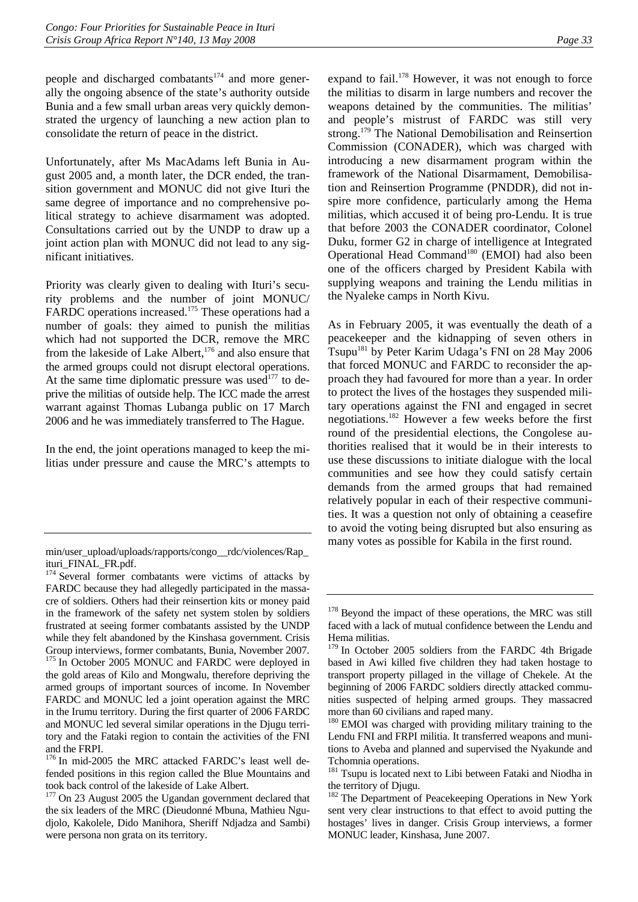people and discharged combatants[174] and more generally the ongoing absence of the state's authority outside Bunia and a few small urban areas very quickly demonstrated the urgency of launching a new action plan to consolidate the return of peace in the district.

Unfortunately, after Ms MacAdams left Bunia in August 2005 and, a month later, the DCR ended, the transition government and MONUC did not give Ituri the same degree of importance and no comprehensive political strategy to achieve disarmament was adopted. Consultations carried out by the UNDP to draw up a joint action plan with MONUC did not lead to any significant initiatives.

Priority was clearly given to dealing with Ituri's security problems and the number of joint MONUC/FARDC operations increased.[175] These operations had a number of goals: they aimed to punish the militias which had not supported the DCR, remove the MRC from the lakeside of Lake Albert,[176] and also ensure that the armed groups could not disrupt electoral operations. At the same time diplomatic pressure was used[177] to deprive the militias of outside help. The ICC made the arrest warrant against Thomas Lubanga public on 17 March 2006 and he was immediately transferred to The Hague.

In the end, the joint operations managed to keep the militias under pressure and cause the MRC's attempts to expand to fail.[178] However, it was not enough to force the militias to disarm in large numbers and recover the weapons detained by the communities. The militias' and people's mistrust of FARDC was still very strong.[179] The National Demobilisation and Reinsertion Commission (CONADER), which was charged with introducing a new disarmament program within the framework of the National Disarmament, Demobilisation and Reinsertion Programme (PNDDR), did not inspire more confidence, particularly among the Hema militias, which accused it of being pro-Lendu. It is true that before 2003 the CONADER coordinator, Colonel Duku, former G2 in charge of intelligence at Integrated Operational Head Command[180] (EMOI) had also been one of the officers charged by President Kabila with supplying weapons and training the Lendu militias in the Nyaleke camps in North Kivu.

As in February 2005, it was eventually the death of a peacekeeper and the kidnapping of seven others in Tsupu[181] by Peter Karim Udaga's FNI on 28 May 2006 that forced MONUC and FARDC to reconsider the approach they had favoured for more than a year. In order to protect the lives of the hostages they suspended military operations against the FNI and engaged in secret negotiations.[182] However a few weeks before the first round of the presidential elections, the Congolese authorities realised that it would be in their interests to use these discussions to initiate dialogue with the local communities and see how they could satisfy certain demands from the armed groups that had remained relatively popular in each of their respective communities. It was a question not only of obtaining a ceasefire to avoid the voting being disrupted but also ensuring as many votes as possible for Kabila in the first round.

---

min/user_upload/uploads/rapports/congo__rdc/violences/Rap_ituri_FINAL_FR.pdf.

[174] Several former combatants were victims of attacks by FARDC because they had allegedly participated in the massacre of soldiers. Others had their reinsertion kits or money paid in the framework of the safety net system stolen by soldiers frustrated at seeing former combatants assisted by the UNDP while they felt abandoned by the Kinshasa government. Crisis Group interviews, former combatants, Bunia, November 2007.

[175] In October 2005 MONUC and FARDC were deployed in the gold areas of Kilo and Mongwalu, therefore depriving the armed groups of important sources of income. In November FARDC and MONUC led a joint operation against the MRC in the Irumu territory. During the first quarter of 2006 FARDC and MONUC led several similar operations in the Djugu territory and the Fataki region to contain the activities of the FNI and the FRPI.

[176] In mid-2005 the MRC attacked FARDC's least well defended positions in this region called the Blue Mountains and took back control of the lakeside of Lake Albert.

[177] On 23 August 2005 the Ugandan government declared that the six leaders of the MRC (Dieudonné Mbuna, Mathieu Ngudjolo, Kakolele, Dido Manihora, Sheriff Ndjadza and Sambi) were persona non grata on its territory.

[178] Beyond the impact of these operations, the MRC was still faced with a lack of mutual confidence between the Lendu and Hema militias.

[179] In October 2005 soldiers from the FARDC 4th Brigade based in Awi killed five children they had taken hostage to transport property pillaged in the village of Chekele. At the beginning of 2006 FARDC soldiers directly attacked communities suspected of helping armed groups. They massacred more than 60 civilians and raped many.

[180] EMOI was charged with providing military training to the Lendu FNI and FRPI militia. It transferred weapons and munitions to Aveba and planned and supervised the Nyakunde and Tchomnia operations.

[181] Tsupu is located next to Libi between Fataki and Niodha in the territory of Djugu.

[182] The Department of Peacekeeping Operations in New York sent very clear instructions to that effect to avoid putting the hostages' lives in danger. Crisis Group interviews, a former MONUC leader, Kinshasa, June 2007.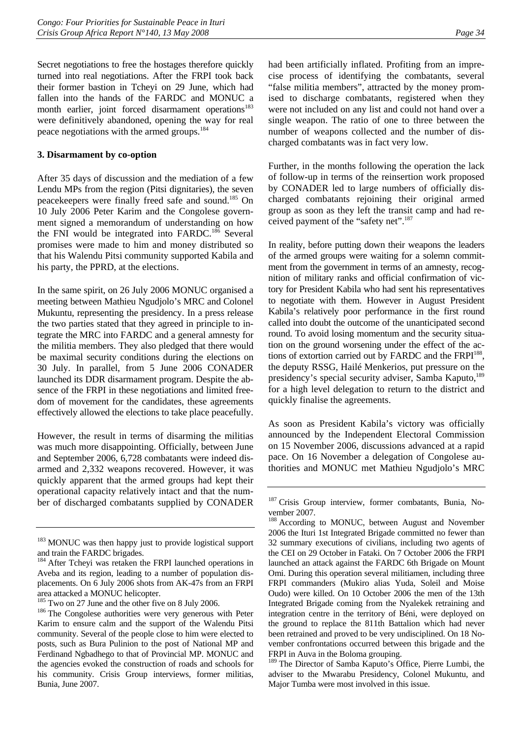Secret negotiations to free the hostages therefore quickly turned into real negotiations. After the FRPI took back their former bastion in Tcheyi on 29 June, which had fallen into the hands of the FARDC and MONUC a month earlier, joint forced disarmament operations[183] were definitively abandoned, opening the way for real peace negotiations with the armed groups.[184]

### 3. Disarmament by co-option

After 35 days of discussion and the mediation of a few Lendu MPs from the region (Pitsi dignitaries), the seven peacekeepers were finally freed safe and sound.[185] On 10 July 2006 Peter Karim and the Congolese government signed a memorandum of understanding on how the FNI would be integrated into FARDC.[186] Several promises were made to him and money distributed so that his Walendu Pitsi community supported Kabila and his party, the PPRD, at the elections.

In the same spirit, on 26 July 2006 MONUC organised a meeting between Mathieu Ngudjolo's MRC and Colonel Mukuntu, representing the presidency. In a press release the two parties stated that they agreed in principle to integrate the MRC into FARDC and a general amnesty for the militia members. They also pledged that there would be maximal security conditions during the elections on 30 July. In parallel, from 5 June 2006 CONADER launched its DDR disarmament program. Despite the absence of the FRPI in these negotiations and limited freedom of movement for the candidates, these agreements effectively allowed the elections to take place peacefully.

However, the result in terms of disarming the militias was much more disappointing. Officially, between June and September 2006, 6,728 combatants were indeed disarmed and 2,332 weapons recovered. However, it was quickly apparent that the armed groups had kept their operational capacity relatively intact and that the number of discharged combatants supplied by CONADER had been artificially inflated. Profiting from an imprecise process of identifying the combatants, several "false militia members", attracted by the money promised to discharge combatants, registered when they were not included on any list and could not hand over a single weapon. The ratio of one to three between the number of weapons collected and the number of discharged combatants was in fact very low.

Further, in the months following the operation the lack of follow-up in terms of the reinsertion work proposed by CONADER led to large numbers of officially discharged combatants rejoining their original armed group as soon as they left the transit camp and had received payment of the "safety net".[187]

In reality, before putting down their weapons the leaders of the armed groups were waiting for a solemn commitment from the government in terms of an amnesty, recognition of military ranks and official confirmation of victory for President Kabila who had sent his representatives to negotiate with them. However in August President Kabila's relatively poor performance in the first round called into doubt the outcome of the unanticipated second round. To avoid losing momentum and the security situation on the ground worsening under the effect of the actions of extortion carried out by FARDC and the FRPI[188], the deputy RSSG, Hailé Menkerios, put pressure on the presidency's special security adviser, Samba Kaputo,[189] for a high level delegation to return to the district and quickly finalise the agreements.

As soon as President Kabila's victory was officially announced by the Independent Electoral Commission on 15 November 2006, discussions advanced at a rapid pace. On 16 November a delegation of Congolese authorities and MONUC met Mathieu Ngudjolo's MRC

---

[183] MONUC was then happy just to provide logistical support and train the FARDC brigades.

[184] After Tcheyi was retaken the FRPI launched operations in Aveba and its region, leading to a number of population displacements. On 6 July 2006 shots from AK-47s from an FRPI area attacked a MONUC helicopter.

[185] Two on 27 June and the other five on 8 July 2006.

[186] The Congolese authorities were very generous with Peter Karim to ensure calm and the support of the Walendu Pitsi community. Several of the people close to him were elected to posts, such as Bura Pulinion to the post of National MP and Ferdinand Ngbadhego to that of Provincial MP. MONUC and the agencies evoked the construction of roads and schools for his community. Crisis Group interviews, former militias, Bunia, June 2007.

[187] Crisis Group interview, former combatants, Bunia, November 2007.

[188] According to MONUC, between August and November 2006 the Ituri 1st Integrated Brigade committed no fewer than 32 summary executions of civilians, including two agents of the CEI on 29 October in Fataki. On 7 October 2006 the FRPI launched an attack against the FARDC 6th Brigade on Mount Omi. During this operation several militiamen, including three FRPI commanders (Mukiro alias Yuda, Soleil and Moise Oudo) were killed. On 10 October 2006 the men of the 13th Integrated Brigade coming from the Nyalekek retraining and integration centre in the territory of Béni, were deployed on the ground to replace the 811th Battalion which had never been retrained and proved to be very undisciplined. On 18 November confrontations occurred between this brigade and the FRPI in Auva in the Boloma grouping.

[189] The Director of Samba Kaputo's Office, Pierre Lumbi, the adviser to the Mwarabu Presidency, Colonel Mukuntu, and Major Tumba were most involved in this issue.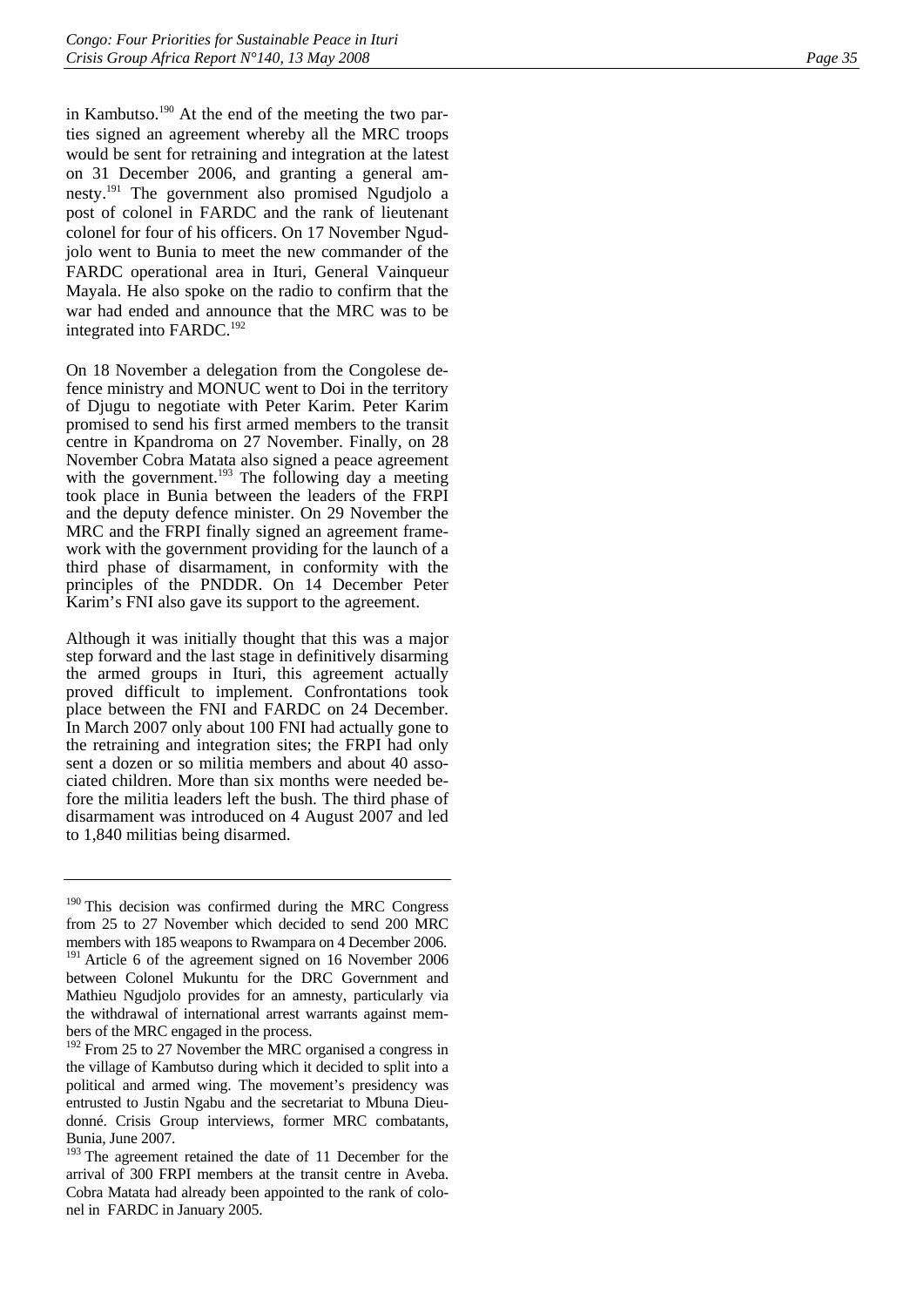in Kambutso.[190] At the end of the meeting the two parties signed an agreement whereby all the MRC troops would be sent for retraining and integration at the latest on 31 December 2006, and granting a general amnesty.[191] The government also promised Ngudjolo a post of colonel in FARDC and the rank of lieutenant colonel for four of his officers. On 17 November Ngudjolo went to Bunia to meet the new commander of the FARDC operational area in Ituri, General Vainqueur Mayala. He also spoke on the radio to confirm that the war had ended and announce that the MRC was to be integrated into FARDC.[192]

On 18 November a delegation from the Congolese defence ministry and MONUC went to Doi in the territory of Djugu to negotiate with Peter Karim. Peter Karim promised to send his first armed members to the transit centre in Kpandroma on 27 November. Finally, on 28 November Cobra Matata also signed a peace agreement with the government.[193] The following day a meeting took place in Bunia between the leaders of the FRPI and the deputy defence minister. On 29 November the MRC and the FRPI finally signed an agreement framework with the government providing for the launch of a third phase of disarmament, in conformity with the principles of the PNDDR. On 14 December Peter Karim's FNI also gave its support to the agreement.

Although it was initially thought that this was a major step forward and the last stage in definitively disarming the armed groups in Ituri, this agreement actually proved difficult to implement. Confrontations took place between the FNI and FARDC on 24 December. In March 2007 only about 100 FNI had actually gone to the retraining and integration sites; the FRPI had only sent a dozen or so militia members and about 40 associated children. More than six months were needed before the militia leaders left the bush. The third phase of disarmament was introduced on 4 August 2007 and led to 1,840 militias being disarmed.

---

[190] This decision was confirmed during the MRC Congress from 25 to 27 November which decided to send 200 MRC members with 185 weapons to Rwampara on 4 December 2006.

[191] Article 6 of the agreement signed on 16 November 2006 between Colonel Mukuntu for the DRC Government and Mathieu Ngudjolo provides for an amnesty, particularly via the withdrawal of international arrest warrants against members of the MRC engaged in the process.

[192] From 25 to 27 November the MRC organised a congress in the village of Kambutso during which it decided to split into a political and armed wing. The movement's presidency was entrusted to Justin Ngabu and the secretariat to Mbuna Dieudonné. Crisis Group interviews, former MRC combatants, Bunia, June 2007.

[193] The agreement retained the date of 11 December for the arrival of 300 FRPI members at the transit centre in Aveba. Cobra Matata had already been appointed to the rank of colonel in FARDC in January 2005.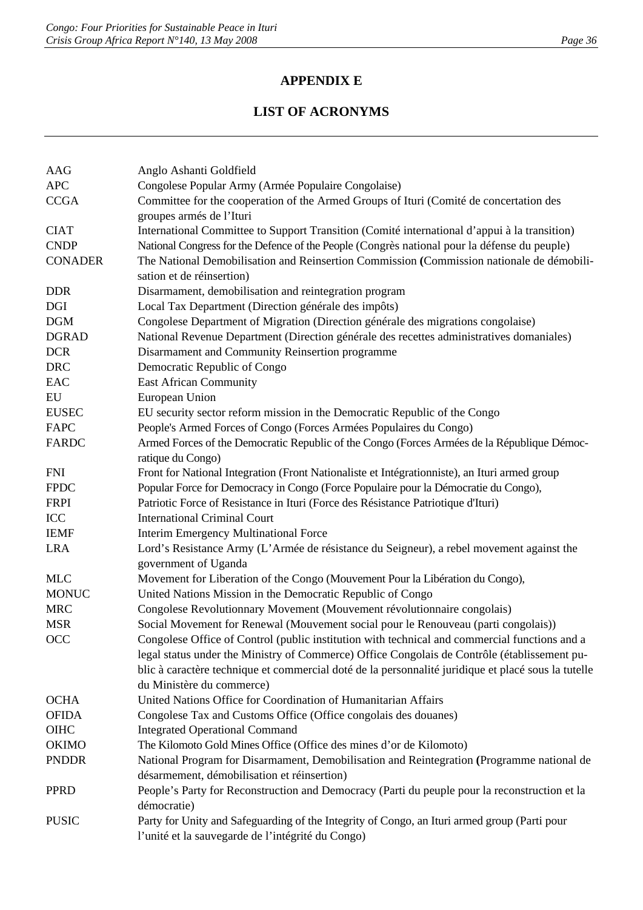## APPENDIX E

## LIST OF ACRONYMS

| | |
|---|---|
| AAG | Anglo Ashanti Goldfield |
| APC | Congolese Popular Army (Armée Populaire Congolaise) |
| CCGA | Committee for the cooperation of the Armed Groups of Ituri (Comité de concertation des groupes armés de l'Ituri |
| CIAT | International Committee to Support Transition (Comité international d'appui à la transition) |
| CNDP | National Congress for the Defence of the People (Congrès national pour la défense du peuple) |
| CONADER | The National Demobilisation and Reinsertion Commission **(**Commission nationale de démobilisation et de réinsertion) |
| DDR | Disarmament, demobilisation and reintegration program |
| DGI | Local Tax Department (Direction générale des impôts) |
| DGM | Congolese Department of Migration (Direction générale des migrations congolaise) |
| DGRAD | National Revenue Department (Direction générale des recettes administratives domaniales) |
| DCR | Disarmament and Community Reinsertion programme |
| DRC | Democratic Republic of Congo |
| EAC | East African Community |
| EU | European Union |
| EUSEC | EU security sector reform mission in the Democratic Republic of the Congo |
| FAPC | People's Armed Forces of Congo (Forces Armées Populaires du Congo) |
| FARDC | Armed Forces of the Democratic Republic of the Congo (Forces Armées de la République Démocratique du Congo) |
| FNI | Front for National Integration (Front Nationaliste et Intégrationniste), an Ituri armed group |
| FPDC | Popular Force for Democracy in Congo (Force Populaire pour la Démocratie du Congo), |
| FRPI | Patriotic Force of Resistance in Ituri (Force des Résistance Patriotique d'Ituri) |
| ICC | International Criminal Court |
| IEMF | Interim Emergency Multinational Force |
| LRA | Lord's Resistance Army (L'Armée de résistance du Seigneur), a rebel movement against the government of Uganda |
| MLC | Movement for Liberation of the Congo (Mouvement Pour la Libération du Congo), |
| MONUC | United Nations Mission in the Democratic Republic of Congo |
| MRC | Congolese Revolutionnary Movement (Mouvement révolutionnaire congolais) |
| MSR | Social Movement for Renewal (Mouvement social pour le Renouveau (parti congolais)) |
| OCC | Congolese Office of Control (public institution with technical and commercial functions and a legal status under the Ministry of Commerce) Office Congolais de Contrôle (établissement public à caractère technique et commercial doté de la personnalité juridique et placé sous la tutelle du Ministère du commerce) |
| OCHA | United Nations Office for Coordination of Humanitarian Affairs |
| OFIDA | Congolese Tax and Customs Office (Office congolais des douanes) |
| OIHC | Integrated Operational Command |
| OKIMO | The Kilomoto Gold Mines Office (Office des mines d'or de Kilomoto) |
| PNDDR | National Program for Disarmament, Demobilisation and Reintegration **(**Programme national de désarmement, démobilisation et réinsertion) |
| PPRD | People's Party for Reconstruction and Democracy (Parti du peuple pour la reconstruction et la démocratie) |
| PUSIC | Party for Unity and Safeguarding of the Integrity of Congo, an Ituri armed group (Parti pour l'unité et la sauvegarde de l'intégrité du Congo) |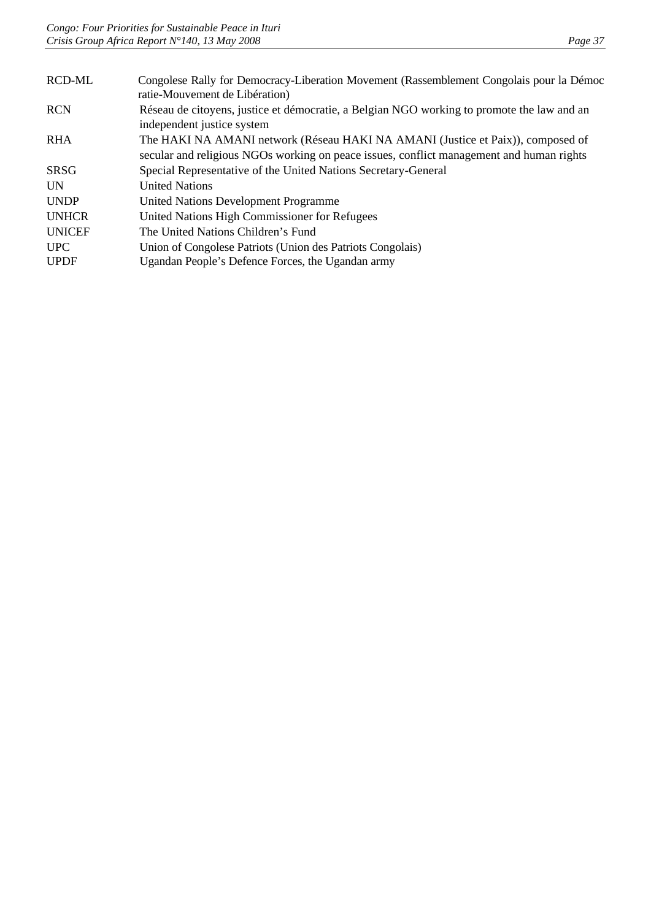| | |
|---|---|
| RCD-ML | Congolese Rally for Democracy-Liberation Movement (Rassemblement Congolais pour la Démocratie-Mouvement de Libération) |
| RCN | Réseau de citoyens, justice et démocratie, a Belgian NGO working to promote the law and an independent justice system |
| RHA | The HAKI NA AMANI network (Réseau HAKI NA AMANI (Justice et Paix)), composed of secular and religious NGOs working on peace issues, conflict management and human rights |
| SRSG | Special Representative of the United Nations Secretary-General |
| UN | United Nations |
| UNDP | United Nations Development Programme |
| UNHCR | United Nations High Commissioner for Refugees |
| UNICEF | The United Nations Children's Fund |
| UPC | Union of Congolese Patriots (Union des Patriots Congolais) |
| UPDF | Ugandan People's Defence Forces, the Ugandan army |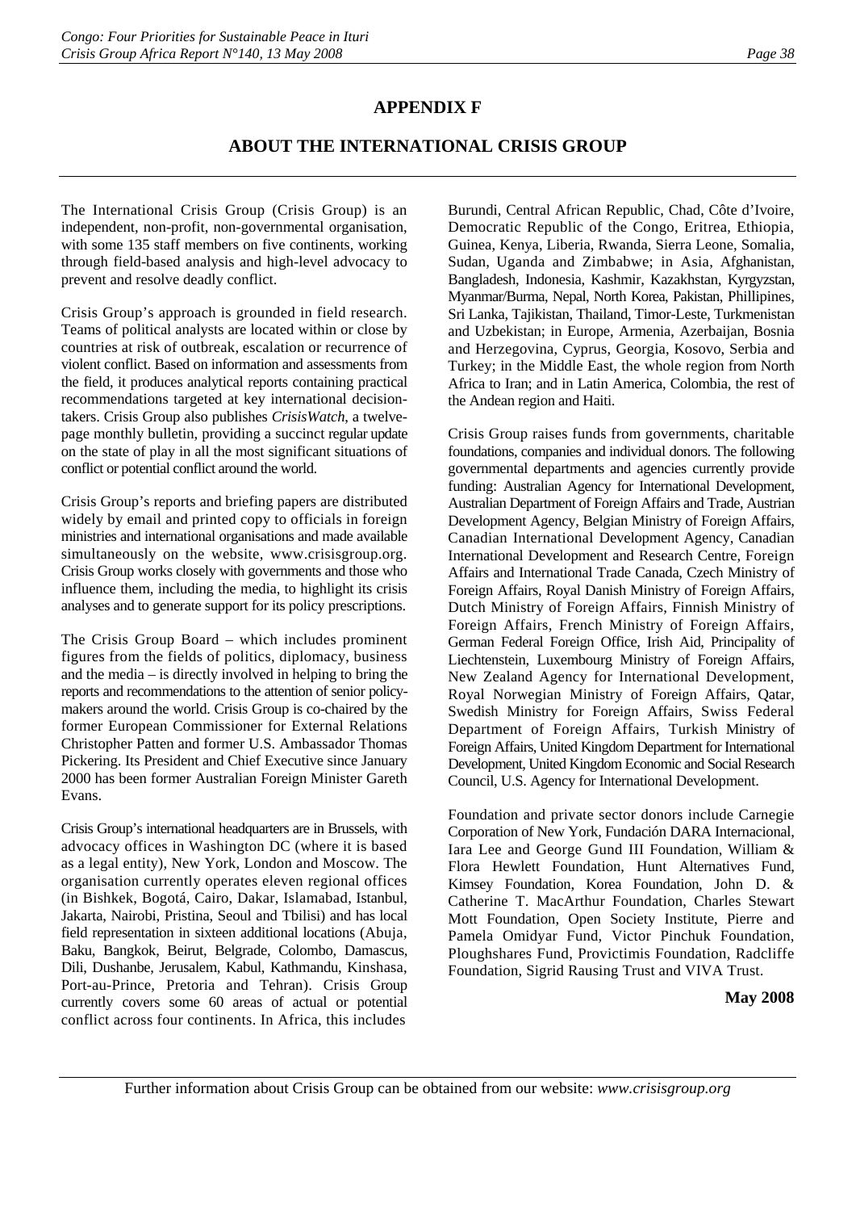# APPENDIX F

## ABOUT THE INTERNATIONAL CRISIS GROUP

The International Crisis Group (Crisis Group) is an independent, non-profit, non-governmental organisation, with some 135 staff members on five continents, working through field-based analysis and high-level advocacy to prevent and resolve deadly conflict.

Crisis Group's approach is grounded in field research. Teams of political analysts are located within or close by countries at risk of outbreak, escalation or recurrence of violent conflict. Based on information and assessments from the field, it produces analytical reports containing practical recommendations targeted at key international decision-takers. Crisis Group also publishes *CrisisWatch*, a twelve-page monthly bulletin, providing a succinct regular update on the state of play in all the most significant situations of conflict or potential conflict around the world.

Crisis Group's reports and briefing papers are distributed widely by email and printed copy to officials in foreign ministries and international organisations and made available simultaneously on the website, www.crisisgroup.org. Crisis Group works closely with governments and those who influence them, including the media, to highlight its crisis analyses and to generate support for its policy prescriptions.

The Crisis Group Board – which includes prominent figures from the fields of politics, diplomacy, business and the media – is directly involved in helping to bring the reports and recommendations to the attention of senior policy-makers around the world. Crisis Group is co-chaired by the former European Commissioner for External Relations Christopher Patten and former U.S. Ambassador Thomas Pickering. Its President and Chief Executive since January 2000 has been former Australian Foreign Minister Gareth Evans.

Crisis Group's international headquarters are in Brussels, with advocacy offices in Washington DC (where it is based as a legal entity), New York, London and Moscow. The organisation currently operates eleven regional offices (in Bishkek, Bogotá, Cairo, Dakar, Islamabad, Istanbul, Jakarta, Nairobi, Pristina, Seoul and Tbilisi) and has local field representation in sixteen additional locations (Abuja, Baku, Bangkok, Beirut, Belgrade, Colombo, Damascus, Dili, Dushanbe, Jerusalem, Kabul, Kathmandu, Kinshasa, Port-au-Prince, Pretoria and Tehran). Crisis Group currently covers some 60 areas of actual or potential conflict across four continents. In Africa, this includes Burundi, Central African Republic, Chad, Côte d'Ivoire, Democratic Republic of the Congo, Eritrea, Ethiopia, Guinea, Kenya, Liberia, Rwanda, Sierra Leone, Somalia, Sudan, Uganda and Zimbabwe; in Asia, Afghanistan, Bangladesh, Indonesia, Kashmir, Kazakhstan, Kyrgyzstan, Myanmar/Burma, Nepal, North Korea, Pakistan, Phillipines, Sri Lanka, Tajikistan, Thailand, Timor-Leste, Turkmenistan and Uzbekistan; in Europe, Armenia, Azerbaijan, Bosnia and Herzegovina, Cyprus, Georgia, Kosovo, Serbia and Turkey; in the Middle East, the whole region from North Africa to Iran; and in Latin America, Colombia, the rest of the Andean region and Haiti.

Crisis Group raises funds from governments, charitable foundations, companies and individual donors. The following governmental departments and agencies currently provide funding: Australian Agency for International Development, Australian Department of Foreign Affairs and Trade, Austrian Development Agency, Belgian Ministry of Foreign Affairs, Canadian International Development Agency, Canadian International Development and Research Centre, Foreign Affairs and International Trade Canada, Czech Ministry of Foreign Affairs, Royal Danish Ministry of Foreign Affairs, Dutch Ministry of Foreign Affairs, Finnish Ministry of Foreign Affairs, French Ministry of Foreign Affairs, German Federal Foreign Office, Irish Aid, Principality of Liechtenstein, Luxembourg Ministry of Foreign Affairs, New Zealand Agency for International Development, Royal Norwegian Ministry of Foreign Affairs, Qatar, Swedish Ministry for Foreign Affairs, Swiss Federal Department of Foreign Affairs, Turkish Ministry of Foreign Affairs, United Kingdom Department for International Development, United Kingdom Economic and Social Research Council, U.S. Agency for International Development.

Foundation and private sector donors include Carnegie Corporation of New York, Fundación DARA Internacional, Iara Lee and George Gund III Foundation, William & Flora Hewlett Foundation, Hunt Alternatives Fund, Kimsey Foundation, Korea Foundation, John D. & Catherine T. MacArthur Foundation, Charles Stewart Mott Foundation, Open Society Institute, Pierre and Pamela Omidyar Fund, Victor Pinchuk Foundation, Ploughshares Fund, Provictimis Foundation, Radcliffe Foundation, Sigrid Rausing Trust and VIVA Trust.

**May 2008**

Further information about Crisis Group can be obtained from our website: *www.crisisgroup.org*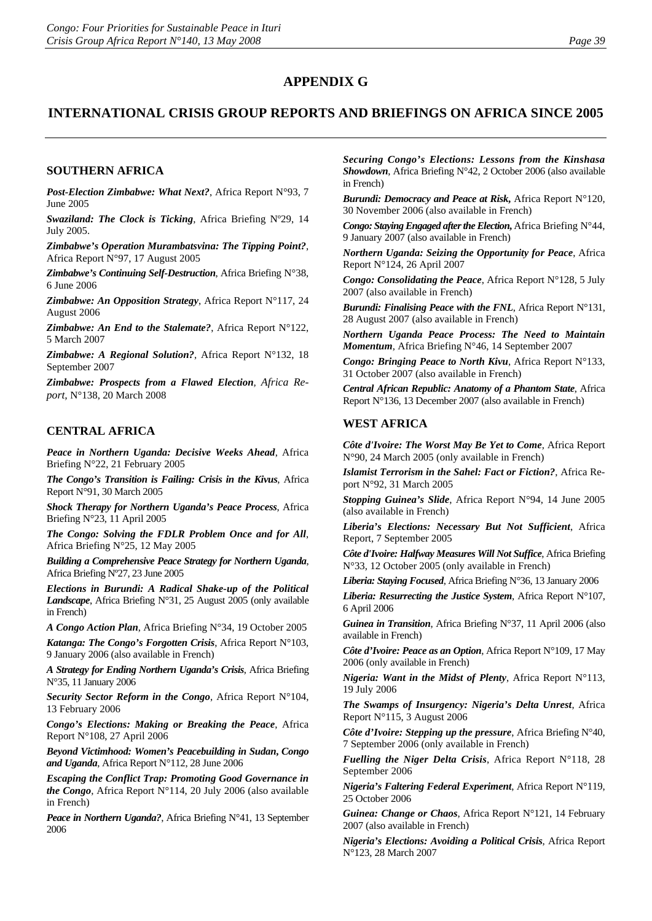# APPENDIX G

## INTERNATIONAL CRISIS GROUP REPORTS AND BRIEFINGS ON AFRICA SINCE 2005

### SOUTHERN AFRICA

***Post-Election Zimbabwe: What Next?***, Africa Report N°93, 7 June 2005

***Swaziland: The Clock is Ticking***, Africa Briefing Nº29, 14 July 2005.

***Zimbabwe's Operation Murambatsvina: The Tipping Point?***, Africa Report N°97, 17 August 2005

***Zimbabwe's Continuing Self-Destruction***, Africa Briefing N°38, 6 June 2006

***Zimbabwe: An Opposition Strategy***, Africa Report N°117, 24 August 2006

***Zimbabwe: An End to the Stalemate?***, Africa Report N°122, 5 March 2007

***Zimbabwe: A Regional Solution?***, Africa Report N°132, 18 September 2007

***Zimbabwe: Prospects from a Flawed Election****, Africa Report,* N°138, 20 March 2008

### CENTRAL AFRICA

***Peace in Northern Uganda: Decisive Weeks Ahead***, Africa Briefing N°22, 21 February 2005

***The Congo's Transition is Failing: Crisis in the Kivus***, Africa Report N°91, 30 March 2005

***Shock Therapy for Northern Uganda's Peace Process***, Africa Briefing N°23, 11 April 2005

***The Congo: Solving the FDLR Problem Once and for All***, Africa Briefing N°25, 12 May 2005

***Building a Comprehensive Peace Strategy for Northern Uganda***, Africa Briefing Nº27, 23 June 2005

***Elections in Burundi: A Radical Shake-up of the Political Landscape***, Africa Briefing N°31, 25 August 2005 (only available in French)

***A Congo Action Plan***, Africa Briefing N°34, 19 October 2005

***Katanga: The Congo's Forgotten Crisis***, Africa Report N°103, 9 January 2006 (also available in French)

***A Strategy for Ending Northern Uganda's Crisis***, Africa Briefing N°35, 11 January 2006

***Security Sector Reform in the Congo***, Africa Report N°104, 13 February 2006

***Congo's Elections: Making or Breaking the Peace***, Africa Report N°108, 27 April 2006

***Beyond Victimhood: Women's Peacebuilding in Sudan, Congo and Uganda***, Africa Report N°112, 28 June 2006

***Escaping the Conflict Trap: Promoting Good Governance in the Congo***, Africa Report N°114, 20 July 2006 (also available in French)

***Peace in Northern Uganda?***, Africa Briefing N°41, 13 September 2006

***Securing Congo's Elections: Lessons from the Kinshasa Showdown***, Africa Briefing N°42, 2 October 2006 (also available in French)

***Burundi: Democracy and Peace at Risk,*** Africa Report N°120, 30 November 2006 (also available in French)

***Congo: Staying Engaged after the Election,*** Africa Briefing N°44, 9 January 2007 (also available in French)

***Northern Uganda: Seizing the Opportunity for Peace***, Africa Report N°124, 26 April 2007

***Congo: Consolidating the Peace***, Africa Report N°128, 5 July 2007 (also available in French)

***Burundi: Finalising Peace with the FNL***, Africa Report N°131, 28 August 2007 (also available in French)

***Northern Uganda Peace Process: The Need to Maintain Momentum***, Africa Briefing N°46, 14 September 2007

***Congo: Bringing Peace to North Kivu***, Africa Report N°133, 31 October 2007 (also available in French)

***Central African Republic: Anatomy of a Phantom State***, Africa Report N°136, 13 December 2007 (also available in French)

### WEST AFRICA

***Côte d'Ivoire: The Worst May Be Yet to Come***, Africa Report N°90, 24 March 2005 (only available in French)

***Islamist Terrorism in the Sahel: Fact or Fiction?***, Africa Report N°92, 31 March 2005

***Stopping Guinea's Slide***, Africa Report N°94, 14 June 2005 (also available in French)

***Liberia's Elections: Necessary But Not Sufficient***, Africa Report, 7 September 2005

***Côte d'Ivoire: Halfway Measures Will Not Suffice***, Africa Briefing N°33, 12 October 2005 (only available in French)

***Liberia: Staying Focused***, Africa Briefing N°36, 13 January 2006

***Liberia: Resurrecting the Justice System***, Africa Report N°107, 6 April 2006

***Guinea in Transition***, Africa Briefing N°37, 11 April 2006 (also available in French)

***Côte d'Ivoire: Peace as an Option***, Africa Report N°109, 17 May 2006 (only available in French)

***Nigeria: Want in the Midst of Plenty***, Africa Report N°113, 19 July 2006

***The Swamps of Insurgency: Nigeria's Delta Unrest***, Africa Report N°115, 3 August 2006

***Côte d'Ivoire: Stepping up the pressure***, Africa Briefing N°40, 7 September 2006 (only available in French)

***Fuelling the Niger Delta Crisis***, Africa Report N°118, 28 September 2006

***Nigeria's Faltering Federal Experiment***, Africa Report N°119, 25 October 2006

***Guinea: Change or Chaos***, Africa Report N°121, 14 February 2007 (also available in French)

***Nigeria's Elections: Avoiding a Political Crisis***, Africa Report N°123, 28 March 2007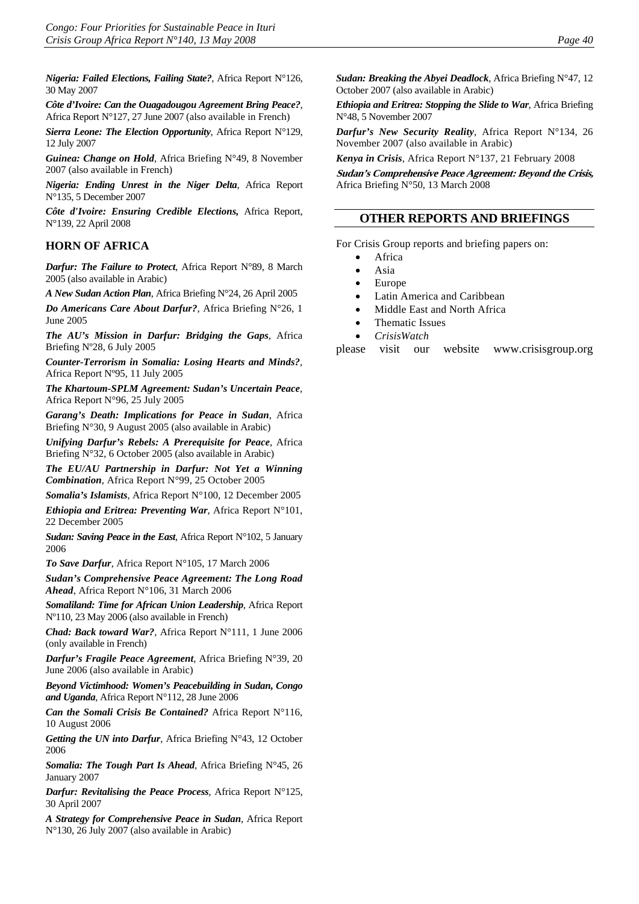***Nigeria: Failed Elections, Failing State?***, Africa Report N°126, 30 May 2007

***Côte d'Ivoire: Can the Ouagadougou Agreement Bring Peace?***, Africa Report N°127, 27 June 2007 (also available in French)

***Sierra Leone: The Election Opportunity***, Africa Report N°129, 12 July 2007

***Guinea: Change on Hold***, Africa Briefing N°49, 8 November 2007 (also available in French)

***Nigeria: Ending Unrest in the Niger Delta***, Africa Report N°135, 5 December 2007

***Côte d'Ivoire: Ensuring Credible Elections,*** Africa Report, N°139, 22 April 2008

## HORN OF AFRICA

***Darfur: The Failure to Protect***, Africa Report N°89, 8 March 2005 (also available in Arabic)

***A New Sudan Action Plan***, Africa Briefing N°24, 26 April 2005

***Do Americans Care About Darfur?***, Africa Briefing N°26, 1 June 2005

***The AU's Mission in Darfur: Bridging the Gaps***, Africa Briefing Nº28, 6 July 2005

***Counter-Terrorism in Somalia: Losing Hearts and Minds?***, Africa Report Nº95, 11 July 2005

***The Khartoum-SPLM Agreement: Sudan's Uncertain Peace***, Africa Report N°96, 25 July 2005

***Garang's Death: Implications for Peace in Sudan***, Africa Briefing N°30, 9 August 2005 (also available in Arabic)

***Unifying Darfur's Rebels: A Prerequisite for Peace***, Africa Briefing N°32, 6 October 2005 (also available in Arabic)

***The EU/AU Partnership in Darfur: Not Yet a Winning Combination***, Africa Report N°99, 25 October 2005

***Somalia's Islamists***, Africa Report N°100, 12 December 2005

***Ethiopia and Eritrea: Preventing War***, Africa Report N°101, 22 December 2005

***Sudan: Saving Peace in the East***, Africa Report N°102, 5 January 2006

***To Save Darfur***, Africa Report N°105, 17 March 2006

***Sudan's Comprehensive Peace Agreement: The Long Road Ahead***, Africa Report N°106, 31 March 2006

***Somaliland: Time for African Union Leadership***, Africa Report Nº110, 23 May 2006 (also available in French)

***Chad: Back toward War?***, Africa Report N°111, 1 June 2006 (only available in French)

***Darfur's Fragile Peace Agreement***, Africa Briefing N°39, 20 June 2006 (also available in Arabic)

***Beyond Victimhood: Women's Peacebuilding in Sudan, Congo and Uganda***, Africa Report N°112, 28 June 2006

***Can the Somali Crisis Be Contained?*** Africa Report N°116, 10 August 2006

***Getting the UN into Darfur***, Africa Briefing N°43, 12 October 2006

***Somalia: The Tough Part Is Ahead***, Africa Briefing N°45, 26 January 2007

***Darfur: Revitalising the Peace Process***, Africa Report N°125, 30 April 2007

***A Strategy for Comprehensive Peace in Sudan***, Africa Report N°130, 26 July 2007 (also available in Arabic)

***Sudan: Breaking the Abyei Deadlock***, Africa Briefing N°47, 12 October 2007 (also available in Arabic)

***Ethiopia and Eritrea: Stopping the Slide to War***, Africa Briefing N°48, 5 November 2007

***Darfur's New Security Reality***, Africa Report N°134, 26 November 2007 (also available in Arabic)

***Kenya in Crisis***, Africa Report N°137, 21 February 2008

***Sudan's Comprehensive Peace Agreement: Beyond the Crisis,*** Africa Briefing N°50, 13 March 2008

## OTHER REPORTS AND BRIEFINGS

For Crisis Group reports and briefing papers on:

- Africa
- Asia
- Europe
- Latin America and Caribbean
- Middle East and North Africa
- Thematic Issues
- *CrisisWatch*

please visit our website www.crisisgroup.org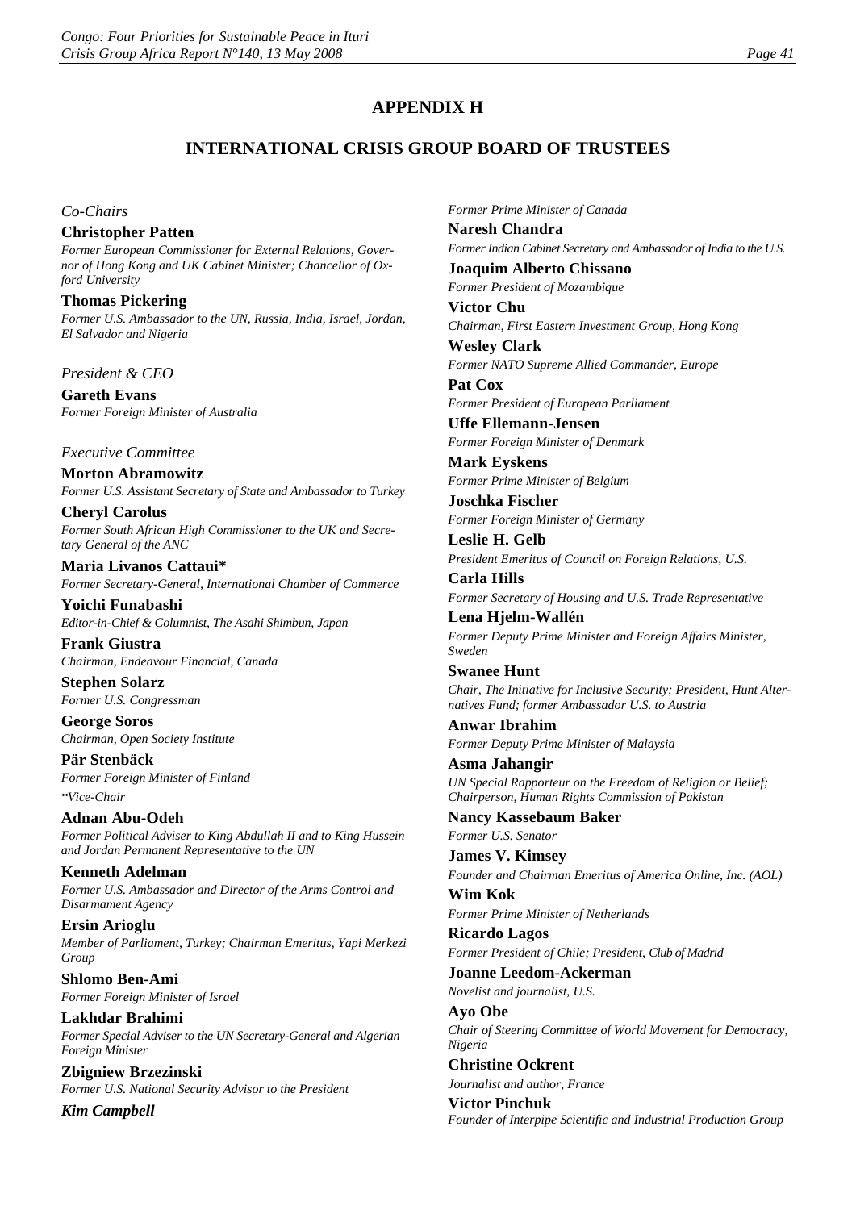## APPENDIX H

## INTERNATIONAL CRISIS GROUP BOARD OF TRUSTEES

*Co-Chairs*

**Christopher Patten**
*Former European Commissioner for External Relations, Governor of Hong Kong and UK Cabinet Minister; Chancellor of Oxford University*

**Thomas Pickering**
*Former U.S. Ambassador to the UN, Russia, India, Israel, Jordan, El Salvador and Nigeria*

*President & CEO*

**Gareth Evans**
*Former Foreign Minister of Australia*

*Executive Committee*

**Morton Abramowitz**
*Former U.S. Assistant Secretary of State and Ambassador to Turkey*

**Cheryl Carolus**
*Former South African High Commissioner to the UK and Secretary General of the ANC*

**Maria Livanos Cattaui***
*Former Secretary-General, International Chamber of Commerce*

**Yoichi Funabashi**
*Editor-in-Chief & Columnist, The Asahi Shimbun, Japan*

**Frank Giustra**
*Chairman, Endeavour Financial, Canada*

**Stephen Solarz**
*Former U.S. Congressman*

**George Soros**
*Chairman, Open Society Institute*

**Pär Stenbäck**
*Former Foreign Minister of Finland*

**Vice-Chair*

**Adnan Abu-Odeh**
*Former Political Adviser to King Abdullah II and to King Hussein and Jordan Permanent Representative to the UN*

**Kenneth Adelman**
*Former U.S. Ambassador and Director of the Arms Control and Disarmament Agency*

**Ersin Arioglu**
*Member of Parliament, Turkey; Chairman Emeritus, Yapi Merkezi Group*

**Shlomo Ben-Ami**
*Former Foreign Minister of Israel*

**Lakhdar Brahimi**
*Former Special Adviser to the UN Secretary-General and Algerian Foreign Minister*

**Zbigniew Brzezinski**
*Former U.S. National Security Advisor to the President*

***Kim Campbell***
*Former Prime Minister of Canada*

**Naresh Chandra**
*Former Indian Cabinet Secretary and Ambassador of India to the U.S.*

**Joaquim Alberto Chissano**
*Former President of Mozambique*

**Victor Chu**
*Chairman, First Eastern Investment Group, Hong Kong*

**Wesley Clark**
*Former NATO Supreme Allied Commander, Europe*

**Pat Cox**
*Former President of European Parliament*

**Uffe Ellemann-Jensen**
*Former Foreign Minister of Denmark*

**Mark Eyskens**
*Former Prime Minister of Belgium*

**Joschka Fischer**
*Former Foreign Minister of Germany*

**Leslie H. Gelb**
*President Emeritus of Council on Foreign Relations, U.S.*

**Carla Hills**
*Former Secretary of Housing and U.S. Trade Representative*

**Lena Hjelm-Wallén**
*Former Deputy Prime Minister and Foreign Affairs Minister, Sweden*

**Swanee Hunt**
*Chair, The Initiative for Inclusive Security; President, Hunt Alternatives Fund; former Ambassador U.S. to Austria*

**Anwar Ibrahim**
*Former Deputy Prime Minister of Malaysia*

**Asma Jahangir**
*UN Special Rapporteur on the Freedom of Religion or Belief; Chairperson, Human Rights Commission of Pakistan*

**Nancy Kassebaum Baker**
*Former U.S. Senator*

**James V. Kimsey**
*Founder and Chairman Emeritus of America Online, Inc. (AOL)*

**Wim Kok**
*Former Prime Minister of Netherlands*

**Ricardo Lagos**
*Former President of Chile; President, Club of Madrid*

**Joanne Leedom-Ackerman**
*Novelist and journalist, U.S.*

**Ayo Obe**
*Chair of Steering Committee of World Movement for Democracy, Nigeria*

**Christine Ockrent**
*Journalist and author, France*

**Victor Pinchuk**
*Founder of Interpipe Scientific and Industrial Production Group*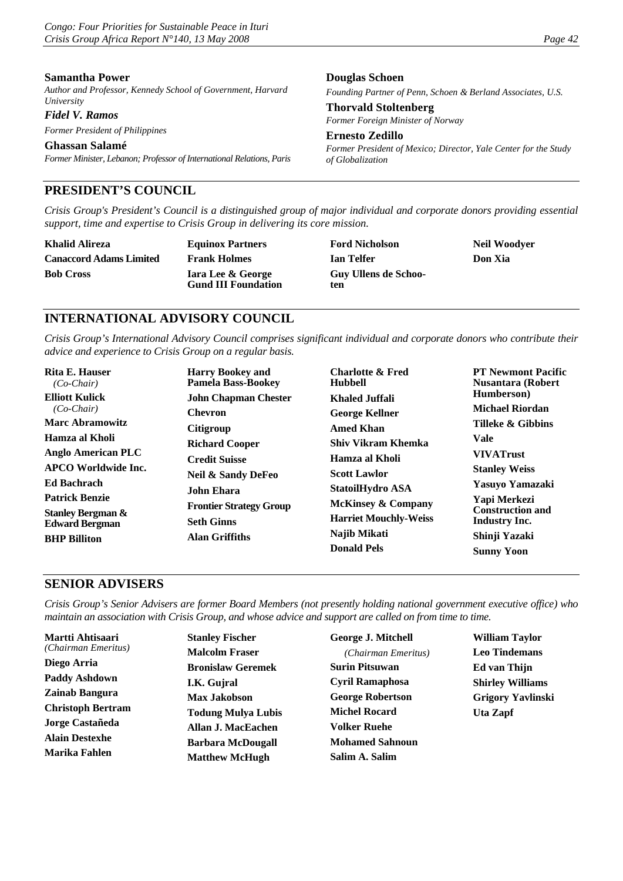**Samantha Power**
*Author and Professor, Kennedy School of Government, Harvard University*

***Fidel V. Ramos***
*Former President of Philippines*

**Ghassan Salamé**
*Former Minister, Lebanon; Professor of International Relations, Paris*

**Douglas Schoen**
*Founding Partner of Penn, Schoen & Berland Associates, U.S.*

**Thorvald Stoltenberg**
*Former Foreign Minister of Norway*

**Ernesto Zedillo**
*Former President of Mexico; Director, Yale Center for the Study of Globalization*

## PRESIDENT'S COUNCIL

*Crisis Group's President's Council is a distinguished group of major individual and corporate donors providing essential support, time and expertise to Crisis Group in delivering its core mission.*

**Khalid Alireza**
**Canaccord Adams Limited**
**Bob Cross**
**Equinox Partners**
**Frank Holmes**
**Iara Lee & George Gund III Foundation**
**Ford Nicholson**
**Ian Telfer**
**Guy Ullens de Schooten**
**Neil Woodyer**
**Don Xia**

## INTERNATIONAL ADVISORY COUNCIL

*Crisis Group's International Advisory Council comprises significant individual and corporate donors who contribute their advice and experience to Crisis Group on a regular basis.*

**Rita E. Hauser** *(Co-Chair)*
**Elliott Kulick** *(Co-Chair)*
**Marc Abramowitz**
**Hamza al Kholi**
**Anglo American PLC**
**APCO Worldwide Inc.**
**Ed Bachrach**
**Patrick Benzie**
**Stanley Bergman & Edward Bergman**
**BHP Billiton**
**Harry Bookey and Pamela Bass-Bookey**
**John Chapman Chester**
**Chevron**
**Citigroup**
**Richard Cooper**
**Credit Suisse**
**Neil & Sandy DeFeo**
**John Ehara**
**Frontier Strategy Group**
**Seth Ginns**
**Alan Griffiths**
**Charlotte & Fred Hubbell**
**Khaled Juffali**
**George Kellner**
**Amed Khan**
**Shiv Vikram Khemka**
**Hamza al Kholi**
**Scott Lawlor**
**StatoilHydro ASA**
**McKinsey & Company**
**Harriet Mouchly-Weiss**
**Najib Mikati**
**Donald Pels**
**PT Newmont Pacific Nusantara (Robert Humberson)**
**Michael Riordan**
**Tilleke & Gibbins**
**Vale**
**VIVATrust**
**Stanley Weiss**
**Yasuyo Yamazaki**
**Yapi Merkezi Construction and Industry Inc.**
**Shinji Yazaki**
**Sunny Yoon**

## SENIOR ADVISERS

*Crisis Group's Senior Advisers are former Board Members (not presently holding national government executive office) who maintain an association with Crisis Group, and whose advice and support are called on from time to time.*

**Martti Ahtisaari** *(Chairman Emeritus)*
**Diego Arria**
**Paddy Ashdown**
**Zainab Bangura**
**Christoph Bertram**
**Jorge Castañeda**
**Alain Destexhe**
**Marika Fahlen**
**Stanley Fischer**
**Malcolm Fraser**
**Bronislaw Geremek**
**I.K. Gujral**
**Max Jakobson**
**Todung Mulya Lubis**
**Allan J. MacEachen**
**Barbara McDougall**
**Matthew McHugh**
**George J. Mitchell** *(Chairman Emeritus)*
**Surin Pitsuwan**
**Cyril Ramaphosa**
**George Robertson**
**Michel Rocard**
**Volker Ruehe**
**Mohamed Sahnoun**
**Salim A. Salim**
**William Taylor**
**Leo Tindemans**
**Ed van Thijn**
**Shirley Williams**
**Grigory Yavlinski**
**Uta Zapf**